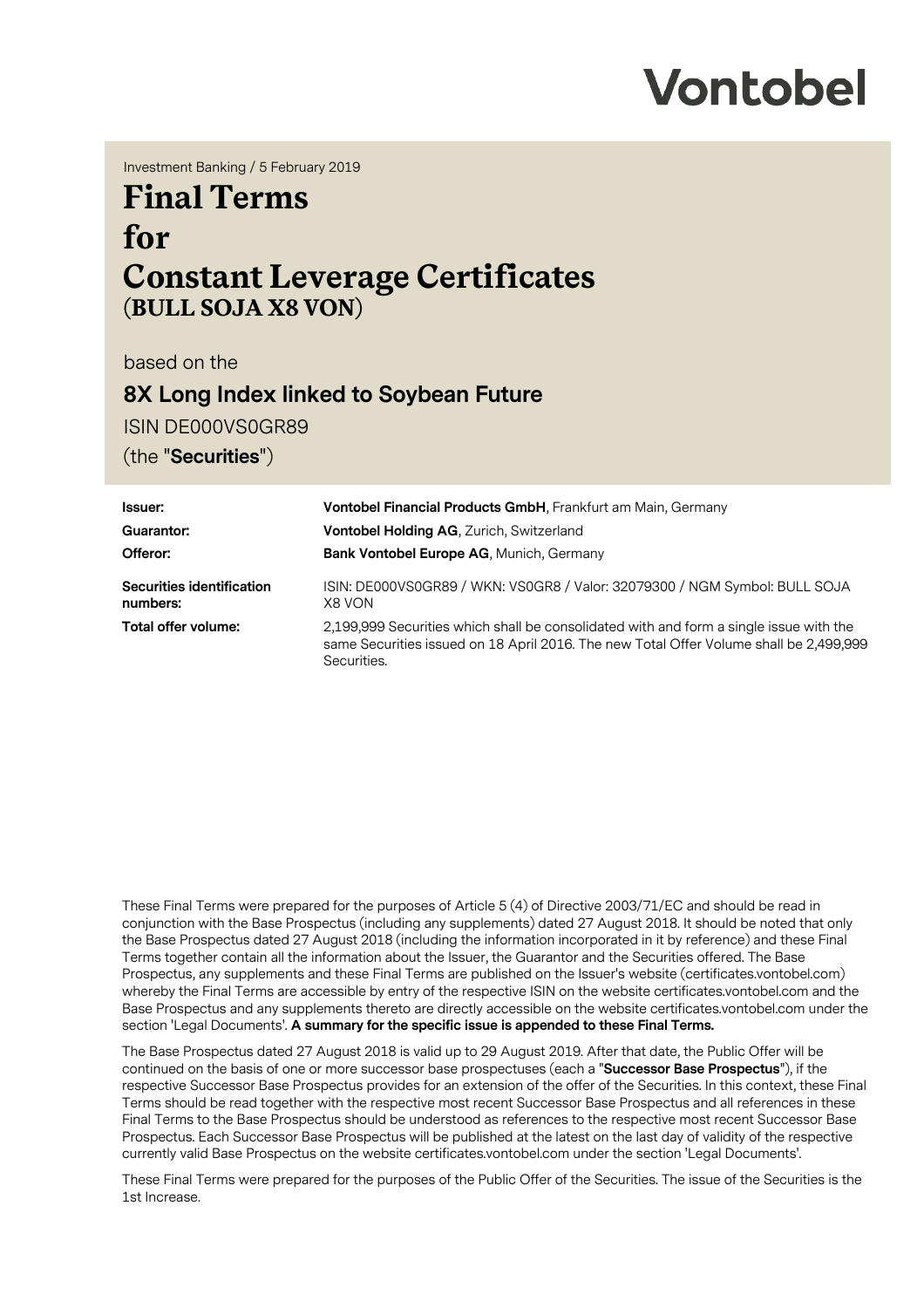Vontobel

Investment Banking / 5 February 2019

# Final Terms for Constant Leverage Certificates (BULL SOJA X8 VON)

based on the

## 8X Long Index linked to Soybean Future

ISIN DE000VS0GR89

(the "**Securities**")

| | |
|---|---|
| **Issuer:** | **Vontobel Financial Products GmbH**, Frankfurt am Main, Germany |
| **Guarantor:** | **Vontobel Holding AG**, Zurich, Switzerland |
| **Offeror:** | **Bank Vontobel Europe AG**, Munich, Germany |
| **Securities identification numbers:** | ISIN: DE000VS0GR89 / WKN: VS0GR8 / Valor: 32079300 / NGM Symbol: BULL SOJA X8 VON |
| **Total offer volume:** | 2,199,999 Securities which shall be consolidated with and form a single issue with the same Securities issued on 18 April 2016. The new Total Offer Volume shall be 2,499,999 Securities. |

These Final Terms were prepared for the purposes of Article 5 (4) of Directive 2003/71/EC and should be read in conjunction with the Base Prospectus (including any supplements) dated 27 August 2018. It should be noted that only the Base Prospectus dated 27 August 2018 (including the information incorporated in it by reference) and these Final Terms together contain all the information about the Issuer, the Guarantor and the Securities offered. The Base Prospectus, any supplements and these Final Terms are published on the Issuer's website (certificates.vontobel.com) whereby the Final Terms are accessible by entry of the respective ISIN on the website certificates.vontobel.com and the Base Prospectus and any supplements thereto are directly accessible on the website certificates.vontobel.com under the section 'Legal Documents'. **A summary for the specific issue is appended to these Final Terms.**

The Base Prospectus dated 27 August 2018 is valid up to 29 August 2019. After that date, the Public Offer will be continued on the basis of one or more successor base prospectuses (each a "**Successor Base Prospectus**"), if the respective Successor Base Prospectus provides for an extension of the offer of the Securities. In this context, these Final Terms should be read together with the respective most recent Successor Base Prospectus and all references in these Final Terms to the Base Prospectus should be understood as references to the respective most recent Successor Base Prospectus. Each Successor Base Prospectus will be published at the latest on the last day of validity of the respective currently valid Base Prospectus on the website certificates.vontobel.com under the section 'Legal Documents'.

These Final Terms were prepared for the purposes of the Public Offer of the Securities. The issue of the Securities is the 1st Increase.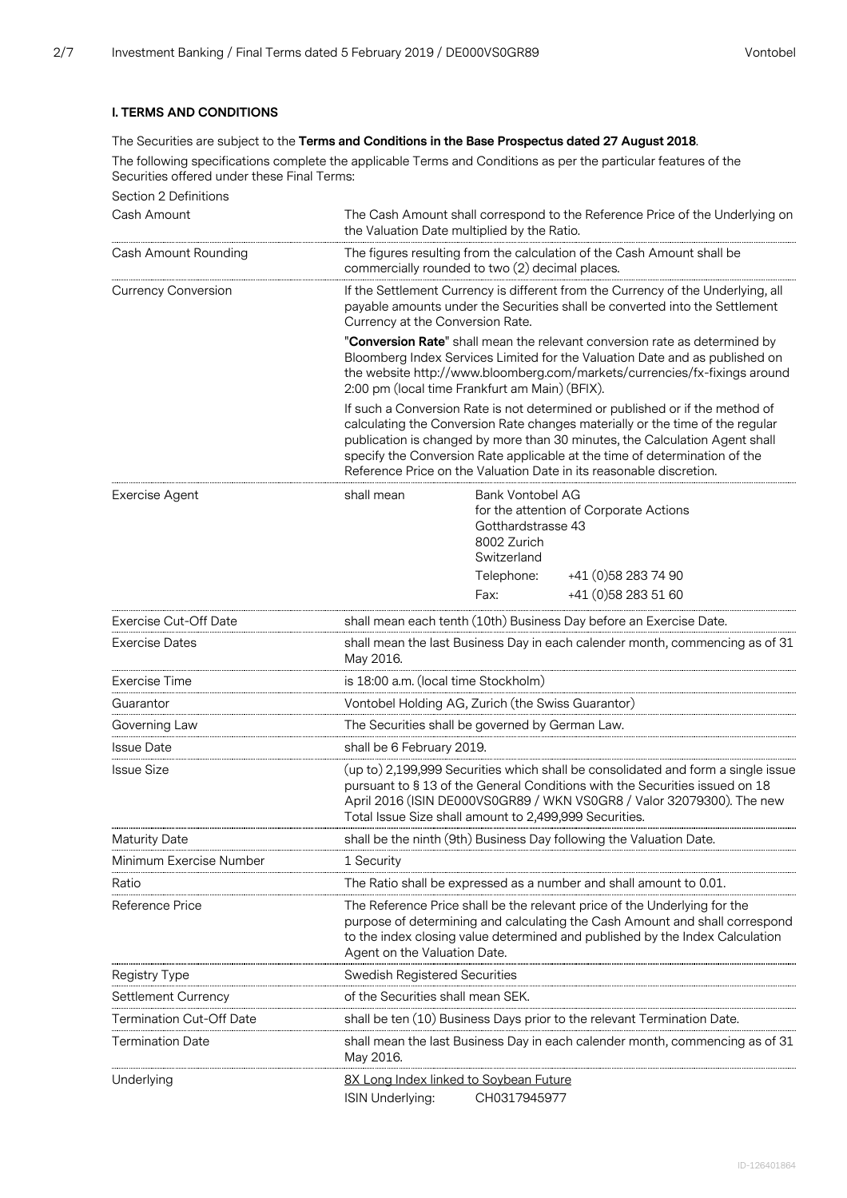## I. TERMS AND CONDITIONS

The Securities are subject to the **Terms and Conditions in the Base Prospectus dated 27 August 2018**.

The following specifications complete the applicable Terms and Conditions as per the particular features of the Securities offered under these Final Terms:

Section 2 Definitions

| | |
|---|---|
| Cash Amount | The Cash Amount shall correspond to the Reference Price of the Underlying on the Valuation Date multiplied by the Ratio. |
| Cash Amount Rounding | The figures resulting from the calculation of the Cash Amount shall be commercially rounded to two (2) decimal places. |
| Currency Conversion | If the Settlement Currency is different from the Currency of the Underlying, all payable amounts under the Securities shall be converted into the Settlement Currency at the Conversion Rate.<br><br>"**Conversion Rate**" shall mean the relevant conversion rate as determined by Bloomberg Index Services Limited for the Valuation Date and as published on the website http://www.bloomberg.com/markets/currencies/fx-fixings around 2:00 pm (local time Frankfurt am Main) (BFIX).<br><br>If such a Conversion Rate is not determined or published or if the method of calculating the Conversion Rate changes materially or the time of the regular publication is changed by more than 30 minutes, the Calculation Agent shall specify the Conversion Rate applicable at the time of determination of the Reference Price on the Valuation Date in its reasonable discretion. |
| Exercise Agent | shall mean Bank Vontobel AG<br>for the attention of Corporate Actions<br>Gotthardstrasse 43<br>8002 Zurich<br>Switzerland<br>Telephone: +41 (0)58 283 74 90<br>Fax: +41 (0)58 283 51 60 |
| Exercise Cut-Off Date | shall mean each tenth (10th) Business Day before an Exercise Date. |
| Exercise Dates | shall mean the last Business Day in each calender month, commencing as of 31 May 2016. |
| Exercise Time | is 18:00 a.m. (local time Stockholm) |
| Guarantor | Vontobel Holding AG, Zurich (the Swiss Guarantor) |
| Governing Law | The Securities shall be governed by German Law. |
| Issue Date | shall be 6 February 2019. |
| Issue Size | (up to) 2,199,999 Securities which shall be consolidated and form a single issue pursuant to § 13 of the General Conditions with the Securities issued on 18 April 2016 (ISIN DE000VS0GR89 / WKN VS0GR8 / Valor 32079300). The new Total Issue Size shall amount to 2,499,999 Securities. |
| Maturity Date | shall be the ninth (9th) Business Day following the Valuation Date. |
| Minimum Exercise Number | 1 Security |
| Ratio | The Ratio shall be expressed as a number and shall amount to 0.01. |
| Reference Price | The Reference Price shall be the relevant price of the Underlying for the purpose of determining and calculating the Cash Amount and shall correspond to the index closing value determined and published by the Index Calculation Agent on the Valuation Date. |
| Registry Type | Swedish Registered Securities |
| Settlement Currency | of the Securities shall mean SEK. |
| Termination Cut-Off Date | shall be ten (10) Business Days prior to the relevant Termination Date. |
| Termination Date | shall mean the last Business Day in each calender month, commencing as of 31 May 2016. |
| Underlying | 8X Long Index linked to Soybean Future<br>ISIN Underlying: CH0317945977 |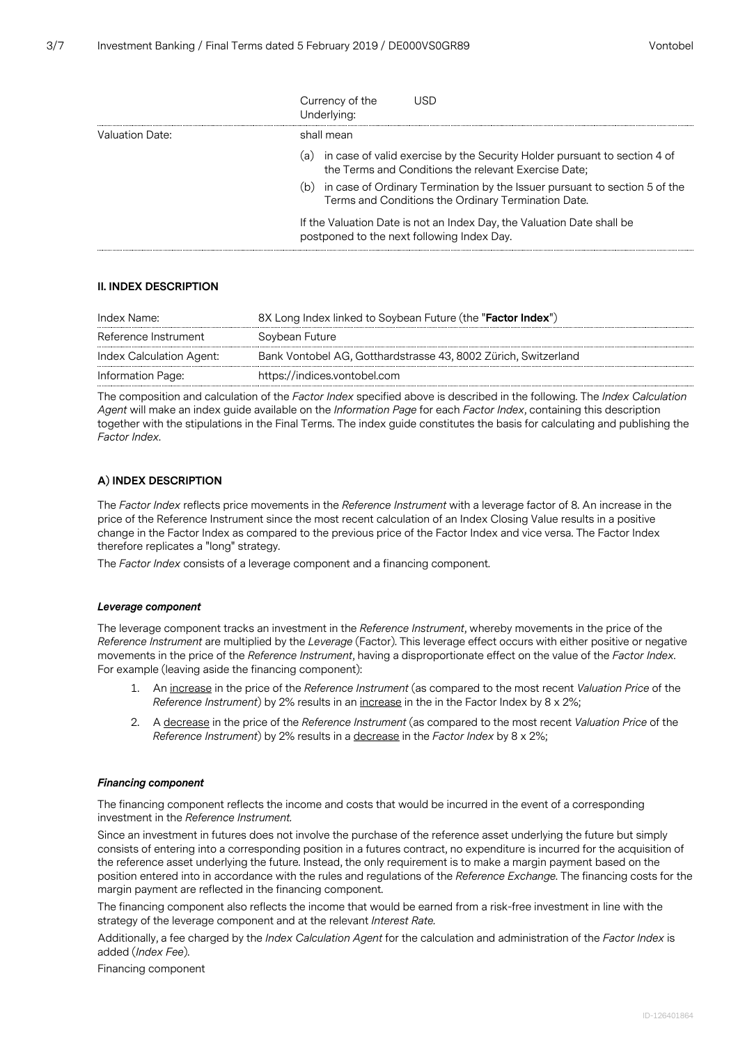| | | |
|---|---|---|
| | Currency of the Underlying: | USD |
| Valuation Date: | shall mean | |
| | (a) in case of valid exercise by the Security Holder pursuant to section 4 of the Terms and Conditions the relevant Exercise Date; | |
| | (b) in case of Ordinary Termination by the Issuer pursuant to section 5 of the Terms and Conditions the Ordinary Termination Date. | |
| | If the Valuation Date is not an Index Day, the Valuation Date shall be postponed to the next following Index Day. | |

### II. INDEX DESCRIPTION

| | |
|---|---|
| Index Name: | 8X Long Index linked to Soybean Future (the "**Factor Index**") |
| Reference Instrument | Soybean Future |
| Index Calculation Agent: | Bank Vontobel AG, Gotthardstrasse 43, 8002 Zürich, Switzerland |
| Information Page: | https://indices.vontobel.com |

The composition and calculation of the *Factor Index* specified above is described in the following. The *Index Calculation Agent* will make an index guide available on the *Information Page* for each *Factor Index*, containing this description together with the stipulations in the Final Terms. The index guide constitutes the basis for calculating and publishing the *Factor Index*.

### A) INDEX DESCRIPTION

The *Factor Index* reflects price movements in the *Reference Instrument* with a leverage factor of 8. An increase in the price of the Reference Instrument since the most recent calculation of an Index Closing Value results in a positive change in the Factor Index as compared to the previous price of the Factor Index and vice versa. The Factor Index therefore replicates a "long" strategy.

The *Factor Index* consists of a leverage component and a financing component.

***Leverage component***

The leverage component tracks an investment in the *Reference Instrument*, whereby movements in the price of the *Reference Instrument* are multiplied by the *Leverage* (Factor). This leverage effect occurs with either positive or negative movements in the price of the *Reference Instrument*, having a disproportionate effect on the value of the *Factor Index*. For example (leaving aside the financing component):

1. An increase in the price of the *Reference Instrument* (as compared to the most recent *Valuation Price* of the *Reference Instrument*) by 2% results in an increase in the in the Factor Index by 8 x 2%;
2. A decrease in the price of the *Reference Instrument* (as compared to the most recent *Valuation Price* of the *Reference Instrument*) by 2% results in a decrease in the *Factor Index* by 8 x 2%;

***Financing component***

The financing component reflects the income and costs that would be incurred in the event of a corresponding investment in the *Reference Instrument.*

Since an investment in futures does not involve the purchase of the reference asset underlying the future but simply consists of entering into a corresponding position in a futures contract, no expenditure is incurred for the acquisition of the reference asset underlying the future. Instead, the only requirement is to make a margin payment based on the position entered into in accordance with the rules and regulations of the *Reference Exchange*. The financing costs for the margin payment are reflected in the financing component.

The financing component also reflects the income that would be earned from a risk-free investment in line with the strategy of the leverage component and at the relevant *Interest Rate*.

Additionally, a fee charged by the *Index Calculation Agent* for the calculation and administration of the *Factor Index* is added (*Index Fee*).

Financing component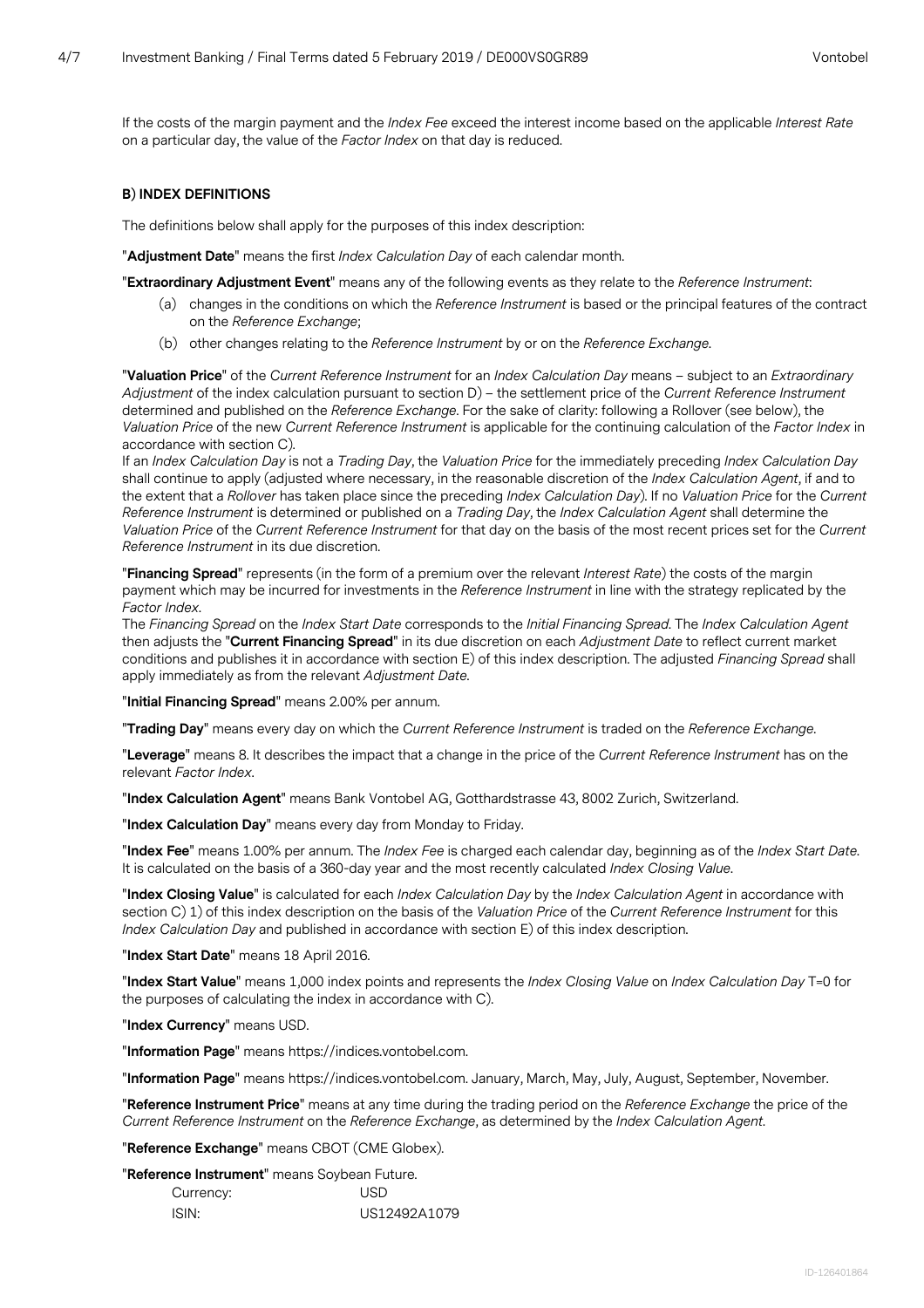If the costs of the margin payment and the *Index Fee* exceed the interest income based on the applicable *Interest Rate* on a particular day, the value of the *Factor Index* on that day is reduced.

**B) INDEX DEFINITIONS**

The definitions below shall apply for the purposes of this index description:

"**Adjustment Date**" means the first *Index Calculation Day* of each calendar month.

"**Extraordinary Adjustment Event**" means any of the following events as they relate to the *Reference Instrument*:

(a) changes in the conditions on which the *Reference Instrument* is based or the principal features of the contract on the *Reference Exchange*;

(b) other changes relating to the *Reference Instrument* by or on the *Reference Exchange*.

"**Valuation Price**" of the *Current Reference Instrument* for an *Index Calculation Day* means – subject to an *Extraordinary Adjustment* of the index calculation pursuant to section D) – the settlement price of the *Current Reference Instrument* determined and published on the *Reference Exchange*. For the sake of clarity: following a Rollover (see below), the *Valuation Price* of the new *Current Reference Instrument* is applicable for the continuing calculation of the *Factor Index* in accordance with section C).
If an *Index Calculation Day* is not a *Trading Day*, the *Valuation Price* for the immediately preceding *Index Calculation Day* shall continue to apply (adjusted where necessary, in the reasonable discretion of the *Index Calculation Agent*, if and to the extent that a *Rollover* has taken place since the preceding *Index Calculation Day*). If no *Valuation Price* for the *Current Reference Instrument* is determined or published on a *Trading Day*, the *Index Calculation Agent* shall determine the *Valuation Price* of the *Current Reference Instrument* for that day on the basis of the most recent prices set for the *Current Reference Instrument* in its due discretion.

"**Financing Spread**" represents (in the form of a premium over the relevant *Interest Rate*) the costs of the margin payment which may be incurred for investments in the *Reference Instrument* in line with the strategy replicated by the *Factor Index*.
The *Financing Spread* on the *Index Start Date* corresponds to the *Initial Financing Spread*. The *Index Calculation Agent* then adjusts the "**Current Financing Spread**" in its due discretion on each *Adjustment Date* to reflect current market conditions and publishes it in accordance with section E) of this index description. The adjusted *Financing Spread* shall apply immediately as from the relevant *Adjustment Date*.

"**Initial Financing Spread**" means 2.00% per annum.

"**Trading Day**" means every day on which the *Current Reference Instrument* is traded on the *Reference Exchange*.

"**Leverage**" means 8. It describes the impact that a change in the price of the *Current Reference Instrument* has on the relevant *Factor Index*.

"**Index Calculation Agent**" means Bank Vontobel AG, Gotthardstrasse 43, 8002 Zurich, Switzerland.

"**Index Calculation Day**" means every day from Monday to Friday.

"**Index Fee**" means 1.00% per annum. The *Index Fee* is charged each calendar day, beginning as of the *Index Start Date*. It is calculated on the basis of a 360-day year and the most recently calculated *Index Closing Value*.

"**Index Closing Value**" is calculated for each *Index Calculation Day* by the *Index Calculation Agent* in accordance with section C) 1) of this index description on the basis of the *Valuation Price* of the *Current Reference Instrument* for this *Index Calculation Day* and published in accordance with section E) of this index description.

"**Index Start Date**" means 18 April 2016.

"**Index Start Value**" means 1,000 index points and represents the *Index Closing Value* on *Index Calculation Day* T=0 for the purposes of calculating the index in accordance with C).

"**Index Currency**" means USD.

"**Information Page**" means https://indices.vontobel.com.

"**Information Page**" means https://indices.vontobel.com. January, March, May, July, August, September, November.

"**Reference Instrument Price**" means at any time during the trading period on the *Reference Exchange* the price of the *Current Reference Instrument* on the *Reference Exchange*, as determined by the *Index Calculation Agent*.

"**Reference Exchange**" means CBOT (CME Globex).

"**Reference Instrument**" means Soybean Future.

| | |
|---|---|
| Currency: | USD |
| ISIN: | US12492A1079 |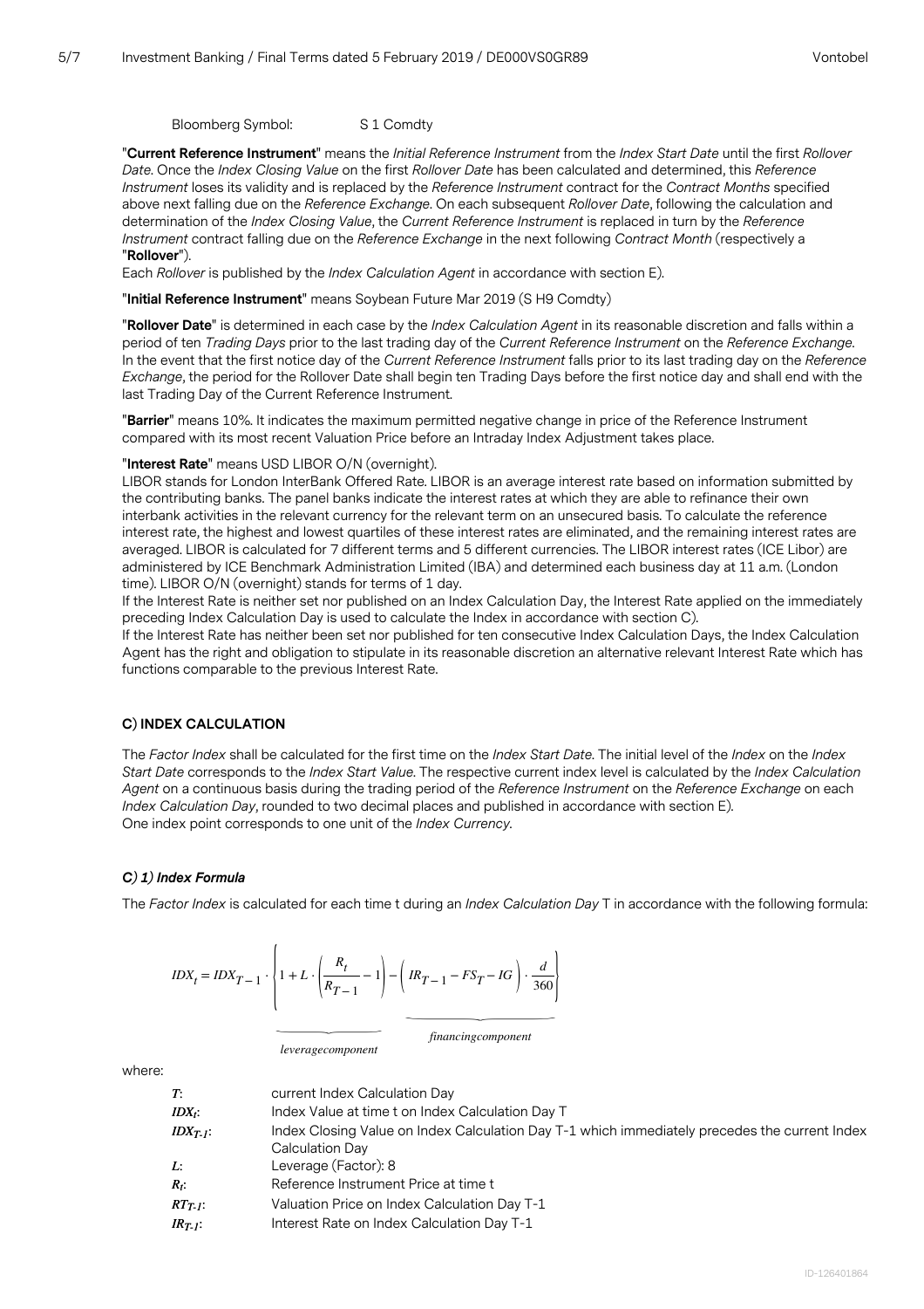Bloomberg Symbol: S 1 Comdty

"**Current Reference Instrument**" means the *Initial Reference Instrument* from the *Index Start Date* until the first *Rollover Date*. Once the *Index Closing Value* on the first *Rollover Date* has been calculated and determined, this *Reference Instrument* loses its validity and is replaced by the *Reference Instrument* contract for the *Contract Months* specified above next falling due on the *Reference Exchange*. On each subsequent *Rollover Date*, following the calculation and determination of the *Index Closing Value*, the *Current Reference Instrument* is replaced in turn by the *Reference Instrument* contract falling due on the *Reference Exchange* in the next following *Contract Month* (respectively a "**Rollover**").

Each *Rollover* is published by the *Index Calculation Agent* in accordance with section E).

"**Initial Reference Instrument**" means Soybean Future Mar 2019 (S H9 Comdty)

"**Rollover Date**" is determined in each case by the *Index Calculation Agent* in its reasonable discretion and falls within a period of ten *Trading Days* prior to the last trading day of the *Current Reference Instrument* on the *Reference Exchange*. In the event that the first notice day of the *Current Reference Instrument* falls prior to its last trading day on the *Reference Exchange*, the period for the Rollover Date shall begin ten Trading Days before the first notice day and shall end with the last Trading Day of the Current Reference Instrument.

"**Barrier**" means 10%. It indicates the maximum permitted negative change in price of the Reference Instrument compared with its most recent Valuation Price before an Intraday Index Adjustment takes place.

"**Interest Rate**" means USD LIBOR O/N (overnight).
LIBOR stands for London InterBank Offered Rate. LIBOR is an average interest rate based on information submitted by the contributing banks. The panel banks indicate the interest rates at which they are able to refinance their own interbank activities in the relevant currency for the relevant term on an unsecured basis. To calculate the reference interest rate, the highest and lowest quartiles of these interest rates are eliminated, and the remaining interest rates are averaged. LIBOR is calculated for 7 different terms and 5 different currencies. The LIBOR interest rates (ICE Libor) are administered by ICE Benchmark Administration Limited (IBA) and determined each business day at 11 a.m. (London time). LIBOR O/N (overnight) stands for terms of 1 day.
If the Interest Rate is neither set nor published on an Index Calculation Day, the Interest Rate applied on the immediately preceding Index Calculation Day is used to calculate the Index in accordance with section C).
If the Interest Rate has neither been set nor published for ten consecutive Index Calculation Days, the Index Calculation Agent has the right and obligation to stipulate in its reasonable discretion an alternative relevant Interest Rate which has functions comparable to the previous Interest Rate.

## C) INDEX CALCULATION

The *Factor Index* shall be calculated for the first time on the *Index Start Date*. The initial level of the *Index* on the *Index Start Date* corresponds to the *Index Start Value*. The respective current index level is calculated by the *Index Calculation Agent* on a continuous basis during the trading period of the *Reference Instrument* on the *Reference Exchange* on each *Index Calculation Day*, rounded to two decimal places and published in accordance with section E).
One index point corresponds to one unit of the *Index Currency*.

### *C) 1) Index Formula*

The *Factor Index* is calculated for each time t during an *Index Calculation Day* T in accordance with the following formula:

$$IDX_t = IDX_{T-1} \cdot \left\{ 1 + \underbrace{L \cdot \left( \frac{R_t}{R_{T-1}} - 1 \right)}_{leveragecomponent} - \underbrace{\left( IR_{T-1} - FS_T - IG \right) \cdot \frac{d}{360}}_{financingcomponent} \right\}$$

where:

| | |
|---|---|
| $T$: | current Index Calculation Day |
| $IDX_t$: | Index Value at time t on Index Calculation Day T |
| $IDX_{T-1}$: | Index Closing Value on Index Calculation Day T-1 which immediately precedes the current Index Calculation Day |
| $L$: | Leverage (Factor): 8 |
| $R_t$: | Reference Instrument Price at time t |
| $RT_{T-1}$: | Valuation Price on Index Calculation Day T-1 |
| $IR_{T-1}$: | Interest Rate on Index Calculation Day T-1 |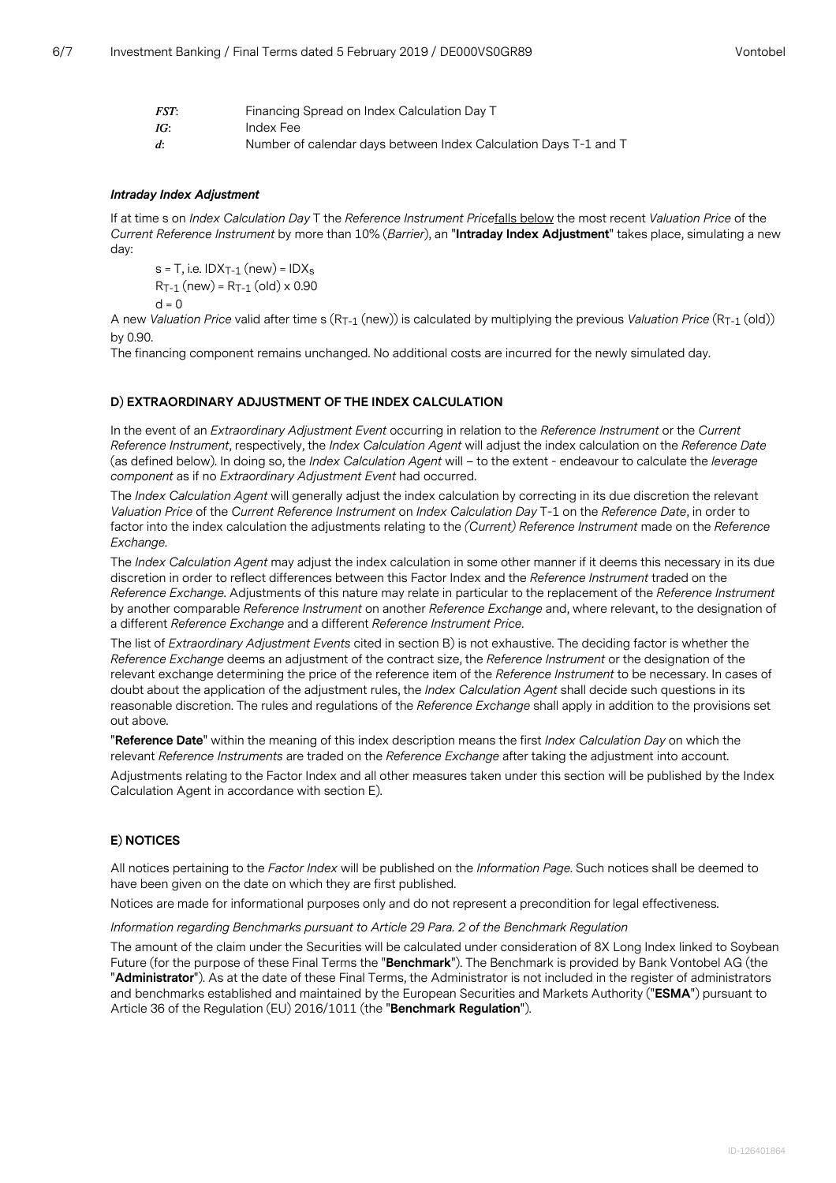*FST*: Financing Spread on Index Calculation Day T
*IG*: Index Fee
*d*: Number of calendar days between Index Calculation Days T-1 and T

***Intraday Index Adjustment***

If at time s on *Index Calculation Day* T the *Reference Instrument Price*falls below the most recent *Valuation Price* of the *Current Reference Instrument* by more than 10% (*Barrier*), an "**Intraday Index Adjustment**" takes place, simulating a new day:

$s = T$, i.e. $IDX_{T-1}$ (new) = $IDX_s$
$R_{T-1}$ (new) = $R_{T-1}$ (old) x 0.90
$d = 0$

A new *Valuation Price* valid after time s ($R_{T-1}$ (new)) is calculated by multiplying the previous *Valuation Price* ($R_{T-1}$ (old)) by 0.90.

The financing component remains unchanged. No additional costs are incurred for the newly simulated day.

## D) EXTRAORDINARY ADJUSTMENT OF THE INDEX CALCULATION

In the event of an *Extraordinary Adjustment Event* occurring in relation to the *Reference Instrument* or the *Current Reference Instrument*, respectively, the *Index Calculation Agent* will adjust the index calculation on the *Reference Date* (as defined below). In doing so, the *Index Calculation Agent* will – to the extent - endeavour to calculate the *leverage component* as if no *Extraordinary Adjustment Event* had occurred.

The *Index Calculation Agent* will generally adjust the index calculation by correcting in its due discretion the relevant *Valuation Price* of the *Current Reference Instrument* on *Index Calculation Day* T-1 on the *Reference Date*, in order to factor into the index calculation the adjustments relating to the *(Current) Reference Instrument* made on the *Reference Exchange*.

The *Index Calculation Agent* may adjust the index calculation in some other manner if it deems this necessary in its due discretion in order to reflect differences between this Factor Index and the *Reference Instrument* traded on the *Reference Exchange*. Adjustments of this nature may relate in particular to the replacement of the *Reference Instrument* by another comparable *Reference Instrument* on another *Reference Exchange* and, where relevant, to the designation of a different *Reference Exchange* and a different *Reference Instrument Price*.

The list of *Extraordinary Adjustment Events* cited in section B) is not exhaustive. The deciding factor is whether the *Reference Exchange* deems an adjustment of the contract size, the *Reference Instrument* or the designation of the relevant exchange determining the price of the reference item of the *Reference Instrument* to be necessary. In cases of doubt about the application of the adjustment rules, the *Index Calculation Agent* shall decide such questions in its reasonable discretion. The rules and regulations of the *Reference Exchange* shall apply in addition to the provisions set out above.

"**Reference Date**" within the meaning of this index description means the first *Index Calculation Day* on which the relevant *Reference Instruments* are traded on the *Reference Exchange* after taking the adjustment into account.

Adjustments relating to the Factor Index and all other measures taken under this section will be published by the Index Calculation Agent in accordance with section E).

## E) NOTICES

All notices pertaining to the *Factor Index* will be published on the *Information Page*. Such notices shall be deemed to have been given on the date on which they are first published.

Notices are made for informational purposes only and do not represent a precondition for legal effectiveness.

*Information regarding Benchmarks pursuant to Article 29 Para. 2 of the Benchmark Regulation*

The amount of the claim under the Securities will be calculated under consideration of 8X Long Index linked to Soybean Future (for the purpose of these Final Terms the "**Benchmark**"). The Benchmark is provided by Bank Vontobel AG (the "**Administrator**"). As at the date of these Final Terms, the Administrator is not included in the register of administrators and benchmarks established and maintained by the European Securities and Markets Authority ("**ESMA**") pursuant to Article 36 of the Regulation (EU) 2016/1011 (the "**Benchmark Regulation**").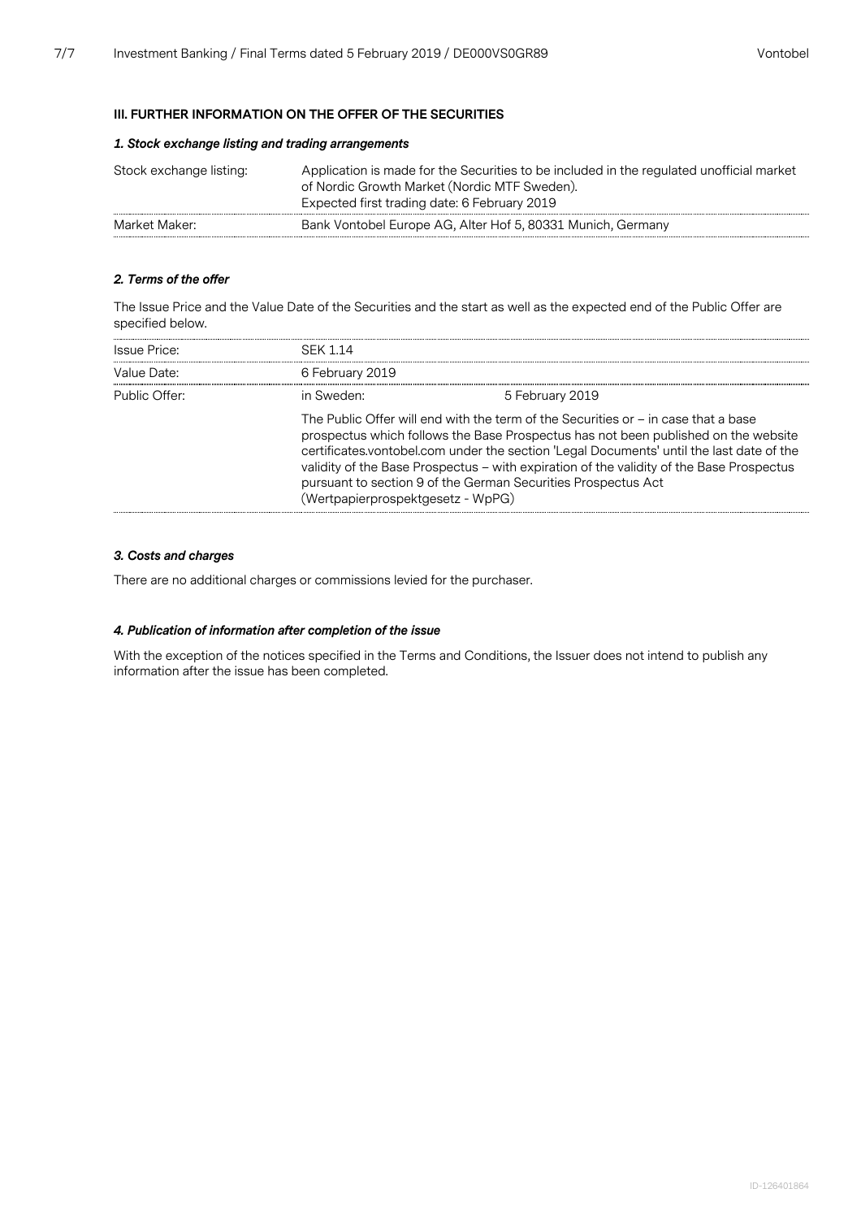## III. FURTHER INFORMATION ON THE OFFER OF THE SECURITIES

### *1. Stock exchange listing and trading arrangements*

| | |
|---|---|
| Stock exchange listing: | Application is made for the Securities to be included in the regulated unofficial market of Nordic Growth Market (Nordic MTF Sweden).<br>Expected first trading date: 6 February 2019 |
| Market Maker: | Bank Vontobel Europe AG, Alter Hof 5, 80331 Munich, Germany |

### *2. Terms of the offer*

The Issue Price and the Value Date of the Securities and the start as well as the expected end of the Public Offer are specified below.

| | | |
|---|---|---|
| Issue Price: | SEK 1.14 | |
| Value Date: | 6 February 2019 | |
| Public Offer: | in Sweden: | 5 February 2019 |
| | The Public Offer will end with the term of the Securities or – in case that a base prospectus which follows the Base Prospectus has not been published on the website certificates.vontobel.com under the section 'Legal Documents' until the last date of the validity of the Base Prospectus – with expiration of the validity of the Base Prospectus pursuant to section 9 of the German Securities Prospectus Act (Wertpapierprospektgesetz - WpPG) | |

### *3. Costs and charges*

There are no additional charges or commissions levied for the purchaser.

### *4. Publication of information after completion of the issue*

With the exception of the notices specified in the Terms and Conditions, the Issuer does not intend to publish any information after the issue has been completed.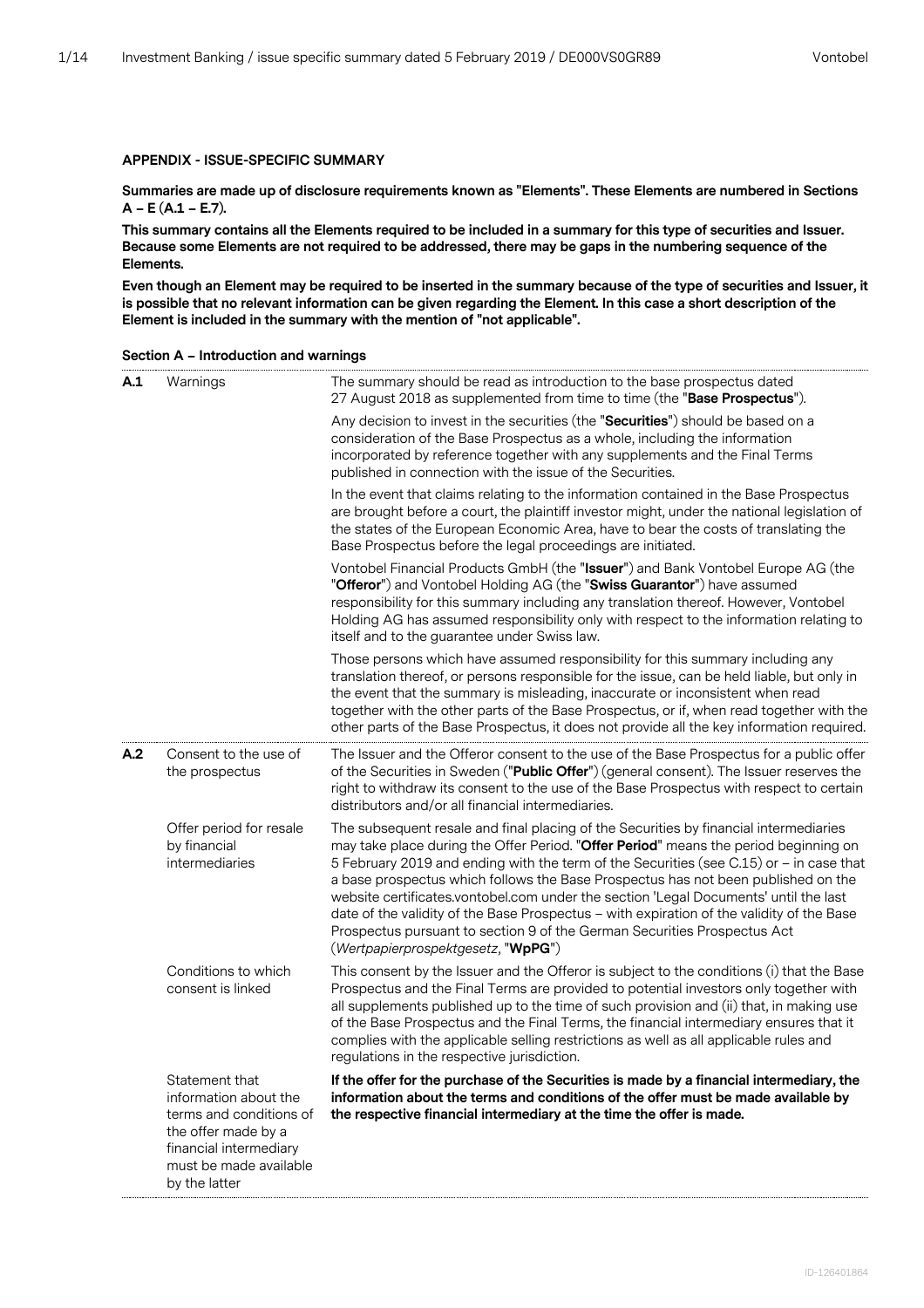**APPENDIX - ISSUE-SPECIFIC SUMMARY**

**Summaries are made up of disclosure requirements known as "Elements". These Elements are numbered in Sections A – E (A.1 – E.7).**

**This summary contains all the Elements required to be included in a summary for this type of securities and Issuer. Because some Elements are not required to be addressed, there may be gaps in the numbering sequence of the Elements.**

**Even though an Element may be required to be inserted in the summary because of the type of securities and Issuer, it is possible that no relevant information can be given regarding the Element. In this case a short description of the Element is included in the summary with the mention of "not applicable".**

**Section A – Introduction and warnings**

| | | |
|---|---|---|
| **A.1** | Warnings | The summary should be read as introduction to the base prospectus dated 27 August 2018 as supplemented from time to time (the "**Base Prospectus**").<br><br>Any decision to invest in the securities (the "**Securities**") should be based on a consideration of the Base Prospectus as a whole, including the information incorporated by reference together with any supplements and the Final Terms published in connection with the issue of the Securities.<br><br>In the event that claims relating to the information contained in the Base Prospectus are brought before a court, the plaintiff investor might, under the national legislation of the states of the European Economic Area, have to bear the costs of translating the Base Prospectus before the legal proceedings are initiated.<br><br>Vontobel Financial Products GmbH (the "**Issuer**") and Bank Vontobel Europe AG (the "**Offeror**") and Vontobel Holding AG (the "**Swiss Guarantor**") have assumed responsibility for this summary including any translation thereof. However, Vontobel Holding AG has assumed responsibility only with respect to the information relating to itself and to the guarantee under Swiss law.<br><br>Those persons which have assumed responsibility for this summary including any translation thereof, or persons responsible for the issue, can be held liable, but only in the event that the summary is misleading, inaccurate or inconsistent when read together with the other parts of the Base Prospectus, or if, when read together with the other parts of the Base Prospectus, it does not provide all the key information required. |
| **A.2** | Consent to the use of the prospectus | The Issuer and the Offeror consent to the use of the Base Prospectus for a public offer of the Securities in Sweden ("**Public Offer**") (general consent). The Issuer reserves the right to withdraw its consent to the use of the Base Prospectus with respect to certain distributors and/or all financial intermediaries. |
| | Offer period for resale by financial intermediaries | The subsequent resale and final placing of the Securities by financial intermediaries may take place during the Offer Period. "**Offer Period**" means the period beginning on 5 February 2019 and ending with the term of the Securities (see C.15) or – in case that a base prospectus which follows the Base Prospectus has not been published on the website certificates.vontobel.com under the section 'Legal Documents' until the last date of the validity of the Base Prospectus – with expiration of the validity of the Base Prospectus pursuant to section 9 of the German Securities Prospectus Act (*Wertpapierprospektgesetz*, "**WpPG**") |
| | Conditions to which consent is linked | This consent by the Issuer and the Offeror is subject to the conditions (i) that the Base Prospectus and the Final Terms are provided to potential investors only together with all supplements published up to the time of such provision and (ii) that, in making use of the Base Prospectus and the Final Terms, the financial intermediary ensures that it complies with the applicable selling restrictions as well as all applicable rules and regulations in the respective jurisdiction. |
| | Statement that information about the terms and conditions of the offer made by a financial intermediary must be made available by the latter | **If the offer for the purchase of the Securities is made by a financial intermediary, the information about the terms and conditions of the offer must be made available by the respective financial intermediary at the time the offer is made.** |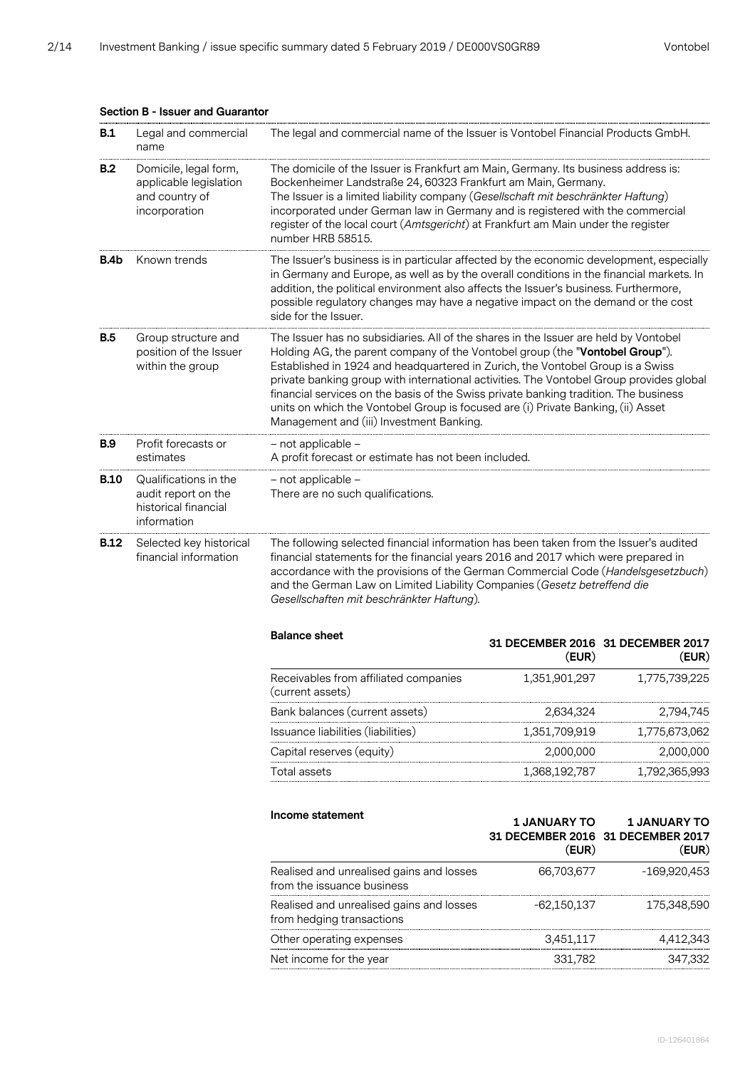**Section B - Issuer and Guarantor**

| | | |
|---|---|---|
| **B.1** | Legal and commercial name | The legal and commercial name of the Issuer is Vontobel Financial Products GmbH. |
| **B.2** | Domicile, legal form, applicable legislation and country of incorporation | The domicile of the Issuer is Frankfurt am Main, Germany. Its business address is: Bockenheimer Landstraße 24, 60323 Frankfurt am Main, Germany. The Issuer is a limited liability company (*Gesellschaft mit beschränkter Haftung*) incorporated under German law in Germany and is registered with the commercial register of the local court (*Amtsgericht*) at Frankfurt am Main under the register number HRB 58515. |
| **B.4b** | Known trends | The Issuer's business is in particular affected by the economic development, especially in Germany and Europe, as well as by the overall conditions in the financial markets. In addition, the political environment also affects the Issuer's business. Furthermore, possible regulatory changes may have a negative impact on the demand or the cost side for the Issuer. |
| **B.5** | Group structure and position of the Issuer within the group | The Issuer has no subsidiaries. All of the shares in the Issuer are held by Vontobel Holding AG, the parent company of the Vontobel group (the "**Vontobel Group**"). Established in 1924 and headquartered in Zurich, the Vontobel Group is a Swiss private banking group with international activities. The Vontobel Group provides global financial services on the basis of the Swiss private banking tradition. The business units on which the Vontobel Group is focused are (i) Private Banking, (ii) Asset Management and (iii) Investment Banking. |
| **B.9** | Profit forecasts or estimates | – not applicable –<br>A profit forecast or estimate has not been included. |
| **B.10** | Qualifications in the audit report on the historical financial information | – not applicable –<br>There are no such qualifications. |
| **B.12** | Selected key historical financial information | The following selected financial information has been taken from the Issuer's audited financial statements for the financial years 2016 and 2017 which were prepared in accordance with the provisions of the German Commercial Code (*Handelsgesetzbuch*) and the German Law on Limited Liability Companies (*Gesetz betreffend die Gesellschaften mit beschränkter Haftung*). |

| **Balance sheet** | **31 DECEMBER 2016 (EUR)** | **31 DECEMBER 2017 (EUR)** |
|---|---|---|
| Receivables from affiliated companies (current assets) | 1,351,901,297 | 1,775,739,225 |
| Bank balances (current assets) | 2,634,324 | 2,794,745 |
| Issuance liabilities (liabilities) | 1,351,709,919 | 1,775,673,062 |
| Capital reserves (equity) | 2,000,000 | 2,000,000 |
| Total assets | 1,368,192,787 | 1,792,365,993 |

| **Income statement** | **1 JANUARY TO 31 DECEMBER 2016 (EUR)** | **1 JANUARY TO 31 DECEMBER 2017 (EUR)** |
|---|---|---|
| Realised and unrealised gains and losses from the issuance business | 66,703,677 | -169,920,453 |
| Realised and unrealised gains and losses from hedging transactions | -62,150,137 | 175,348,590 |
| Other operating expenses | 3,451,117 | 4,412,343 |
| Net income for the year | 331,782 | 347,332 |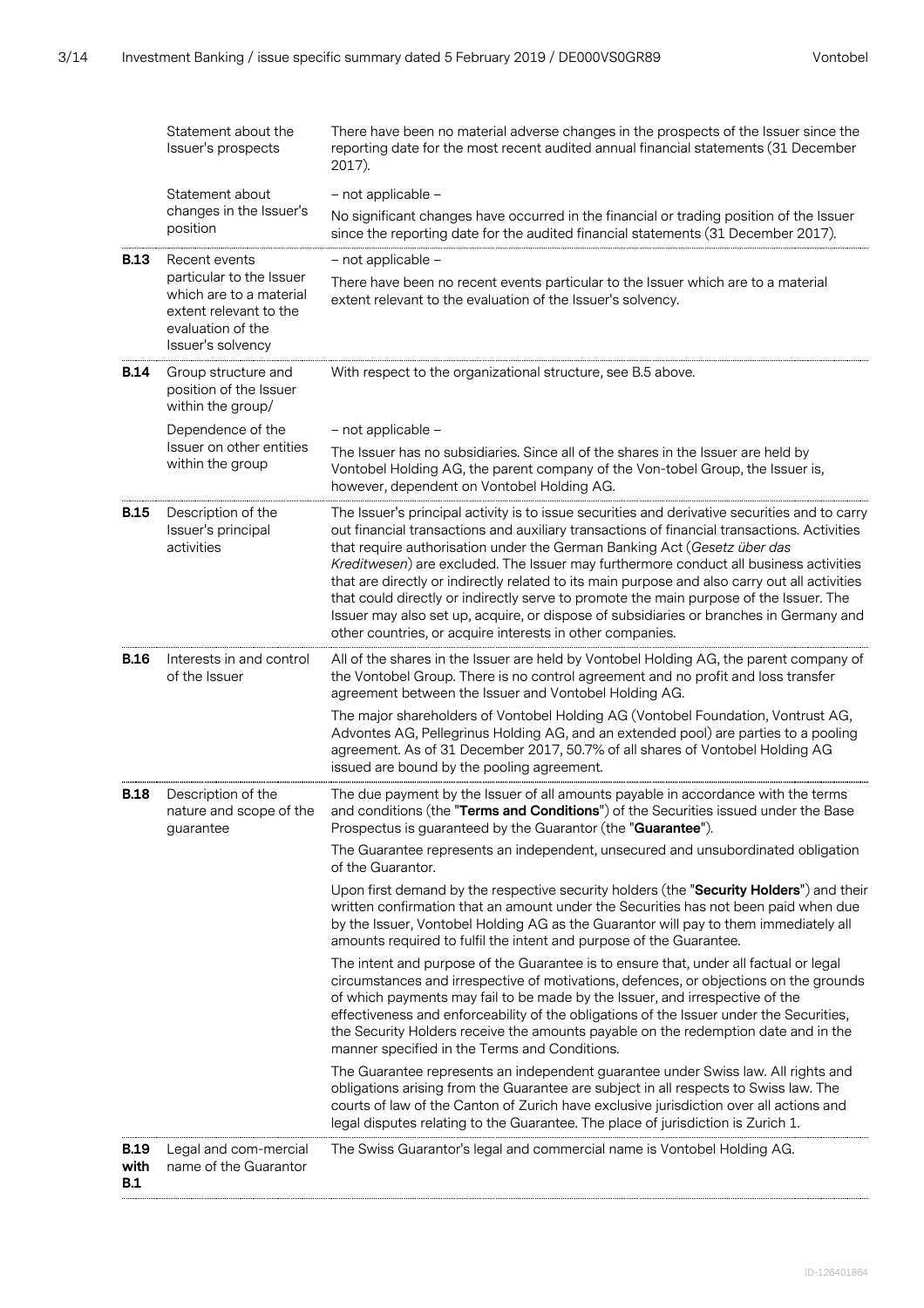| | | |
|---|---|---|
| | Statement about the Issuer's prospects | There have been no material adverse changes in the prospects of the Issuer since the reporting date for the most recent audited annual financial statements (31 December 2017). |
| | Statement about changes in the Issuer's position | – not applicable –<br>No significant changes have occurred in the financial or trading position of the Issuer since the reporting date for the audited financial statements (31 December 2017). |
| **B.13** | Recent events particular to the Issuer which are to a material extent relevant to the evaluation of the Issuer's solvency | – not applicable –<br>There have been no recent events particular to the Issuer which are to a material extent relevant to the evaluation of the Issuer's solvency. |
| **B.14** | Group structure and position of the Issuer within the group/ | With respect to the organizational structure, see B.5 above. |
| | Dependence of the Issuer on other entities within the group | – not applicable –<br>The Issuer has no subsidiaries. Since all of the shares in the Issuer are held by Vontobel Holding AG, the parent company of the Von-tobel Group, the Issuer is, however, dependent on Vontobel Holding AG. |
| **B.15** | Description of the Issuer's principal activities | The Issuer's principal activity is to issue securities and derivative securities and to carry out financial transactions and auxiliary transactions of financial transactions. Activities that require authorisation under the German Banking Act (*Gesetz über das Kreditwesen*) are excluded. The Issuer may furthermore conduct all business activities that are directly or indirectly related to its main purpose and also carry out all activities that could directly or indirectly serve to promote the main purpose of the Issuer. The Issuer may also set up, acquire, or dispose of subsidiaries or branches in Germany and other countries, or acquire interests in other companies. |
| **B.16** | Interests in and control of the Issuer | All of the shares in the Issuer are held by Vontobel Holding AG, the parent company of the Vontobel Group. There is no control agreement and no profit and loss transfer agreement between the Issuer and Vontobel Holding AG.<br>The major shareholders of Vontobel Holding AG (Vontobel Foundation, Vontrust AG, Advontes AG, Pellegrinus Holding AG, and an extended pool) are parties to a pooling agreement. As of 31 December 2017, 50.7% of all shares of Vontobel Holding AG issued are bound by the pooling agreement. |
| **B.18** | Description of the nature and scope of the guarantee | The due payment by the Issuer of all amounts payable in accordance with the terms and conditions (the "**Terms and Conditions**") of the Securities issued under the Base Prospectus is guaranteed by the Guarantor (the "**Guarantee**").<br>The Guarantee represents an independent, unsecured and unsubordinated obligation of the Guarantor.<br>Upon first demand by the respective security holders (the "**Security Holders**") and their written confirmation that an amount under the Securities has not been paid when due by the Issuer, Vontobel Holding AG as the Guarantor will pay to them immediately all amounts required to fulfil the intent and purpose of the Guarantee.<br>The intent and purpose of the Guarantee is to ensure that, under all factual or legal circumstances and irrespective of motivations, defences, or objections on the grounds of which payments may fail to be made by the Issuer, and irrespective of the effectiveness and enforceability of the obligations of the Issuer under the Securities, the Security Holders receive the amounts payable on the redemption date and in the manner specified in the Terms and Conditions.<br>The Guarantee represents an independent guarantee under Swiss law. All rights and obligations arising from the Guarantee are subject in all respects to Swiss law. The courts of law of the Canton of Zurich have exclusive jurisdiction over all actions and legal disputes relating to the Guarantee. The place of jurisdiction is Zurich 1. |
| **B.19 with B.1** | Legal and com-mercial name of the Guarantor | The Swiss Guarantor's legal and commercial name is Vontobel Holding AG. |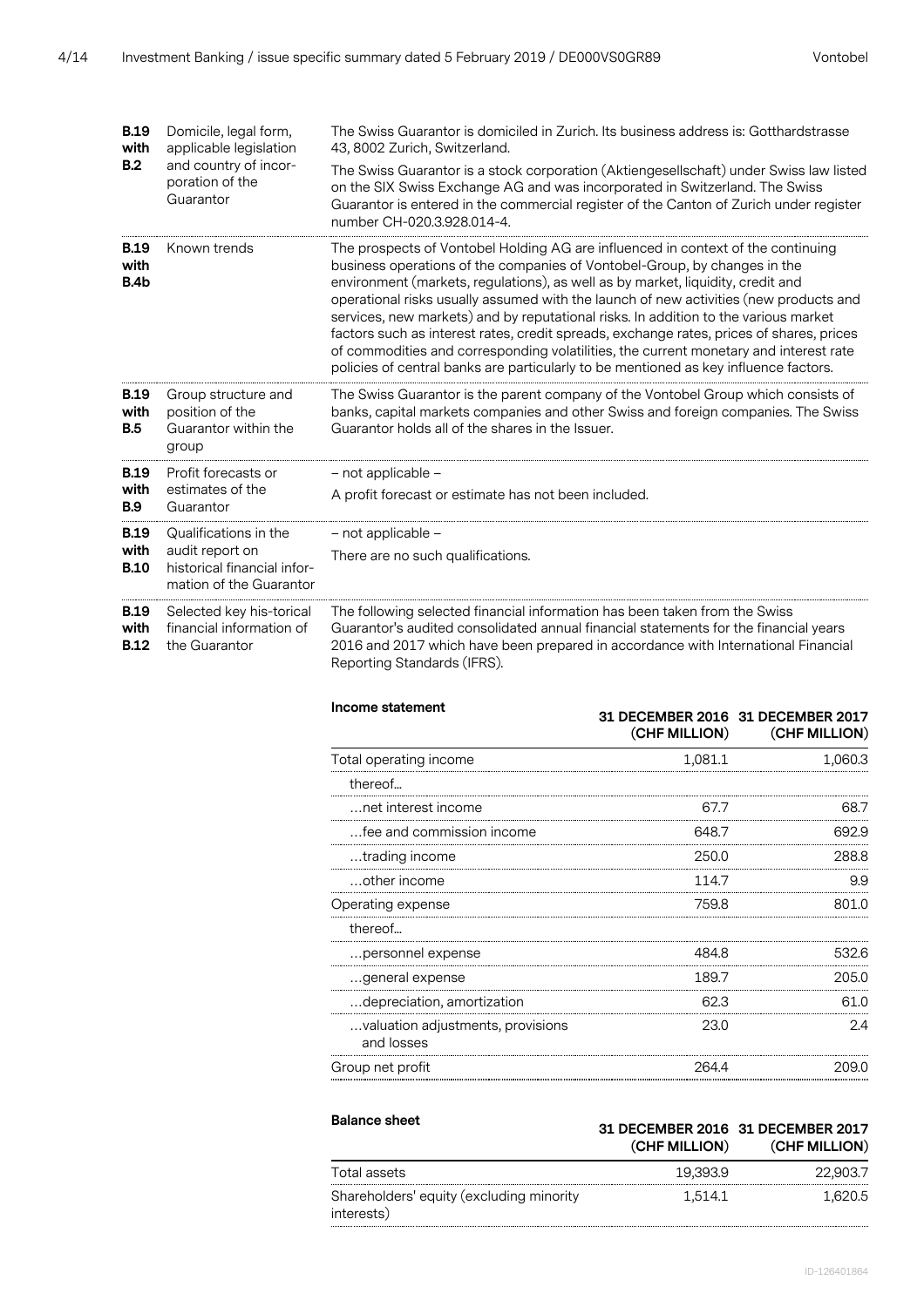| | | |
|---|---|---|
| **B.19 with B.2** | Domicile, legal form, applicable legislation and country of incorporation of the Guarantor | The Swiss Guarantor is domiciled in Zurich. Its business address is: Gotthardstrasse 43, 8002 Zurich, Switzerland.<br><br>The Swiss Guarantor is a stock corporation (Aktiengesellschaft) under Swiss law listed on the SIX Swiss Exchange AG and was incorporated in Switzerland. The Swiss Guarantor is entered in the commercial register of the Canton of Zurich under register number CH-020.3.928.014-4. |
| **B.19 with B.4b** | Known trends | The prospects of Vontobel Holding AG are influenced in context of the continuing business operations of the companies of Vontobel-Group, by changes in the environment (markets, regulations), as well as by market, liquidity, credit and operational risks usually assumed with the launch of new activities (new products and services, new markets) and by reputational risks. In addition to the various market factors such as interest rates, credit spreads, exchange rates, prices of shares, prices of commodities and corresponding volatilities, the current monetary and interest rate policies of central banks are particularly to be mentioned as key influence factors. |
| **B.19 with B.5** | Group structure and position of the Guarantor within the group | The Swiss Guarantor is the parent company of the Vontobel Group which consists of banks, capital markets companies and other Swiss and foreign companies. The Swiss Guarantor holds all of the shares in the Issuer. |
| **B.19 with B.9** | Profit forecasts or estimates of the Guarantor | – not applicable –<br><br>A profit forecast or estimate has not been included. |
| **B.19 with B.10** | Qualifications in the audit report on historical financial information of the Guarantor | – not applicable –<br><br>There are no such qualifications. |
| **B.19 with B.12** | Selected key his-torical financial information of the Guarantor | The following selected financial information has been taken from the Swiss Guarantor's audited consolidated annual financial statements for the financial years 2016 and 2017 which have been prepared in accordance with International Financial Reporting Standards (IFRS). |

| **Income statement** | **31 DECEMBER 2016 (CHF MILLION)** | **31 DECEMBER 2017 (CHF MILLION)** |
|---|---|---|
| Total operating income | 1,081.1 | 1,060.3 |
| thereof… | | |
| …net interest income | 67.7 | 68.7 |
| …fee and commission income | 648.7 | 692.9 |
| …trading income | 250.0 | 288.8 |
| …other income | 114.7 | 9.9 |
| Operating expense | 759.8 | 801.0 |
| thereof… | | |
| …personnel expense | 484.8 | 532.6 |
| …general expense | 189.7 | 205.0 |
| …depreciation, amortization | 62.3 | 61.0 |
| …valuation adjustments, provisions and losses | 23.0 | 2.4 |
| Group net profit | 264.4 | 209.0 |

| **Balance sheet** | **31 DECEMBER 2016 (CHF MILLION)** | **31 DECEMBER 2017 (CHF MILLION)** |
|---|---|---|
| Total assets | 19,393.9 | 22,903.7 |
| Shareholders' equity (excluding minority interests) | 1,514.1 | 1,620.5 |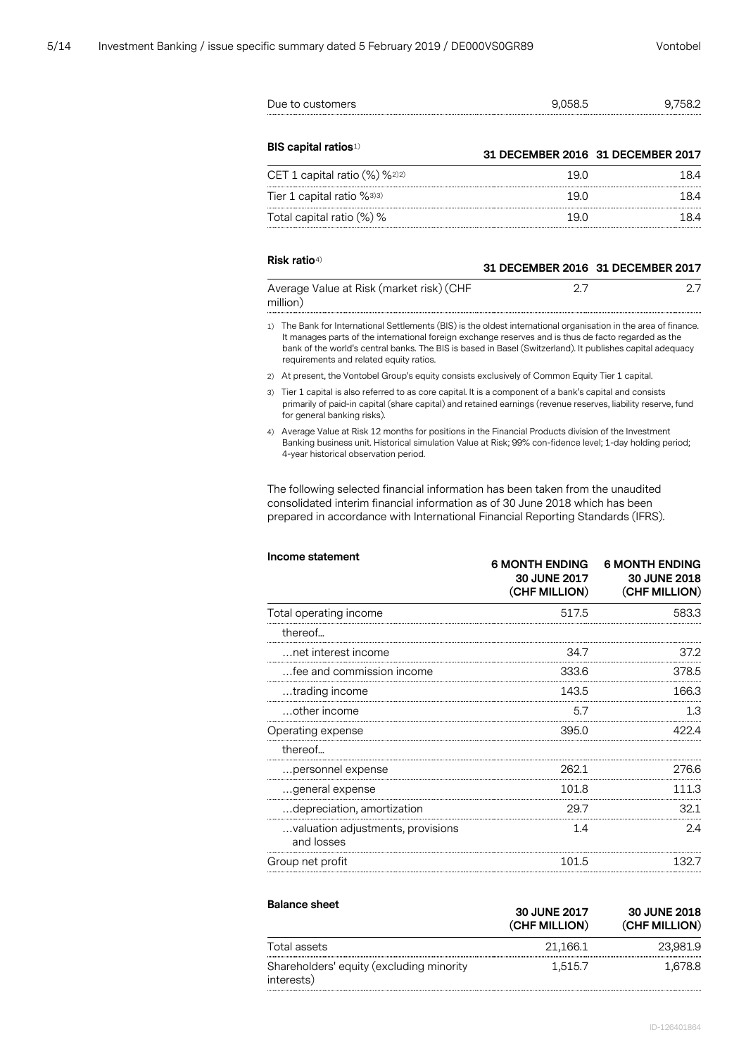| | | |
|---|---|---|
| Due to customers | 9,058.5 | 9,758.2 |

| BIS capital ratios[1] | 31 DECEMBER 2016 | 31 DECEMBER 2017 |
|---|---|---|
| CET 1 capital ratio (%) %[2)2)] | 19.0 | 18.4 |
| Tier 1 capital ratio %[3)3)] | 19.0 | 18.4 |
| Total capital ratio (%) % | 19.0 | 18.4 |

| Risk ratio[4] | 31 DECEMBER 2016 | 31 DECEMBER 2017 |
|---|---|---|
| Average Value at Risk (market risk) (CHF million) | 2.7 | 2.7 |

1) The Bank for International Settlements (BIS) is the oldest international organisation in the area of finance. It manages parts of the international foreign exchange reserves and is thus de facto regarded as the bank of the world's central banks. The BIS is based in Basel (Switzerland). It publishes capital adequacy requirements and related equity ratios.

2) At present, the Vontobel Group's equity consists exclusively of Common Equity Tier 1 capital.

3) Tier 1 capital is also referred to as core capital. It is a component of a bank's capital and consists primarily of paid-in capital (share capital) and retained earnings (revenue reserves, liability reserve, fund for general banking risks).

4) Average Value at Risk 12 months for positions in the Financial Products division of the Investment Banking business unit. Historical simulation Value at Risk; 99% con-fidence level; 1-day holding period; 4-year historical observation period.

The following selected financial information has been taken from the unaudited consolidated interim financial information as of 30 June 2018 which has been prepared in accordance with International Financial Reporting Standards (IFRS).

| Income statement | 6 MONTH ENDING 30 JUNE 2017 (CHF MILLION) | 6 MONTH ENDING 30 JUNE 2018 (CHF MILLION) |
|---|---|---|
| Total operating income | 517.5 | 583.3 |
| thereof… | | |
| …net interest income | 34.7 | 37.2 |
| …fee and commission income | 333.6 | 378.5 |
| …trading income | 143.5 | 166.3 |
| …other income | 5.7 | 1.3 |
| Operating expense | 395.0 | 422.4 |
| thereof… | | |
| …personnel expense | 262.1 | 276.6 |
| …general expense | 101.8 | 111.3 |
| …depreciation, amortization | 29.7 | 32.1 |
| …valuation adjustments, provisions and losses | 1.4 | 2.4 |
| Group net profit | 101.5 | 132.7 |

| Balance sheet | 30 JUNE 2017 (CHF MILLION) | 30 JUNE 2018 (CHF MILLION) |
|---|---|---|
| Total assets | 21,166.1 | 23,981.9 |
| Shareholders' equity (excluding minority interests) | 1,515.7 | 1,678.8 |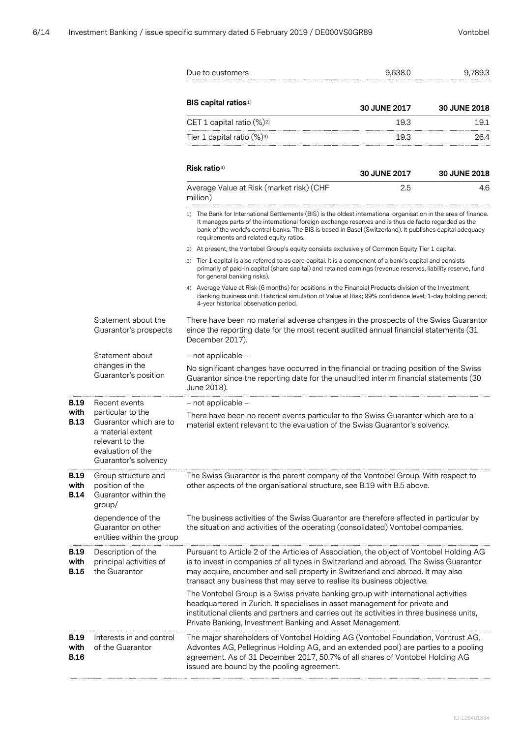| Due to customers | 9,638.0 | 9,789.3 |
|---|---|---|

| BIS capital ratios[1] | 30 JUNE 2017 | 30 JUNE 2018 |
|---|---|---|
| CET 1 capital ratio (%)[2] | 19.3 | 19.1 |
| Tier 1 capital ratio (%)[3] | 19.3 | 26.4 |

| Risk ratio[4] | 30 JUNE 2017 | 30 JUNE 2018 |
|---|---|---|
| Average Value at Risk (market risk) (CHF million) | 2.5 | 4.6 |

1) The Bank for International Settlements (BIS) is the oldest international organisation in the area of finance. It manages parts of the international foreign exchange reserves and is thus de facto regarded as the bank of the world's central banks. The BIS is based in Basel (Switzerland). It publishes capital adequacy requirements and related equity ratios.

2) At present, the Vontobel Group's equity consists exclusively of Common Equity Tier 1 capital.

3) Tier 1 capital is also referred to as core capital. It is a component of a bank's capital and consists primarily of paid-in capital (share capital) and retained earnings (revenue reserves, liability reserve, fund for general banking risks).

4) Average Value at Risk (6 months) for positions in the Financial Products division of the Investment Banking business unit. Historical simulation of Value at Risk; 99% confidence level; 1-day holding period; 4-year historical observation period.

| | | |
|---|---|---|
| | Statement about the Guarantor's prospects | There have been no material adverse changes in the prospects of the Swiss Guarantor since the reporting date for the most recent audited annual financial statements (31 December 2017). |
| | Statement about changes in the Guarantor's position | – not applicable –<br>No significant changes have occurred in the financial or trading position of the Swiss Guarantor since the reporting date for the unaudited interim financial statements (30 June 2018). |
| **B.19 with B.13** | Recent events particular to the Guarantor which are to a material extent relevant to the evaluation of the Guarantor's solvency | – not applicable –<br>There have been no recent events particular to the Swiss Guarantor which are to a material extent relevant to the evaluation of the Swiss Guarantor's solvency. |
| **B.19 with B.14** | Group structure and position of the Guarantor within the group/ | The Swiss Guarantor is the parent company of the Vontobel Group. With respect to other aspects of the organisational structure, see B.19 with B.5 above. |
| | dependence of the Guarantor on other entities within the group | The business activities of the Swiss Guarantor are therefore affected in particular by the situation and activities of the operating (consolidated) Vontobel companies. |
| **B.19 with B.15** | Description of the principal activities of the Guarantor | Pursuant to Article 2 of the Articles of Association, the object of Vontobel Holding AG is to invest in companies of all types in Switzerland and abroad. The Swiss Guarantor may acquire, encumber and sell property in Switzerland and abroad. It may also transact any business that may serve to realise its business objective.<br>The Vontobel Group is a Swiss private banking group with international activities headquartered in Zurich. It specialises in asset management for private and institutional clients and partners and carries out its activities in three business units, Private Banking, Investment Banking and Asset Management. |
| **B.19 with B.16** | Interests in and control of the Guarantor | The major shareholders of Vontobel Holding AG (Vontobel Foundation, Vontrust AG, Advontes AG, Pellegrinus Holding AG, and an extended pool) are parties to a pooling agreement. As of 31 December 2017, 50.7% of all shares of Vontobel Holding AG issued are bound by the pooling agreement. |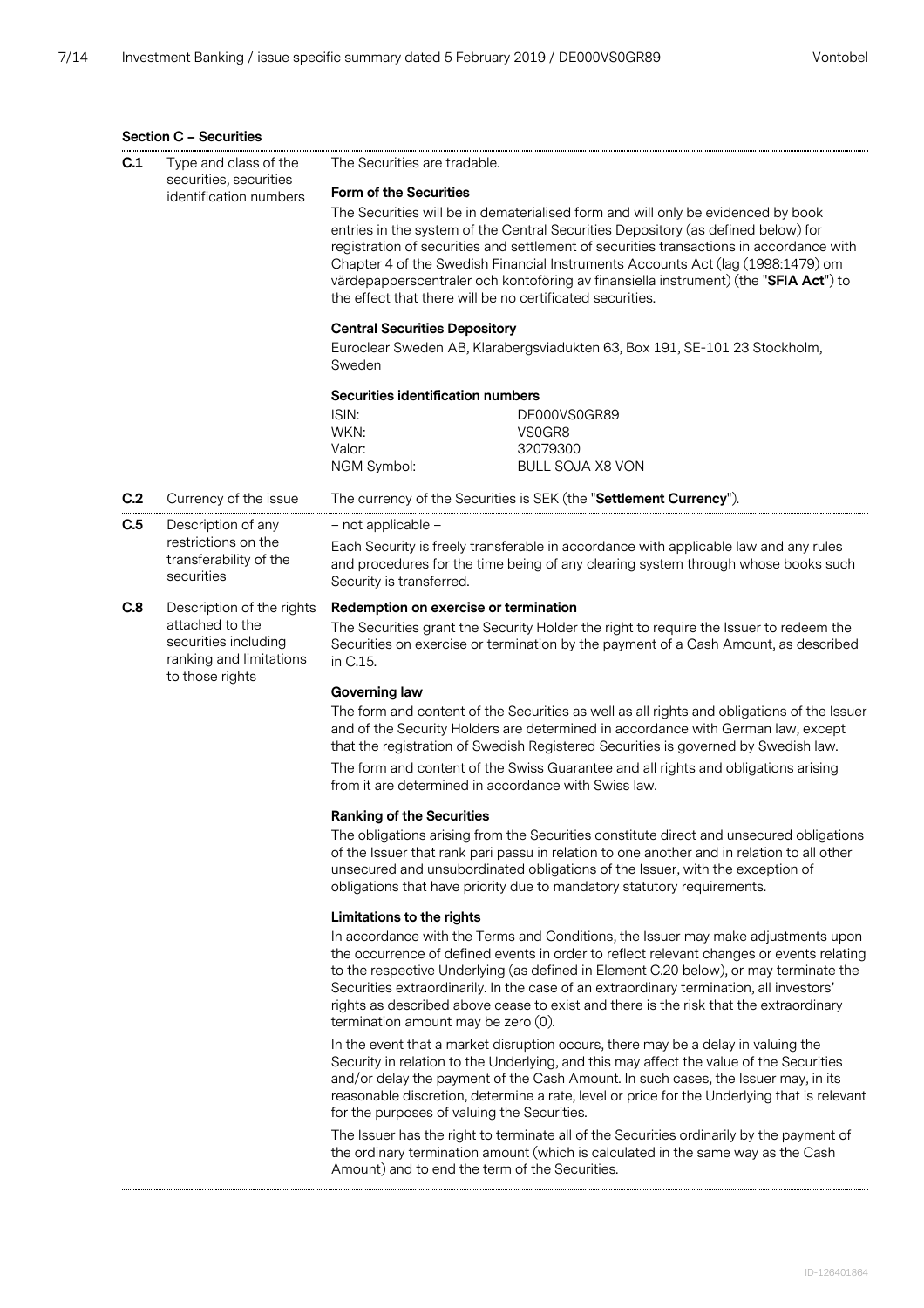**Section C – Securities**

| | | |
|---|---|---|
| **C.1** | Type and class of the securities, securities identification numbers | The Securities are tradable.<br><br>**Form of the Securities**<br>The Securities will be in dematerialised form and will only be evidenced by book entries in the system of the Central Securities Depository (as defined below) for registration of securities and settlement of securities transactions in accordance with Chapter 4 of the Swedish Financial Instruments Accounts Act (lag (1998:1479) om värdepapperscentraler och kontoföring av finansiella instrument) (the "**SFIA Act**") to the effect that there will be no certificated securities.<br><br>**Central Securities Depository**<br>Euroclear Sweden AB, Klarabergsviadukten 63, Box 191, SE-101 23 Stockholm, Sweden<br><br>**Securities identification numbers**<br>ISIN: DE000VS0GR89<br>WKN: VS0GR8<br>Valor: 32079300<br>NGM Symbol: BULL SOJA X8 VON |
| **C.2** | Currency of the issue | The currency of the Securities is SEK (the "**Settlement Currency**"). |
| **C.5** | Description of any restrictions on the transferability of the securities | – not applicable –<br><br>Each Security is freely transferable in accordance with applicable law and any rules and procedures for the time being of any clearing system through whose books such Security is transferred. |
| **C.8** | Description of the rights attached to the securities including ranking and limitations to those rights | **Redemption on exercise or termination**<br>The Securities grant the Security Holder the right to require the Issuer to redeem the Securities on exercise or termination by the payment of a Cash Amount, as described in C.15.<br><br>**Governing law**<br>The form and content of the Securities as well as all rights and obligations of the Issuer and of the Security Holders are determined in accordance with German law, except that the registration of Swedish Registered Securities is governed by Swedish law.<br><br>The form and content of the Swiss Guarantee and all rights and obligations arising from it are determined in accordance with Swiss law.<br><br>**Ranking of the Securities**<br>The obligations arising from the Securities constitute direct and unsecured obligations of the Issuer that rank pari passu in relation to one another and in relation to all other unsecured and unsubordinated obligations of the Issuer, with the exception of obligations that have priority due to mandatory statutory requirements.<br><br>**Limitations to the rights**<br>In accordance with the Terms and Conditions, the Issuer may make adjustments upon the occurrence of defined events in order to reflect relevant changes or events relating to the respective Underlying (as defined in Element C.20 below), or may terminate the Securities extraordinarily. In the case of an extraordinary termination, all investors' rights as described above cease to exist and there is the risk that the extraordinary termination amount may be zero (0).<br><br>In the event that a market disruption occurs, there may be a delay in valuing the Security in relation to the Underlying, and this may affect the value of the Securities and/or delay the payment of the Cash Amount. In such cases, the Issuer may, in its reasonable discretion, determine a rate, level or price for the Underlying that is relevant for the purposes of valuing the Securities.<br><br>The Issuer has the right to terminate all of the Securities ordinarily by the payment of the ordinary termination amount (which is calculated in the same way as the Cash Amount) and to end the term of the Securities. |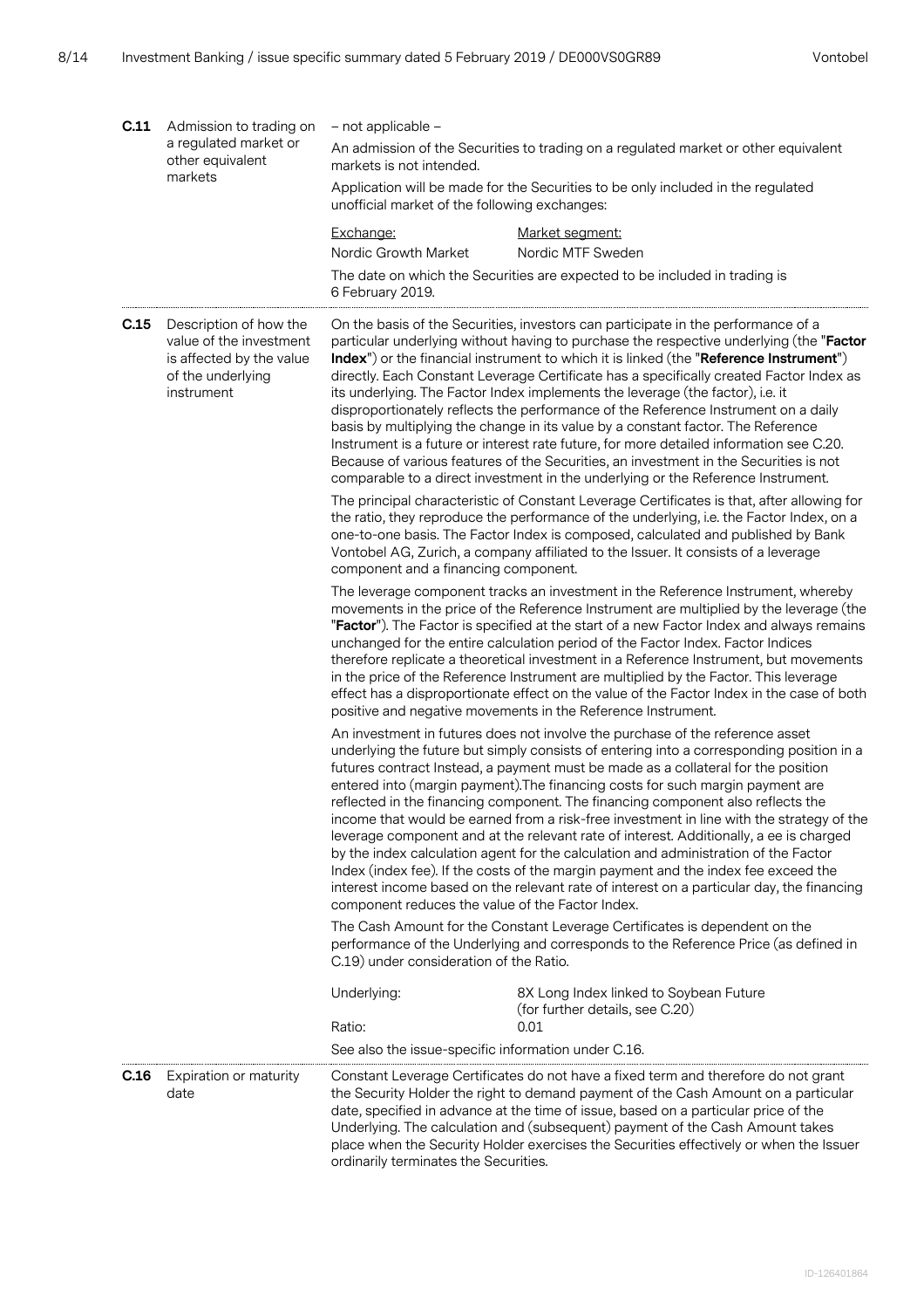| | | |
|---|---|---|
| **C.11** | Admission to trading on a regulated market or other equivalent markets | – not applicable –<br><br>An admission of the Securities to trading on a regulated market or other equivalent markets is not intended.<br><br>Application will be made for the Securities to be only included in the regulated unofficial market of the following exchanges:<br><br><u>Exchange:</u> Nordic Growth Market — <u>Market segment:</u> Nordic MTF Sweden<br><br>The date on which the Securities are expected to be included in trading is 6 February 2019. |
| **C.15** | Description of how the value of the investment is affected by the value of the underlying instrument | On the basis of the Securities, investors can participate in the performance of a particular underlying without having to purchase the respective underlying (the "**Factor Index**") or the financial instrument to which it is linked (the "**Reference Instrument**") directly. Each Constant Leverage Certificate has a specifically created Factor Index as its underlying. The Factor Index implements the leverage (the factor), i.e. it disproportionately reflects the performance of the Reference Instrument on a daily basis by multiplying the change in its value by a constant factor. The Reference Instrument is a future or interest rate future, for more detailed information see C.20. Because of various features of the Securities, an investment in the Securities is not comparable to a direct investment in the underlying or the Reference Instrument.<br><br>The principal characteristic of Constant Leverage Certificates is that, after allowing for the ratio, they reproduce the performance of the underlying, i.e. the Factor Index, on a one-to-one basis. The Factor Index is composed, calculated and published by Bank Vontobel AG, Zurich, a company affiliated to the Issuer. It consists of a leverage component and a financing component.<br><br>The leverage component tracks an investment in the Reference Instrument, whereby movements in the price of the Reference Instrument are multiplied by the leverage (the "**Factor**"). The Factor is specified at the start of a new Factor Index and always remains unchanged for the entire calculation period of the Factor Index. Factor Indices therefore replicate a theoretical investment in a Reference Instrument, but movements in the price of the Reference Instrument are multiplied by the Factor. This leverage effect has a disproportionate effect on the value of the Factor Index in the case of both positive and negative movements in the Reference Instrument.<br><br>An investment in futures does not involve the purchase of the reference asset underlying the future but simply consists of entering into a corresponding position in a futures contract Instead, a payment must be made as a collateral for the position entered into (margin payment).The financing costs for such margin payment are reflected in the financing component. The financing component also reflects the income that would be earned from a risk-free investment in line with the strategy of the leverage component and at the relevant rate of interest. Additionally, a ee is charged by the index calculation agent for the calculation and administration of the Factor Index (index fee). If the costs of the margin payment and the index fee exceed the interest income based on the relevant rate of interest on a particular day, the financing component reduces the value of the Factor Index.<br><br>The Cash Amount for the Constant Leverage Certificates is dependent on the performance of the Underlying and corresponds to the Reference Price (as defined in C.19) under consideration of the Ratio.<br><br>Underlying: 8X Long Index linked to Soybean Future (for further details, see C.20)<br>Ratio: 0.01<br><br>See also the issue-specific information under C.16. |
| **C.16** | Expiration or maturity date | Constant Leverage Certificates do not have a fixed term and therefore do not grant the Security Holder the right to demand payment of the Cash Amount on a particular date, specified in advance at the time of issue, based on a particular price of the Underlying. The calculation and (subsequent) payment of the Cash Amount takes place when the Security Holder exercises the Securities effectively or when the Issuer ordinarily terminates the Securities. |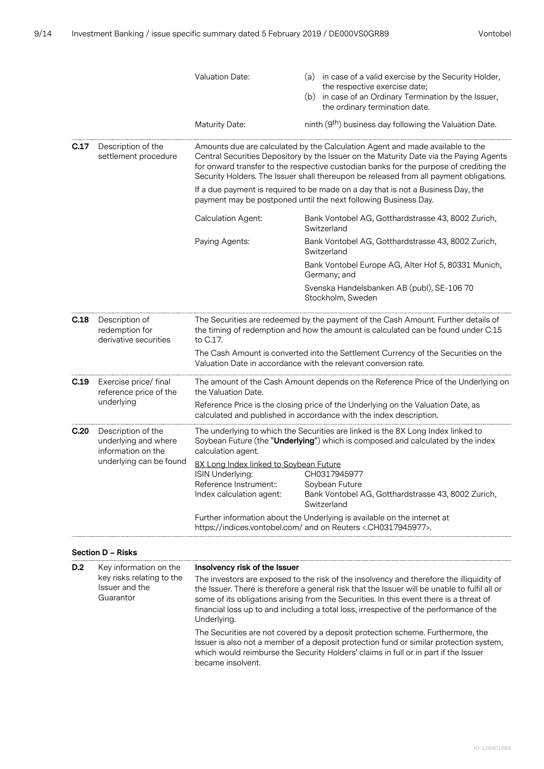| | | | |
|---|---|---|---|
| | | Valuation Date: | (a) in case of a valid exercise by the Security Holder, the respective exercise date;<br>(b) in case of an Ordinary Termination by the Issuer, the ordinary termination date. |
| | | Maturity Date: | ninth (9th) business day following the Valuation Date. |
| **C.17** | Description of the settlement procedure | Amounts due are calculated by the Calculation Agent and made available to the Central Securities Depository by the Issuer on the Maturity Date via the Paying Agents for onward transfer to the respective custodian banks for the purpose of crediting the Security Holders. The Issuer shall thereupon be released from all payment obligations.<br><br>If a due payment is required to be made on a day that is not a Business Day, the payment may be postponed until the next following Business Day. | |
| | | Calculation Agent: | Bank Vontobel AG, Gotthardstrasse 43, 8002 Zurich, Switzerland |
| | | Paying Agents: | Bank Vontobel AG, Gotthardstrasse 43, 8002 Zurich, Switzerland<br><br>Bank Vontobel Europe AG, Alter Hof 5, 80331 Munich, Germany; and<br><br>Svenska Handelsbanken AB (publ), SE-106 70 Stockholm, Sweden |
| **C.18** | Description of redemption for derivative securities | The Securities are redeemed by the payment of the Cash Amount. Further details of the timing of redemption and how the amount is calculated can be found under C.15 to C.17.<br><br>The Cash Amount is converted into the Settlement Currency of the Securities on the Valuation Date in accordance with the relevant conversion rate. | |
| **C.19** | Exercise price/ final reference price of the underlying | The amount of the Cash Amount depends on the Reference Price of the Underlying on the Valuation Date.<br><br>Reference Price is the closing price of the Underlying on the Valuation Date, as calculated and published in accordance with the index description. | |
| **C.20** | Description of the underlying and where information on the underlying can be found | The underlying to which the Securities are linked is the 8X Long Index linked to Soybean Future (the "**Underlying**") which is composed and calculated by the index calculation agent.<br><br>8X Long Index linked to Soybean Future | |
| | | ISIN Underlying:<br>Reference Instrument::<br>Index calculation agent: | CH0317945977<br>Soybean Future<br>Bank Vontobel AG, Gotthardstrasse 43, 8002 Zurich, Switzerland |
| | | Further information about the Underlying is available on the internet at https://indices.vontobel.com/ and on Reuters <.CH0317945977>. | |

**Section D – Risks**

| | | |
|---|---|---|
| **D.2** | Key information on the key risks relating to the Issuer and the Guarantor | **Insolvency risk of the Issuer**<br><br>The investors are exposed to the risk of the insolvency and therefore the illiquidity of the Issuer. There is therefore a general risk that the Issuer will be unable to fulfil all or some of its obligations arising from the Securities. In this event there is a threat of financial loss up to and including a total loss, irrespective of the performance of the Underlying.<br><br>The Securities are not covered by a deposit protection scheme. Furthermore, the Issuer is also not a member of a deposit protection fund or similar protection system, which would reimburse the Security Holders' claims in full or in part if the Issuer became insolvent. |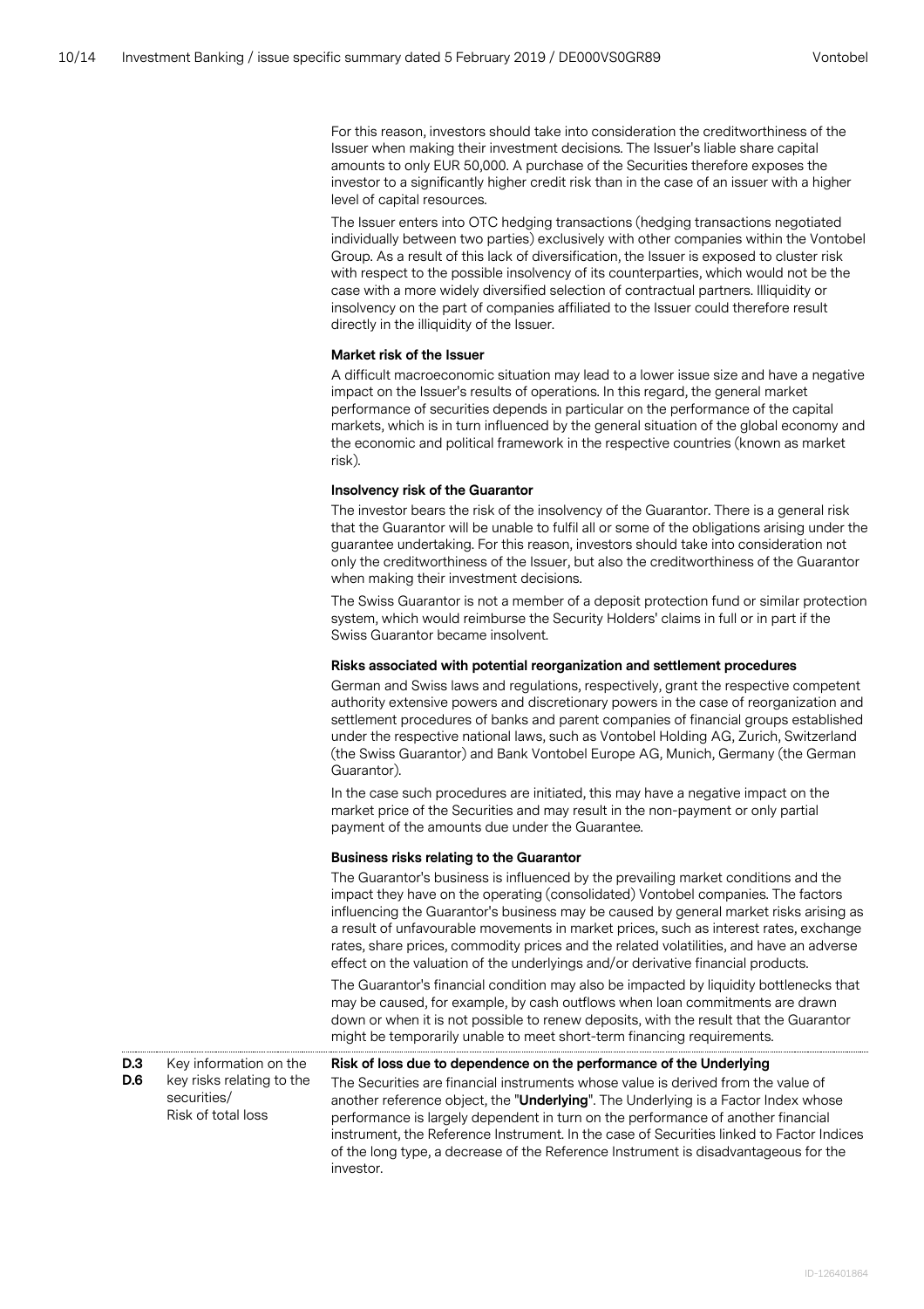For this reason, investors should take into consideration the creditworthiness of the Issuer when making their investment decisions. The Issuer's liable share capital amounts to only EUR 50,000. A purchase of the Securities therefore exposes the investor to a significantly higher credit risk than in the case of an issuer with a higher level of capital resources.

The Issuer enters into OTC hedging transactions (hedging transactions negotiated individually between two parties) exclusively with other companies within the Vontobel Group. As a result of this lack of diversification, the Issuer is exposed to cluster risk with respect to the possible insolvency of its counterparties, which would not be the case with a more widely diversified selection of contractual partners. Illiquidity or insolvency on the part of companies affiliated to the Issuer could therefore result directly in the illiquidity of the Issuer.

**Market risk of the Issuer**

A difficult macroeconomic situation may lead to a lower issue size and have a negative impact on the Issuer's results of operations. In this regard, the general market performance of securities depends in particular on the performance of the capital markets, which is in turn influenced by the general situation of the global economy and the economic and political framework in the respective countries (known as market risk).

**Insolvency risk of the Guarantor**

The investor bears the risk of the insolvency of the Guarantor. There is a general risk that the Guarantor will be unable to fulfil all or some of the obligations arising under the guarantee undertaking. For this reason, investors should take into consideration not only the creditworthiness of the Issuer, but also the creditworthiness of the Guarantor when making their investment decisions.

The Swiss Guarantor is not a member of a deposit protection fund or similar protection system, which would reimburse the Security Holders' claims in full or in part if the Swiss Guarantor became insolvent.

**Risks associated with potential reorganization and settlement procedures**

German and Swiss laws and regulations, respectively, grant the respective competent authority extensive powers and discretionary powers in the case of reorganization and settlement procedures of banks and parent companies of financial groups established under the respective national laws, such as Vontobel Holding AG, Zurich, Switzerland (the Swiss Guarantor) and Bank Vontobel Europe AG, Munich, Germany (the German Guarantor).

In the case such procedures are initiated, this may have a negative impact on the market price of the Securities and may result in the non-payment or only partial payment of the amounts due under the Guarantee.

**Business risks relating to the Guarantor**

The Guarantor's business is influenced by the prevailing market conditions and the impact they have on the operating (consolidated) Vontobel companies. The factors influencing the Guarantor's business may be caused by general market risks arising as a result of unfavourable movements in market prices, such as interest rates, exchange rates, share prices, commodity prices and the related volatilities, and have an adverse effect on the valuation of the underlyings and/or derivative financial products.

The Guarantor's financial condition may also be impacted by liquidity bottlenecks that may be caused, for example, by cash outflows when loan commitments are drawn down or when it is not possible to renew deposits, with the result that the Guarantor might be temporarily unable to meet short-term financing requirements.

| | | |
|---|---|---|
| **D.3** **D.6** | Key information on the key risks relating to the securities/ Risk of total loss | **Risk of loss due to dependence on the performance of the Underlying** <br> The Securities are financial instruments whose value is derived from the value of another reference object, the "**Underlying**". The Underlying is a Factor Index whose performance is largely dependent in turn on the performance of another financial instrument, the Reference Instrument. In the case of Securities linked to Factor Indices of the long type, a decrease of the Reference Instrument is disadvantageous for the investor. |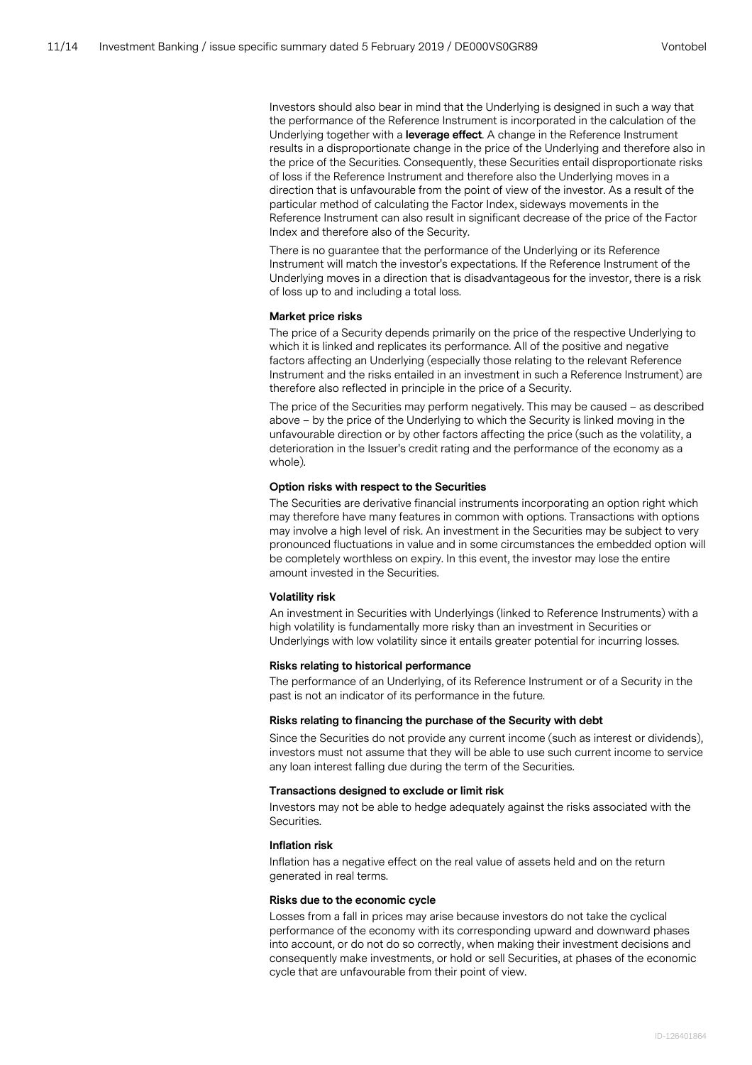Investors should also bear in mind that the Underlying is designed in such a way that the performance of the Reference Instrument is incorporated in the calculation of the Underlying together with a **leverage effect**. A change in the Reference Instrument results in a disproportionate change in the price of the Underlying and therefore also in the price of the Securities. Consequently, these Securities entail disproportionate risks of loss if the Reference Instrument and therefore also the Underlying moves in a direction that is unfavourable from the point of view of the investor. As a result of the particular method of calculating the Factor Index, sideways movements in the Reference Instrument can also result in significant decrease of the price of the Factor Index and therefore also of the Security.

There is no guarantee that the performance of the Underlying or its Reference Instrument will match the investor's expectations. If the Reference Instrument of the Underlying moves in a direction that is disadvantageous for the investor, there is a risk of loss up to and including a total loss.

**Market price risks**

The price of a Security depends primarily on the price of the respective Underlying to which it is linked and replicates its performance. All of the positive and negative factors affecting an Underlying (especially those relating to the relevant Reference Instrument and the risks entailed in an investment in such a Reference Instrument) are therefore also reflected in principle in the price of a Security.

The price of the Securities may perform negatively. This may be caused – as described above – by the price of the Underlying to which the Security is linked moving in the unfavourable direction or by other factors affecting the price (such as the volatility, a deterioration in the Issuer's credit rating and the performance of the economy as a whole).

**Option risks with respect to the Securities**

The Securities are derivative financial instruments incorporating an option right which may therefore have many features in common with options. Transactions with options may involve a high level of risk. An investment in the Securities may be subject to very pronounced fluctuations in value and in some circumstances the embedded option will be completely worthless on expiry. In this event, the investor may lose the entire amount invested in the Securities.

**Volatility risk**

An investment in Securities with Underlyings (linked to Reference Instruments) with a high volatility is fundamentally more risky than an investment in Securities or Underlyings with low volatility since it entails greater potential for incurring losses.

**Risks relating to historical performance**

The performance of an Underlying, of its Reference Instrument or of a Security in the past is not an indicator of its performance in the future.

**Risks relating to financing the purchase of the Security with debt**

Since the Securities do not provide any current income (such as interest or dividends), investors must not assume that they will be able to use such current income to service any loan interest falling due during the term of the Securities.

**Transactions designed to exclude or limit risk**

Investors may not be able to hedge adequately against the risks associated with the Securities.

**Inflation risk**

Inflation has a negative effect on the real value of assets held and on the return generated in real terms.

**Risks due to the economic cycle**

Losses from a fall in prices may arise because investors do not take the cyclical performance of the economy with its corresponding upward and downward phases into account, or do not do so correctly, when making their investment decisions and consequently make investments, or hold or sell Securities, at phases of the economic cycle that are unfavourable from their point of view.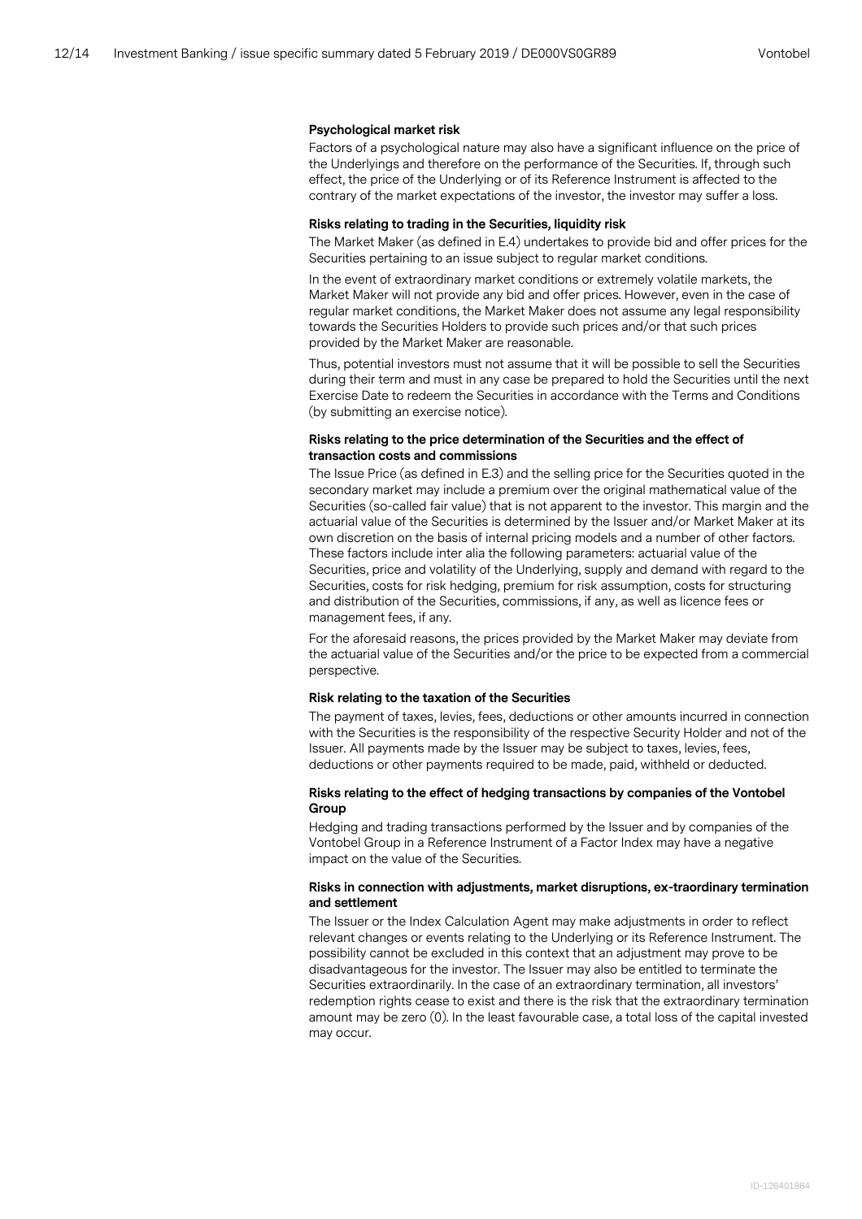**Psychological market risk**

Factors of a psychological nature may also have a significant influence on the price of the Underlyings and therefore on the performance of the Securities. If, through such effect, the price of the Underlying or of its Reference Instrument is affected to the contrary of the market expectations of the investor, the investor may suffer a loss.

**Risks relating to trading in the Securities, liquidity risk**

The Market Maker (as defined in E.4) undertakes to provide bid and offer prices for the Securities pertaining to an issue subject to regular market conditions.

In the event of extraordinary market conditions or extremely volatile markets, the Market Maker will not provide any bid and offer prices. However, even in the case of regular market conditions, the Market Maker does not assume any legal responsibility towards the Securities Holders to provide such prices and/or that such prices provided by the Market Maker are reasonable.

Thus, potential investors must not assume that it will be possible to sell the Securities during their term and must in any case be prepared to hold the Securities until the next Exercise Date to redeem the Securities in accordance with the Terms and Conditions (by submitting an exercise notice).

**Risks relating to the price determination of the Securities and the effect of transaction costs and commissions**

The Issue Price (as defined in E.3) and the selling price for the Securities quoted in the secondary market may include a premium over the original mathematical value of the Securities (so-called fair value) that is not apparent to the investor. This margin and the actuarial value of the Securities is determined by the Issuer and/or Market Maker at its own discretion on the basis of internal pricing models and a number of other factors. These factors include inter alia the following parameters: actuarial value of the Securities, price and volatility of the Underlying, supply and demand with regard to the Securities, costs for risk hedging, premium for risk assumption, costs for structuring and distribution of the Securities, commissions, if any, as well as licence fees or management fees, if any.

For the aforesaid reasons, the prices provided by the Market Maker may deviate from the actuarial value of the Securities and/or the price to be expected from a commercial perspective.

**Risk relating to the taxation of the Securities**

The payment of taxes, levies, fees, deductions or other amounts incurred in connection with the Securities is the responsibility of the respective Security Holder and not of the Issuer. All payments made by the Issuer may be subject to taxes, levies, fees, deductions or other payments required to be made, paid, withheld or deducted.

**Risks relating to the effect of hedging transactions by companies of the Vontobel Group**

Hedging and trading transactions performed by the Issuer and by companies of the Vontobel Group in a Reference Instrument of a Factor Index may have a negative impact on the value of the Securities.

**Risks in connection with adjustments, market disruptions, ex-traordinary termination and settlement**

The Issuer or the Index Calculation Agent may make adjustments in order to reflect relevant changes or events relating to the Underlying or its Reference Instrument. The possibility cannot be excluded in this context that an adjustment may prove to be disadvantageous for the investor. The Issuer may also be entitled to terminate the Securities extraordinarily. In the case of an extraordinary termination, all investors' redemption rights cease to exist and there is the risk that the extraordinary termination amount may be zero (0). In the least favourable case, a total loss of the capital invested may occur.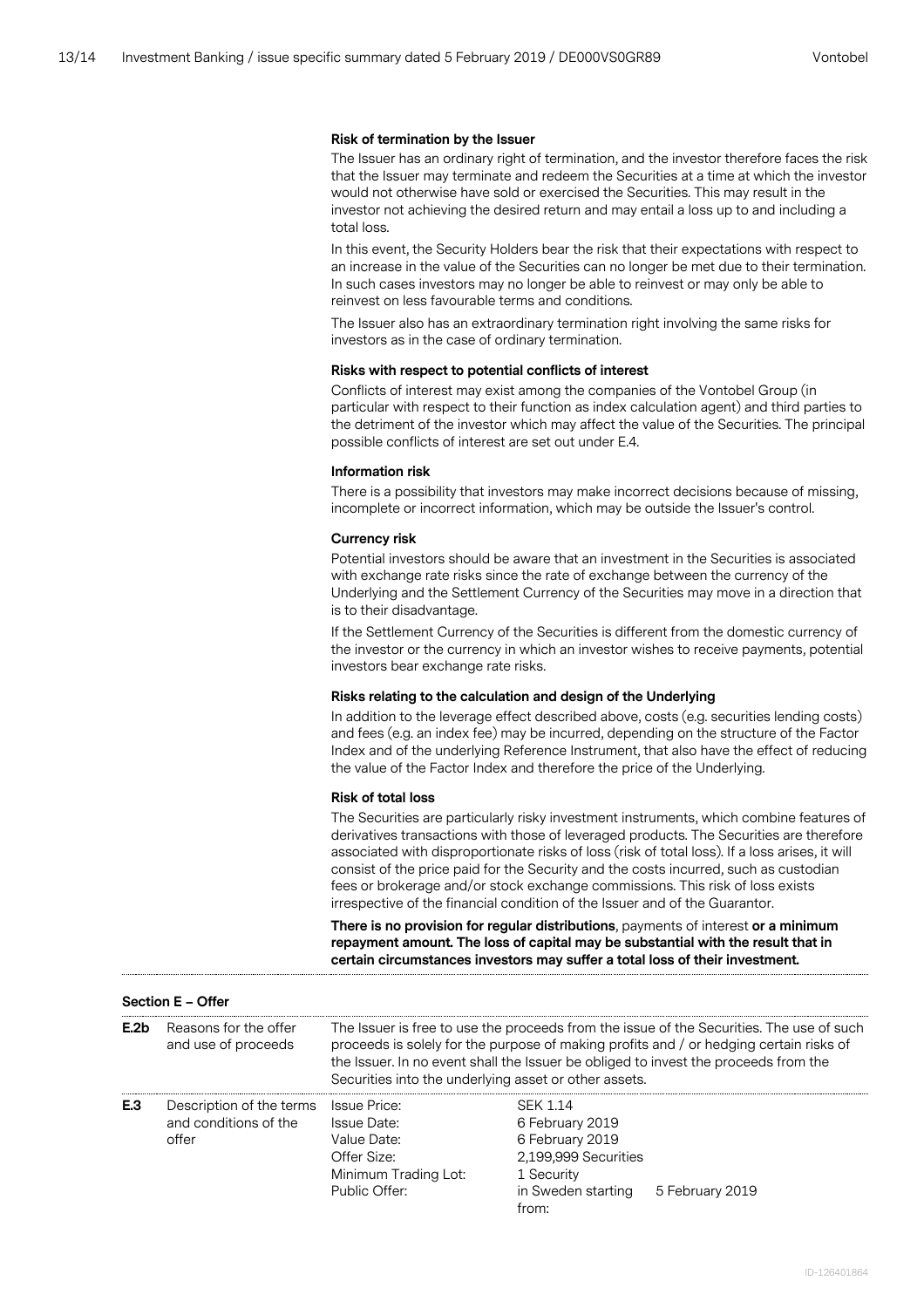**Risk of termination by the Issuer**

The Issuer has an ordinary right of termination, and the investor therefore faces the risk that the Issuer may terminate and redeem the Securities at a time at which the investor would not otherwise have sold or exercised the Securities. This may result in the investor not achieving the desired return and may entail a loss up to and including a total loss.

In this event, the Security Holders bear the risk that their expectations with respect to an increase in the value of the Securities can no longer be met due to their termination. In such cases investors may no longer be able to reinvest or may only be able to reinvest on less favourable terms and conditions.

The Issuer also has an extraordinary termination right involving the same risks for investors as in the case of ordinary termination.

**Risks with respect to potential conflicts of interest**

Conflicts of interest may exist among the companies of the Vontobel Group (in particular with respect to their function as index calculation agent) and third parties to the detriment of the investor which may affect the value of the Securities. The principal possible conflicts of interest are set out under E.4.

**Information risk**

There is a possibility that investors may make incorrect decisions because of missing, incomplete or incorrect information, which may be outside the Issuer's control.

**Currency risk**

Potential investors should be aware that an investment in the Securities is associated with exchange rate risks since the rate of exchange between the currency of the Underlying and the Settlement Currency of the Securities may move in a direction that is to their disadvantage.

If the Settlement Currency of the Securities is different from the domestic currency of the investor or the currency in which an investor wishes to receive payments, potential investors bear exchange rate risks.

**Risks relating to the calculation and design of the Underlying**

In addition to the leverage effect described above, costs (e.g. securities lending costs) and fees (e.g. an index fee) may be incurred, depending on the structure of the Factor Index and of the underlying Reference Instrument, that also have the effect of reducing the value of the Factor Index and therefore the price of the Underlying.

**Risk of total loss**

The Securities are particularly risky investment instruments, which combine features of derivatives transactions with those of leveraged products. The Securities are therefore associated with disproportionate risks of loss (risk of total loss). If a loss arises, it will consist of the price paid for the Security and the costs incurred, such as custodian fees or brokerage and/or stock exchange commissions. This risk of loss exists irrespective of the financial condition of the Issuer and of the Guarantor.

**There is no provision for regular distributions**, payments of interest **or a minimum repayment amount. The loss of capital may be substantial with the result that in certain circumstances investors may suffer a total loss of their investment.**

**Section E – Offer**

| | | |
|---|---|---|
| **E.2b** | Reasons for the offer and use of proceeds | The Issuer is free to use the proceeds from the issue of the Securities. The use of such proceeds is solely for the purpose of making profits and / or hedging certain risks of the Issuer. In no event shall the Issuer be obliged to invest the proceeds from the Securities into the underlying asset or other assets. |
| **E.3** | Description of the terms and conditions of the offer | Issue Price: SEK 1.14<br>Issue Date: 6 February 2019<br>Value Date: 6 February 2019<br>Offer Size: 2,199,999 Securities<br>Minimum Trading Lot: 1 Security<br>Public Offer: in Sweden starting from: 5 February 2019 |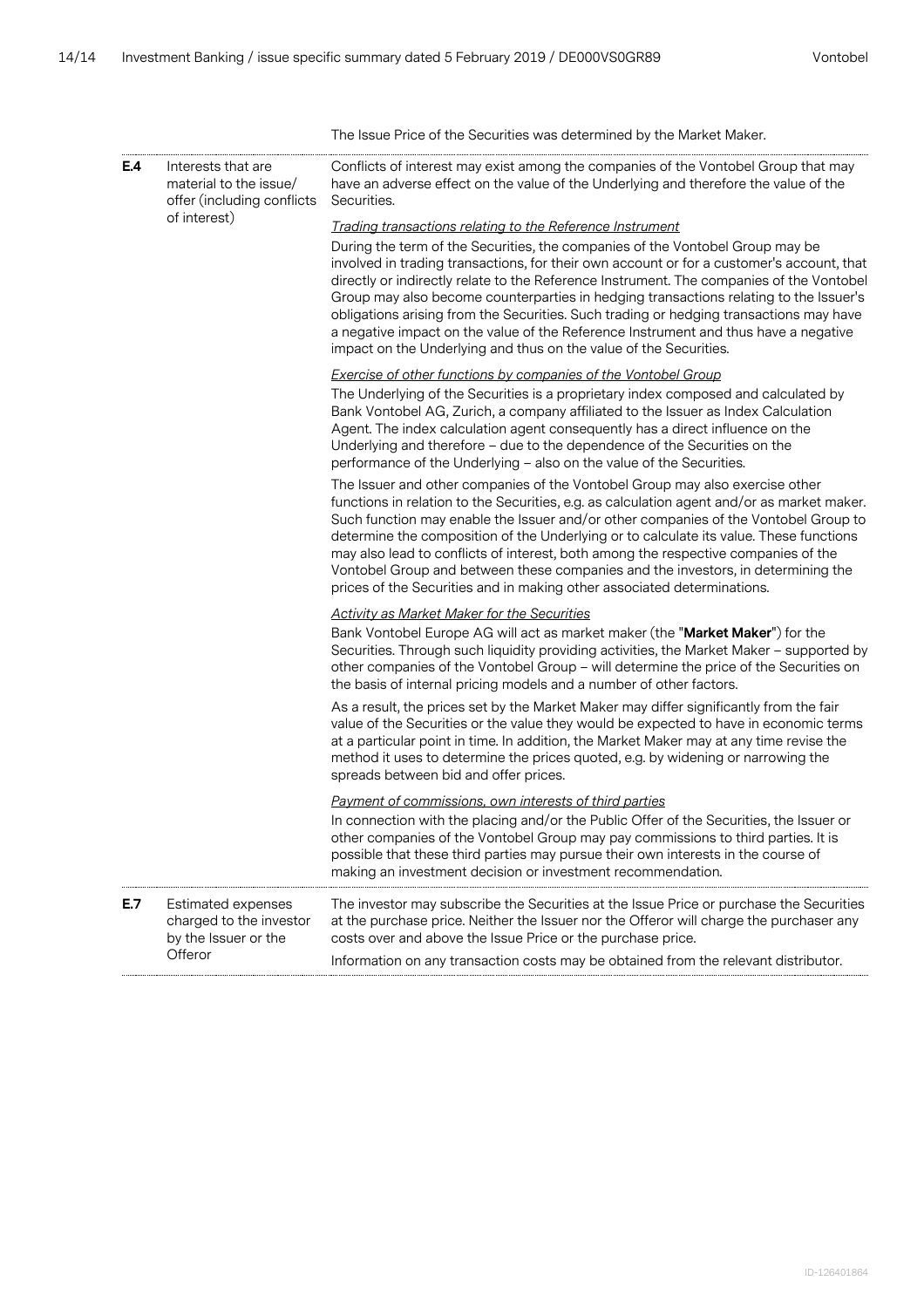The Issue Price of the Securities was determined by the Market Maker.

| | | |
|---|---|---|
| **E.4** | Interests that are material to the issue/ offer (including conflicts of interest) | Conflicts of interest may exist among the companies of the Vontobel Group that may have an adverse effect on the value of the Underlying and therefore the value of the Securities.<br><br>*Trading transactions relating to the Reference Instrument*<br>During the term of the Securities, the companies of the Vontobel Group may be involved in trading transactions, for their own account or for a customer's account, that directly or indirectly relate to the Reference Instrument. The companies of the Vontobel Group may also become counterparties in hedging transactions relating to the Issuer's obligations arising from the Securities. Such trading or hedging transactions may have a negative impact on the value of the Reference Instrument and thus have a negative impact on the Underlying and thus on the value of the Securities.<br><br>*Exercise of other functions by companies of the Vontobel Group*<br>The Underlying of the Securities is a proprietary index composed and calculated by Bank Vontobel AG, Zurich, a company affiliated to the Issuer as Index Calculation Agent. The index calculation agent consequently has a direct influence on the Underlying and therefore – due to the dependence of the Securities on the performance of the Underlying – also on the value of the Securities.<br><br>The Issuer and other companies of the Vontobel Group may also exercise other functions in relation to the Securities, e.g. as calculation agent and/or as market maker. Such function may enable the Issuer and/or other companies of the Vontobel Group to determine the composition of the Underlying or to calculate its value. These functions may also lead to conflicts of interest, both among the respective companies of the Vontobel Group and between these companies and the investors, in determining the prices of the Securities and in making other associated determinations.<br><br>*Activity as Market Maker for the Securities*<br>Bank Vontobel Europe AG will act as market maker (the "**Market Maker**") for the Securities. Through such liquidity providing activities, the Market Maker – supported by other companies of the Vontobel Group – will determine the price of the Securities on the basis of internal pricing models and a number of other factors.<br><br>As a result, the prices set by the Market Maker may differ significantly from the fair value of the Securities or the value they would be expected to have in economic terms at a particular point in time. In addition, the Market Maker may at any time revise the method it uses to determine the prices quoted, e.g. by widening or narrowing the spreads between bid and offer prices.<br><br>*Payment of commissions, own interests of third parties*<br>In connection with the placing and/or the Public Offer of the Securities, the Issuer or other companies of the Vontobel Group may pay commissions to third parties. It is possible that these third parties may pursue their own interests in the course of making an investment decision or investment recommendation. |
| **E.7** | Estimated expenses charged to the investor by the Issuer or the Offeror | The investor may subscribe the Securities at the Issue Price or purchase the Securities at the purchase price. Neither the Issuer nor the Offeror will charge the purchaser any costs over and above the Issue Price or the purchase price.<br><br>Information on any transaction costs may be obtained from the relevant distributor. |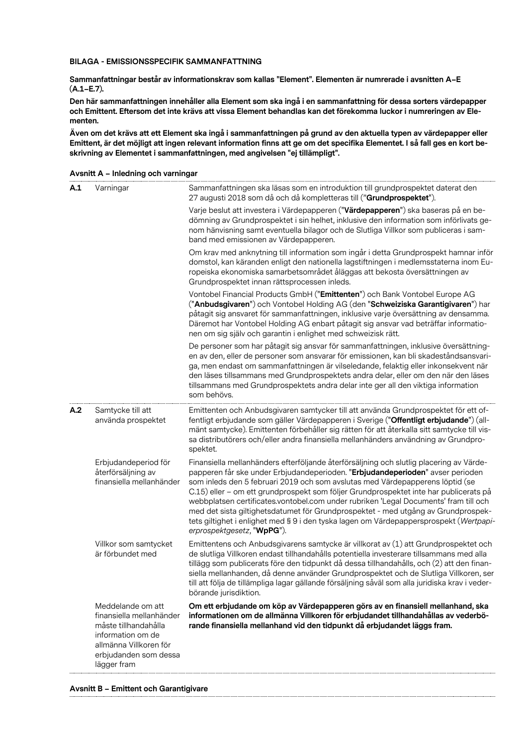**BILAGA - EMISSIONSSPECIFIK SAMMANFATTNING**

**Sammanfattningar består av informationskrav som kallas "Element". Elementen är numrerade i avsnitten A–E (A.1–E.7).**

**Den här sammanfattningen innehåller alla Element som ska ingå i en sammanfattning för dessa sorters värdepapper och Emittent. Eftersom det inte krävs att vissa Element behandlas kan det förekomma luckor i numreringen av Elementen.**

**Även om det krävs att ett Element ska ingå i sammanfattningen på grund av den aktuella typen av värdepapper eller Emittent, är det möjligt att ingen relevant information finns att ge om det specifika Elementet. I så fall ges en kort beskrivning av Elementet i sammanfattningen, med angivelsen "ej tillämpligt".**

**Avsnitt A – Inledning och varningar**

| | | |
|---|---|---|
| **A.1** | Varningar | Sammanfattningen ska läsas som en introduktion till grundprospektet daterat den 27 augusti 2018 som då och då kompletteras till ("**Grundprospektet**").<br><br>Varje beslut att investera i Värdepapperen ("**Värdepapperen**") ska baseras på en bedömning av Grundprospektet i sin helhet, inklusive den information som införlivats genom hänvisning samt eventuella bilagor och de Slutliga Villkor som publiceras i samband med emissionen av Värdepapperen.<br><br>Om krav med anknytning till information som ingår i detta Grundprospekt hamnar inför domstol, kan käranden enligt den nationella lagstiftningen i medlemsstaterna inom Europeiska ekonomiska samarbetsområdet åläggas att bekosta översättningen av Grundprospektet innan rättsprocessen inleds.<br><br>Vontobel Financial Products GmbH ("**Emittenten**") och Bank Vontobel Europe AG ("**Anbudsgivaren**") och Vontobel Holding AG (den "**Schweiziska Garantigivaren**") har påtagit sig ansvaret för sammanfattningen, inklusive varje översättning av densamma. Däremot har Vontobel Holding AG enbart påtagit sig ansvar vad beträffar informationen om sig själv och garantin i enlighet med schweizisk rätt.<br><br>De personer som har påtagit sig ansvar för sammanfattningen, inklusive översättningen av den, eller de personer som ansvarar för emissionen, kan bli skadeståndsansvariga, men endast om sammanfattningen är vilseledande, felaktig eller inkonsekvent när den läses tillsammans med Grundprospektets andra delar, eller om den när den läses tillsammans med Grundprospektets andra delar inte ger all den viktiga information som behövs. |
| **A.2** | Samtycke till att använda prospektet | Emittenten och Anbudsgivaren samtycker till att använda Grundprospektet för ett offentligt erbjudande som gäller Värdepapperen i Sverige ("**Offentligt erbjudande**") (allmänt samtycke). Emittenten förbehåller sig rätten för att återkalla sitt samtycke till vissa distributörers och/eller andra finansiella mellanhänders användning av Grundprospektet. |
| | Erbjudandeperiod för återförsäljning av finansiella mellanhänder | Finansiella mellanhänders efterföljande återförsäljning och slutlig placering av Värdepapperen får ske under Erbjudandeperioden. "**Erbjudandeperioden**" avser perioden som inleds den 5 februari 2019 och som avslutas med Värdepapperens löptid (se C.15) eller – om ett grundprospekt som följer Grundprospektet inte har publicerats på webbplatsen certificates.vontobel.com under rubriken 'Legal Documents' fram till och med det sista giltighetsdatumet för Grundprospektet - med utgång av Grundprospektets giltighet i enlighet med § 9 i den tyska lagen om Värdepappersprospekt (*Wertpapierprospektgesetz*, "**WpPG**"). |
| | Villkor som samtycket är förbundet med | Emittentens och Anbudsgivarens samtycke är villkorat av (1) att Grundprospektet och de slutliga Villkoren endast tillhandahålls potentiella investerare tillsammans med alla tillägg som publicerats före den tidpunkt då dessa tillhandahålls, och (2) att den finansiella mellanhanden, då denne använder Grundprospektet och de Slutliga Villkoren, ser till att följa de tillämpliga lagar gällande försäljning såväl som alla juridiska krav i vederbörande jurisdiktion. |
| | Meddelande om att finansiella mellanhänder måste tillhandahålla information om de allmänna Villkoren för erbjudanden som dessa lägger fram | **Om ett erbjudande om köp av Värdepapperen görs av en finansiell mellanhand, ska informationen om de allmänna Villkoren för erbjudandet tillhandahållas av vederbörande finansiella mellanhand vid den tidpunkt då erbjudandet läggs fram.** |

**Avsnitt B – Emittent och Garantigivare**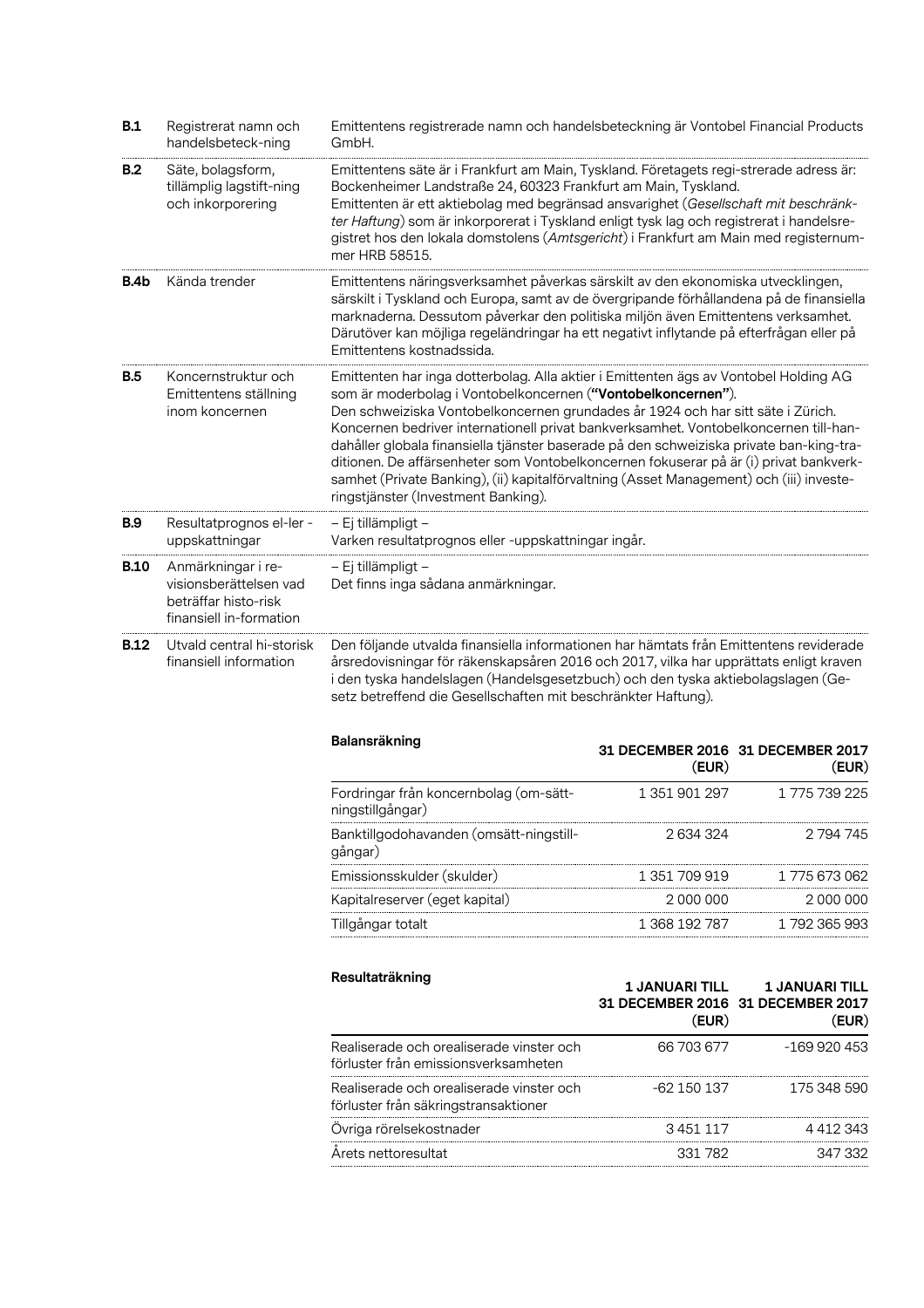| | | |
|---|---|---|
| **B.1** | Registrerat namn och handelsbeteck-ning | Emittentens registrerade namn och handelsbeteckning är Vontobel Financial Products GmbH. |
| **B.2** | Säte, bolagsform, tillämplig lagstift-ning och inkorporering | Emittentens säte är i Frankfurt am Main, Tyskland. Företagets regi-strerade adress är: Bockenheimer Landstraße 24, 60323 Frankfurt am Main, Tyskland. Emittenten är ett aktiebolag med begränsad ansvarighet (*Gesellschaft mit beschränk-ter Haftung*) som är inkorporerat i Tyskland enligt tysk lag och registrerat i handelsre-gistret hos den lokala domstolens (*Amtsgericht*) i Frankfurt am Main med registernum-mer HRB 58515. |
| **B.4b** | Kända trender | Emittentens näringsverksamhet påverkas särskilt av den ekonomiska utvecklingen, särskilt i Tyskland och Europa, samt av de övergripande förhållandena på de finansiella marknaderna. Dessutom påverkar den politiska miljön även Emittentens verksamhet. Därutöver kan möjliga regeländringar ha ett negativt inflytande på efterfrågan eller på Emittentens kostnadssida. |
| **B.5** | Koncernstruktur och Emittentens ställning inom koncernen | Emittenten har inga dotterbolag. Alla aktier i Emittenten ägs av Vontobel Holding AG som är moderbolag i Vontobelkoncernen (**"Vontobelkoncernen"**). Den schweiziska Vontobelkoncernen grundades år 1924 och har sitt säte i Zürich. Koncernen bedriver internationell privat bankverksamhet. Vontobelkoncernen till-handahåller globala finansiella tjänster baserade på den schweiziska private ban-king-tra-ditionen. De affärsenheter som Vontobelkoncernen fokuserar på är (i) privat bankverk-samhet (Private Banking), (ii) kapitalförvaltning (Asset Management) och (iii) investe-ringstjänster (Investment Banking). |
| **B.9** | Resultatprognos el-ler -uppskattningar | – Ej tillämpligt –<br>Varken resultatprognos eller -uppskattningar ingår. |
| **B.10** | Anmärkningar i re-visionsberättelsen vad beträffar histo-risk finansiell in-formation | – Ej tillämpligt –<br>Det finns inga sådana anmärkningar. |
| **B.12** | Utvald central hi-storisk finansiell information | Den följande utvalda finansiella informationen har hämtats från Emittentens reviderade årsredovisningar för räkenskapsåren 2016 och 2017, vilka har upprättats enligt kraven i den tyska handelslagen (Handelsgesetzbuch) och den tyska aktiebolagslagen (Ge-setz betreffend die Gesellschaften mit beschränkter Haftung). |

**Balansräkning**

| | 31 DECEMBER 2016 (EUR) | 31 DECEMBER 2017 (EUR) |
|---|---|---|
| Fordringar från koncernbolag (om-sätt-ningstillgångar) | 1 351 901 297 | 1 775 739 225 |
| Banktillgodohavanden (omsätt-ningstill-gångar) | 2 634 324 | 2 794 745 |
| Emissionsskulder (skulder) | 1 351 709 919 | 1 775 673 062 |
| Kapitalreserver (eget kapital) | 2 000 000 | 2 000 000 |
| Tillgångar totalt | 1 368 192 787 | 1 792 365 993 |

**Resultaträkning**

| | 1 JANUARI TILL 31 DECEMBER 2016 (EUR) | 1 JANUARI TILL 31 DECEMBER 2017 (EUR) |
|---|---|---|
| Realiserade och orealiserade vinster och förluster från emissionsverksamheten | 66 703 677 | -169 920 453 |
| Realiserade och orealiserade vinster och förluster från säkringstransaktioner | -62 150 137 | 175 348 590 |
| Övriga rörelsekostnader | 3 451 117 | 4 412 343 |
| Årets nettoresultat | 331 782 | 347 332 |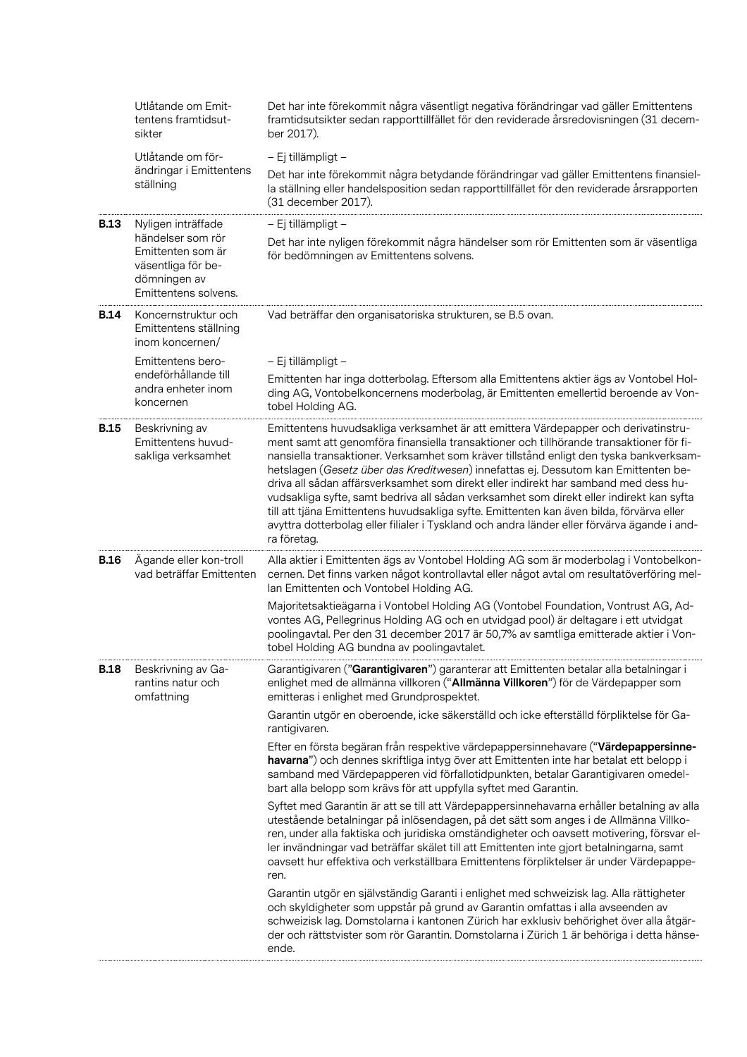| | | |
|---|---|---|
| | Utlåtande om Emittentens framtidsutsikter | Det har inte förekommit några väsentligt negativa förändringar vad gäller Emittentens framtidsutsikter sedan rapporttillfället för den reviderade årsredovisningen (31 december 2017). |
| | Utlåtande om förändringar i Emittentens ställning | – Ej tillämpligt –<br>Det har inte förekommit några betydande förändringar vad gäller Emittentens finansiella ställning eller handelsposition sedan rapporttillfället för den reviderade årsrapporten (31 december 2017). |
| **B.13** | Nyligen inträffade händelser som rör Emittenten som är väsentliga för bedömningen av Emittentens solvens. | – Ej tillämpligt –<br>Det har inte nyligen förekommit några händelser som rör Emittenten som är väsentliga för bedömningen av Emittentens solvens. |
| **B.14** | Koncernstruktur och Emittentens ställning inom koncernen/ | Vad beträffar den organisatoriska strukturen, se B.5 ovan. |
| | Emittentens beroendeförhållande till andra enheter inom koncernen | – Ej tillämpligt –<br>Emittenten har inga dotterbolag. Eftersom alla Emittentens aktier ägs av Vontobel Holding AG, Vontobelkoncernens moderbolag, är Emittenten emellertid beroende av Vontobel Holding AG. |
| **B.15** | Beskrivning av Emittentens huvudsakliga verksamhet | Emittentens huvudsakliga verksamhet är att emittera Värdepapper och derivatinstrument samt att genomföra finansiella transaktioner och tillhörande transaktioner för finansiella transaktioner. Verksamhet som kräver tillstånd enligt den tyska bankverksamhetslagen (*Gesetz über das Kreditwesen*) innefattas ej. Dessutom kan Emittenten bedriva all sådan affärsverksamhet som direkt eller indirekt har samband med dess huvudsakliga syfte, samt bedriva all sådan verksamhet som direkt eller indirekt kan syfta till att tjäna Emittentens huvudsakliga syfte. Emittenten kan även bilda, förvärva eller avyttra dotterbolag eller filialer i Tyskland och andra länder eller förvärva ägande i andra företag. |
| **B.16** | Ägande eller kon-troll vad beträffar Emittenten | Alla aktier i Emittenten ägs av Vontobel Holding AG som är moderbolag i Vontobelkoncernen. Det finns varken något kontrollavtal eller något avtal om resultatöverföring mellan Emittenten och Vontobel Holding AG.<br>Majoritetsaktieägarna i Vontobel Holding AG (Vontobel Foundation, Vontrust AG, Advontes AG, Pellegrinus Holding AG och en utvidgad pool) är deltagare i ett utvidgat poolingavtal. Per den 31 december 2017 är 50,7% av samtliga emitterade aktier i Vontobel Holding AG bundna av poolingavtalet. |
| **B.18** | Beskrivning av Garantins natur och omfattning | Garantigivaren ("**Garantigivaren**") garanterar att Emittenten betalar alla betalningar i enlighet med de allmänna villkoren ("**Allmänna Villkoren**") för de Värdepapper som emitteras i enlighet med Grundprospektet.<br>Garantin utgör en oberoende, icke säkerställd och icke efterställd förpliktelse för Garantigivaren.<br>Efter en första begäran från respektive värdepappersinnehavare ("**Värdepappersinnehavarna**") och dennes skriftliga intyg över att Emittenten inte har betalat ett belopp i samband med Värdepapperen vid förfallotidpunkten, betalar Garantigivaren omedelbart alla belopp som krävs för att uppfylla syftet med Garantin.<br>Syftet med Garantin är att se till att Värdepappersinnehavarna erhåller betalning av alla utestående betalningar på inlösendagen, på det sätt som anges i de Allmänna Villkoren, under alla faktiska och juridiska omständigheter och oavsett motivering, försvar eller invändningar vad beträffar skälet till att Emittenten inte gjort betalningarna, samt oavsett hur effektiva och verkställbara Emittentens förpliktelser är under Värdepapperen.<br>Garantin utgör en självständig Garanti i enlighet med schweizisk lag. Alla rättigheter och skyldigheter som uppstår på grund av Garantin omfattas i alla avseenden av schweizisk lag. Domstolarna i kantonen Zürich har exklusiv behörighet över alla åtgärder och rättstvister som rör Garantin. Domstolarna i Zürich 1 är behöriga i detta hänseende. |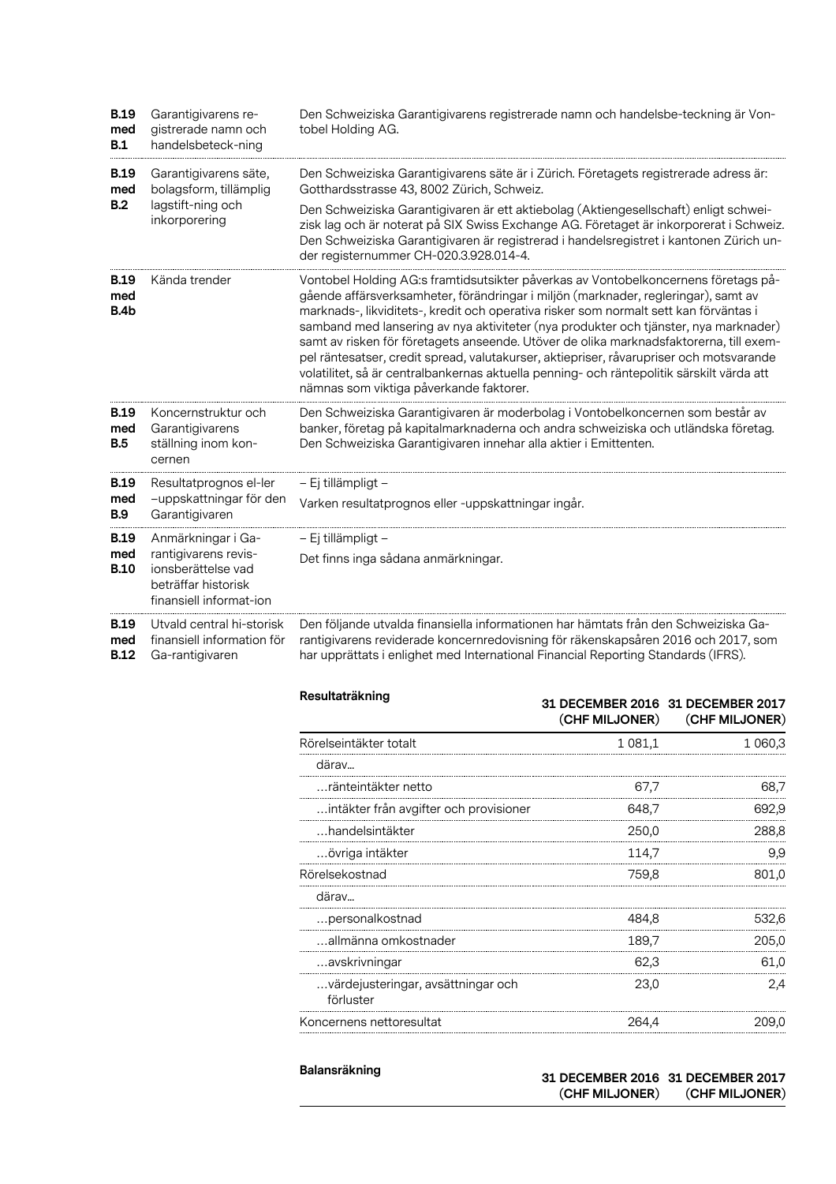| | | |
|---|---|---|
| **B.19 med B.1** | Garantigivarens registrerade namn och handelsbeteck-ning | Den Schweiziska Garantigivarens registrerade namn och handelsbe-teckning är Vontobel Holding AG. |
| **B.19 med B.2** | Garantigivarens säte, bolagsform, tillämplig lagstift-ning och inkorporering | Den Schweiziska Garantigivarens säte är i Zürich. Företagets registrerade adress är: Gotthardsstrasse 43, 8002 Zürich, Schweiz.<br><br>Den Schweiziska Garantigivaren är ett aktiebolag (Aktiengesellschaft) enligt schweizisk lag och är noterat på SIX Swiss Exchange AG. Företaget är inkorporerat i Schweiz. Den Schweiziska Garantigivaren är registrerad i handelsregistret i kantonen Zürich under registernummer CH-020.3.928.014-4. |
| **B.19 med B.4b** | Kända trender | Vontobel Holding AG:s framtidsutsikter påverkas av Vontobelkoncernens företags pågående affärsverksamheter, förändringar i miljön (marknader, regleringar), samt av marknads-, likviditets-, kredit och operativa risker som normalt sett kan förväntas i samband med lansering av nya aktiviteter (nya produkter och tjänster, nya marknader) samt av risken för företagets anseende. Utöver de olika marknadsfaktorerna, till exempel räntesatser, credit spread, valutakurser, aktiepriser, råvarupriser och motsvarande volatilitet, så är centralbankernas aktuella penning- och räntepolitik särskilt värda att nämnas som viktiga påverkande faktorer. |
| **B.19 med B.5** | Koncernstruktur och Garantigivarens ställning inom koncernen | Den Schweiziska Garantigivaren är moderbolag i Vontobelkoncernen som består av banker, företag på kapitalmarknaderna och andra schweiziska och utländska företag. Den Schweiziska Garantigivaren innehar alla aktier i Emittenten. |
| **B.19 med B.9** | Resultatprognos el-ler –uppskattningar för den Garantigivaren | – Ej tillämpligt –<br><br>Varken resultatprognos eller -uppskattningar ingår. |
| **B.19 med B.10** | Anmärkningar i Garantigivarens revisionsberättelse vad beträffar historisk finansiell informat-ion | – Ej tillämpligt –<br><br>Det finns inga sådana anmärkningar. |
| **B.19 med B.12** | Utvald central hi-storisk finansiell information för Ga-rantigivaren | Den följande utvalda finansiella informationen har hämtats från den Schweiziska Garantigivarens reviderade koncernredovisning för räkenskapsåren 2016 och 2017, som har upprättats i enlighet med International Financial Reporting Standards (IFRS). |

| **Resultaträkning** | **31 DECEMBER 2016 (CHF MILJONER)** | **31 DECEMBER 2017 (CHF MILJONER)** |
|---|---|---|
| Rörelseintäkter totalt | 1 081,1 | 1 060,3 |
| därav… | | |
| …ränteintäkter netto | 67,7 | 68,7 |
| …intäkter från avgifter och provisioner | 648,7 | 692,9 |
| …handelsintäkter | 250,0 | 288,8 |
| …övriga intäkter | 114,7 | 9,9 |
| Rörelsekostnad | 759,8 | 801,0 |
| därav… | | |
| …personalkostnad | 484,8 | 532,6 |
| …allmänna omkostnader | 189,7 | 205,0 |
| …avskrivningar | 62,3 | 61,0 |
| …värdejusteringar, avsättningar och förluster | 23,0 | 2,4 |
| Koncernens nettoresultat | 264,4 | 209,0 |

| **Balansräkning** | **31 DECEMBER 2016 (CHF MILJONER)** | **31 DECEMBER 2017 (CHF MILJONER)** |
|---|---|---|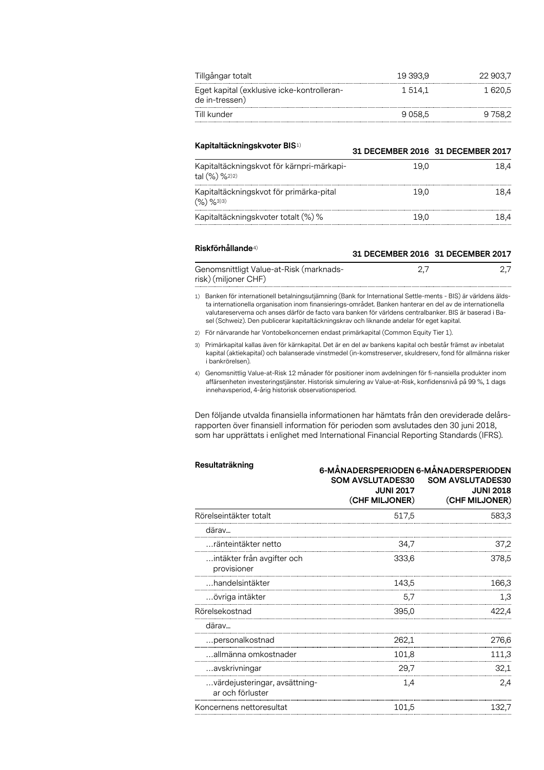| | | |
|---|---|---|
| Tillgångar totalt | 19 393,9 | 22 903,7 |
| Eget kapital (exklusive icke-kontrolleran-de in-tressen) | 1 514,1 | 1 620,5 |
| Till kunder | 9 058,5 | 9 758,2 |

| **Kapitaltäckningskvoter BIS**[1] | **31 DECEMBER 2016** | **31 DECEMBER 2017** |
|---|---|---|
| Kapitaltäckningskvot för kärnpri-märkapi-tal (%) %[2)2)] | 19,0 | 18,4 |
| Kapitaltäckningskvot för primärka-pital (%) %[3)3)] | 19,0 | 18,4 |
| Kapitaltäckningskvoter totalt (%) % | 19,0 | 18,4 |

| **Riskförhållande**[4] | **31 DECEMBER 2016** | **31 DECEMBER 2017** |
|---|---|---|
| Genomsnittligt Value-at-Risk (marknads-risk) (miljoner CHF) | 2,7 | 2,7 |

1) Banken för internationell betalningsutjämning (Bank for International Settle-ments - BIS) är världens äldsta internationella organisation inom finansierings-området. Banken hanterar en del av de internationella valutareserverna och anses därför de facto vara banken för världens centralbanker. BIS är baserad i Basel (Schweiz). Den publicerar kapitaltäckningskrav och liknande andelar för eget kapital.

2) För närvarande har Vontobelkoncernen endast primärkapital (Common Equity Tier 1).

3) Primärkapital kallas även för kärnkapital. Det är en del av bankens kapital och består främst av inbetalat kapital (aktiekapital) och balanserade vinstmedel (in-komstreserver, skuldreserv, fond för allmänna risker i bankrörelsen).

4) Genomsnittlig Value-at-Risk 12 månader för positioner inom avdelningen för fi-nansiella produkter inom affärsenheten investeringstjänster. Historisk simulering av Value-at-Risk, konfidensnivå på 99 %, 1 dags innehavsperiod, 4-årig historisk observationsperiod.

Den följande utvalda finansiella informationen har hämtats från den oreviderade delårsrapporten över finansiell information för perioden som avslutades den 30 juni 2018, som har upprättats i enlighet med International Financial Reporting Standards (IFRS).

| **Resultaträkning** | **6-MÅNADERSPERIODEN SOM AVSLUTADES30 JUNI 2017 (CHF MILJONER)** | **6-MÅNADERSPERIODEN SOM AVSLUTADES30 JUNI 2018 (CHF MILJONER)** |
|---|---|---|
| Rörelseintäkter totalt | 517,5 | 583,3 |
| därav… | | |
| …ränteintäkter netto | 34,7 | 37,2 |
| …intäkter från avgifter och provisioner | 333,6 | 378,5 |
| …handelsintäkter | 143,5 | 166,3 |
| …övriga intäkter | 5,7 | 1,3 |
| Rörelsekostnad | 395,0 | 422,4 |
| därav… | | |
| …personalkostnad | 262,1 | 276,6 |
| …allmänna omkostnader | 101,8 | 111,3 |
| …avskrivningar | 29,7 | 32,1 |
| …värdejusteringar, avsättning-ar och förluster | 1,4 | 2,4 |
| Koncernens nettoresultat | 101,5 | 132,7 |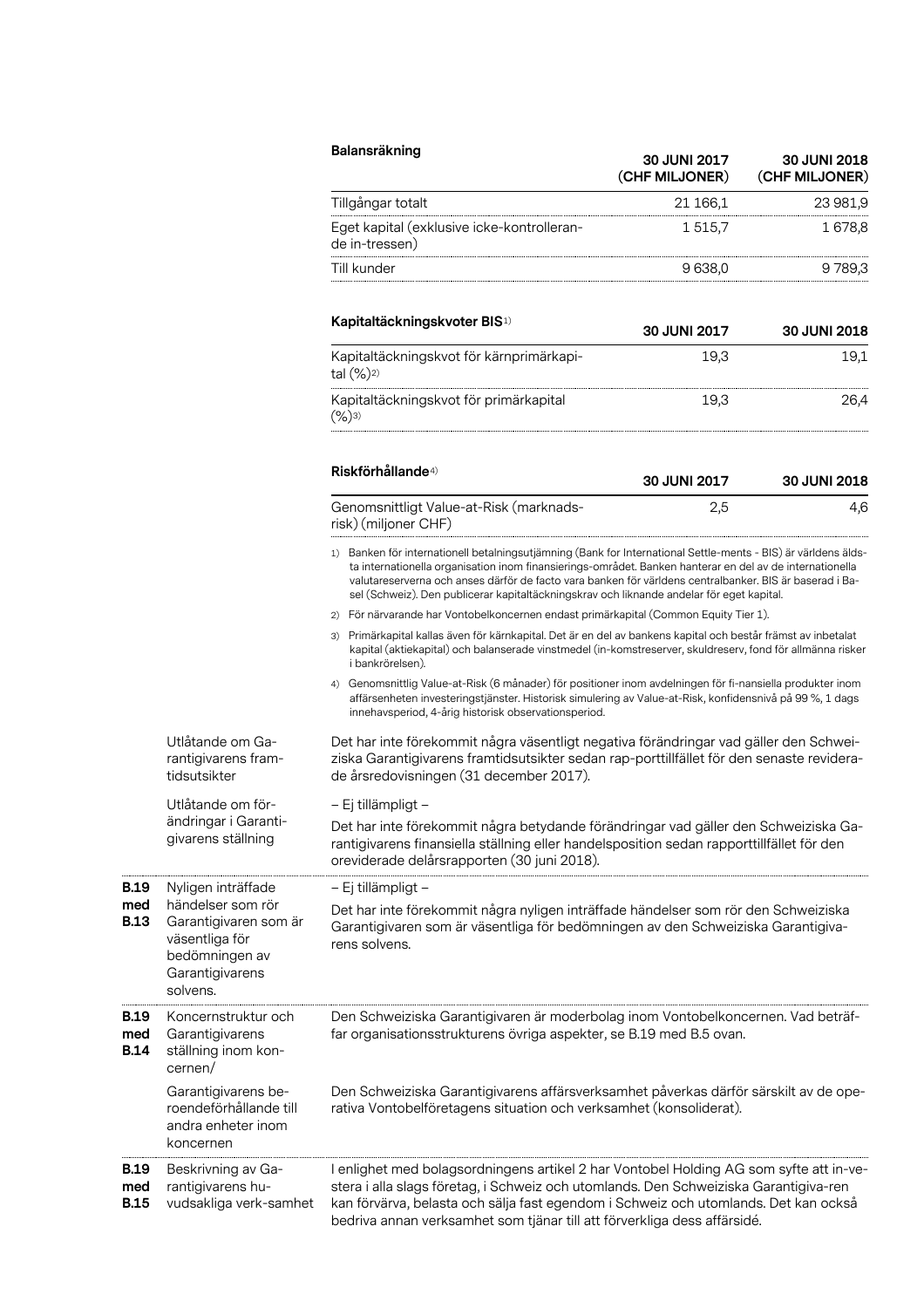| Balansräkning | 30 JUNI 2017 (CHF MILJONER) | 30 JUNI 2018 (CHF MILJONER) |
|---|---|---|
| Tillgångar totalt | 21 166,1 | 23 981,9 |
| Eget kapital (exklusive icke-kontrolleran-de in-tressen) | 1 515,7 | 1 678,8 |
| Till kunder | 9 638,0 | 9 789,3 |

| Kapitaltäckningskvoter BIS[1] | 30 JUNI 2017 | 30 JUNI 2018 |
|---|---|---|
| Kapitaltäckningskvot för kärnprimärkapital (%)[2] | 19,3 | 19,1 |
| Kapitaltäckningskvot för primärkapital (%)[3] | 19,3 | 26,4 |

| Riskförhållande[4] | 30 JUNI 2017 | 30 JUNI 2018 |
|---|---|---|
| Genomsnittligt Value-at-Risk (marknads-risk) (miljoner CHF) | 2,5 | 4,6 |

1) Banken för internationell betalningsutjämning (Bank for International Settle-ments - BIS) är världens äldsta internationella organisation inom finansierings-området. Banken hanterar en del av de internationella valutareserverna och anses därför de facto vara banken för världens centralbanker. BIS är baserad i Basel (Schweiz). Den publicerar kapitaltäckningskrav och liknande andelar för eget kapital.

2) För närvarande har Vontobelkoncernen endast primärkapital (Common Equity Tier 1).

3) Primärkapital kallas även för kärnkapital. Det är en del av bankens kapital och består främst av inbetalat kapital (aktiekapital) och balanserade vinstmedel (in-komstreserver, skuldreserv, fond för allmänna risker i bankrörelsen).

4) Genomsnittlig Value-at-Risk (6 månader) för positioner inom avdelningen för fi-nansiella produkter inom affärsenheten investeringstjänster. Historisk simulering av Value-at-Risk, konfidensnivå på 99 %, 1 dags innehavsperiod, 4-årig historisk observationsperiod.

| | | |
|---|---|---|
| | Utlåtande om Garantigivarens framtidsutsikter | Det har inte förekommit några väsentligt negativa förändringar vad gäller den Schweiziska Garantigivarens framtidsutsikter sedan rap-porttillfället för den senaste reviderade årsredovisningen (31 december 2017). |
| | Utlåtande om förändringar i Garantigivarens ställning | – Ej tillämpligt –<br>Det har inte förekommit några betydande förändringar vad gäller den Schweiziska Garantigivarens finansiella ställning eller handelsposition sedan rapporttillfället för den oreviderade delårsrapporten (30 juni 2018). |
| **B.19 med B.13** | Nyligen inträffade händelser som rör Garantigivaren som är väsentliga för bedömningen av Garantigivarens solvens. | – Ej tillämpligt –<br>Det har inte förekommit några nyligen inträffade händelser som rör den Schweiziska Garantigivaren som är väsentliga för bedömningen av den Schweiziska Garantigivarens solvens. |
| **B.19 med B.14** | Koncernstruktur och Garantigivarens ställning inom koncernen/ | Den Schweiziska Garantigivaren är moderbolag inom Vontobelkoncernen. Vad beträffar organisationsstrukturens övriga aspekter, se B.19 med B.5 ovan. |
| | Garantigivarens beroendeförhållande till andra enheter inom koncernen | Den Schweiziska Garantigivarens affärsverksamhet påverkas därför särskilt av de operativa Vontobelföretagens situation och verksamhet (konsoliderat). |
| **B.19 med B.15** | Beskrivning av Garantigivarens huvudsakliga verk-samhet | I enlighet med bolagsordningens artikel 2 har Vontobel Holding AG som syfte att in-vestera i alla slags företag, i Schweiz och utomlands. Den Schweiziska Garantigiva-ren kan förvärva, belasta och sälja fast egendom i Schweiz och utomlands. Det kan också bedriva annan verksamhet som tjänar till att förverkliga dess affärsidé. |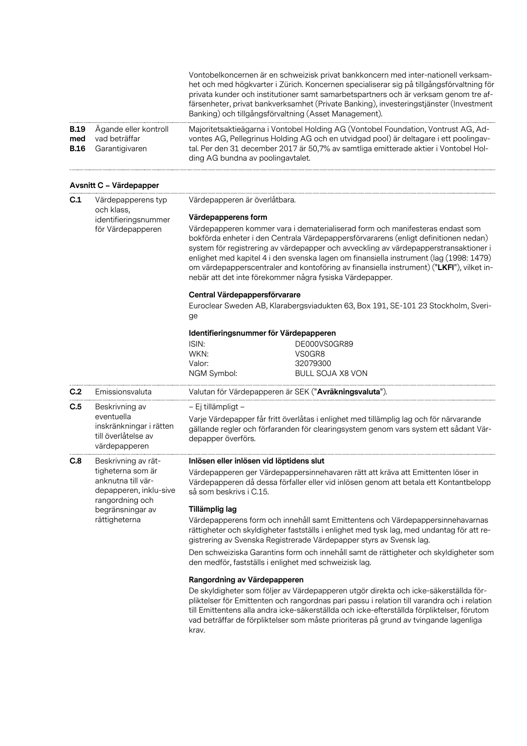| | | |
|---|---|---|
| | | Vontobelkoncernen är en schweizisk privat bankkoncern med inter-nationell verksamhet och med högkvarter i Zürich. Koncernen specialiserar sig på tillgångsförvaltning för privata kunder och institutioner samt samarbetspartners och är verksam genom tre affärsenheter, privat bankverksamhet (Private Banking), investeringstjänster (Investment Banking) och tillgångsförvaltning (Asset Management). |
| **B.19 med B.16** | Ägande eller kontroll vad beträffar Garantigivaren | Majoritetsaktieägarna i Vontobel Holding AG (Vontobel Foundation, Vontrust AG, Advontes AG, Pellegrinus Holding AG och en utvidgad pool) är deltagare i ett poolingavtal. Per den 31 december 2017 är 50,7% av samtliga emitterade aktier i Vontobel Holding AG bundna av poolingavtalet. |

**Avsnitt C – Värdepapper**

| | | |
|---|---|---|
| **C.1** | Värdepapperens typ och klass, identifieringsnummer för Värdepapperen | Värdepapperen är överlåtbara.<br><br>**Värdepapperens form**<br><br>Värdepapperen kommer vara i dematerialiserad form och manifesteras endast som bokförda enheter i den Centrala Värdepappersförvararens (enligt definitionen nedan) system för registrering av värdepapper och avveckling av värdepapperstransaktioner i enlighet med kapitel 4 i den svenska lagen om finansiella instrument (lag (1998: 1479) om värdepapperscentraler and kontoföring av finansiella instrument) ("**LKFI**"), vilket innebär att det inte förekommer några fysiska Värdepapper.<br><br>**Central Värdepappersförvarare**<br><br>Euroclear Sweden AB, Klarabergsviadukten 63, Box 191, SE-101 23 Stockholm, Sverige<br><br>**Identifieringsnummer för Värdepapperen**<br><br>ISIN: DE000VS0GR89<br>WKN: VS0GR8<br>Valor: 32079300<br>NGM Symbol: BULL SOJA X8 VON |
| **C.2** | Emissionsvaluta | Valutan för Värdepapperen är SEK ("**Avräkningsvaluta**"). |
| **C.5** | Beskrivning av eventuella inskränkningar i rätten till överlåtelse av värdepapperen | – Ej tillämpligt –<br><br>Varje Värdepapper får fritt överlåtas i enlighet med tillämplig lag och för närvarande gällande regler och förfaranden för clearingsystem genom vars system ett sådant Värdepapper överförs. |
| **C.8** | Beskrivning av rättigheterna som är anknutna till värdepapperen, inklu-sive rangordning och begränsningar av rättigheterna | **Inlösen eller inlösen vid löptidens slut**<br><br>Värdepapperen ger Värdepappersinnehavaren rätt att kräva att Emittenten löser in Värdepapperen då dessa förfaller eller vid inlösen genom att betala ett Kontantbelopp så som beskrivs i C.15.<br><br>**Tillämplig lag**<br><br>Värdepapperens form och innehåll samt Emittentens och Värdepappersinnehavarnas rättigheter och skyldigheter fastställs i enlighet med tysk lag, med undantag för att registrering av Svenska Registrerade Värdepapper styrs av Svensk lag.<br><br>Den schweiziska Garantins form och innehåll samt de rättigheter och skyldigheter som den medför, fastställs i enlighet med schweizisk lag.<br><br>**Rangordning av Värdepapperen**<br><br>De skyldigheter som följer av Värdepapperen utgör direkta och icke-säkerställda förpliktelser för Emittenten och rangordnas pari passu i relation till varandra och i relation till Emittentens alla andra icke-säkerställda och icke-efterställda förpliktelser, förutom vad beträffar de förpliktelser som måste prioriteras på grund av tvingande lagenliga krav. |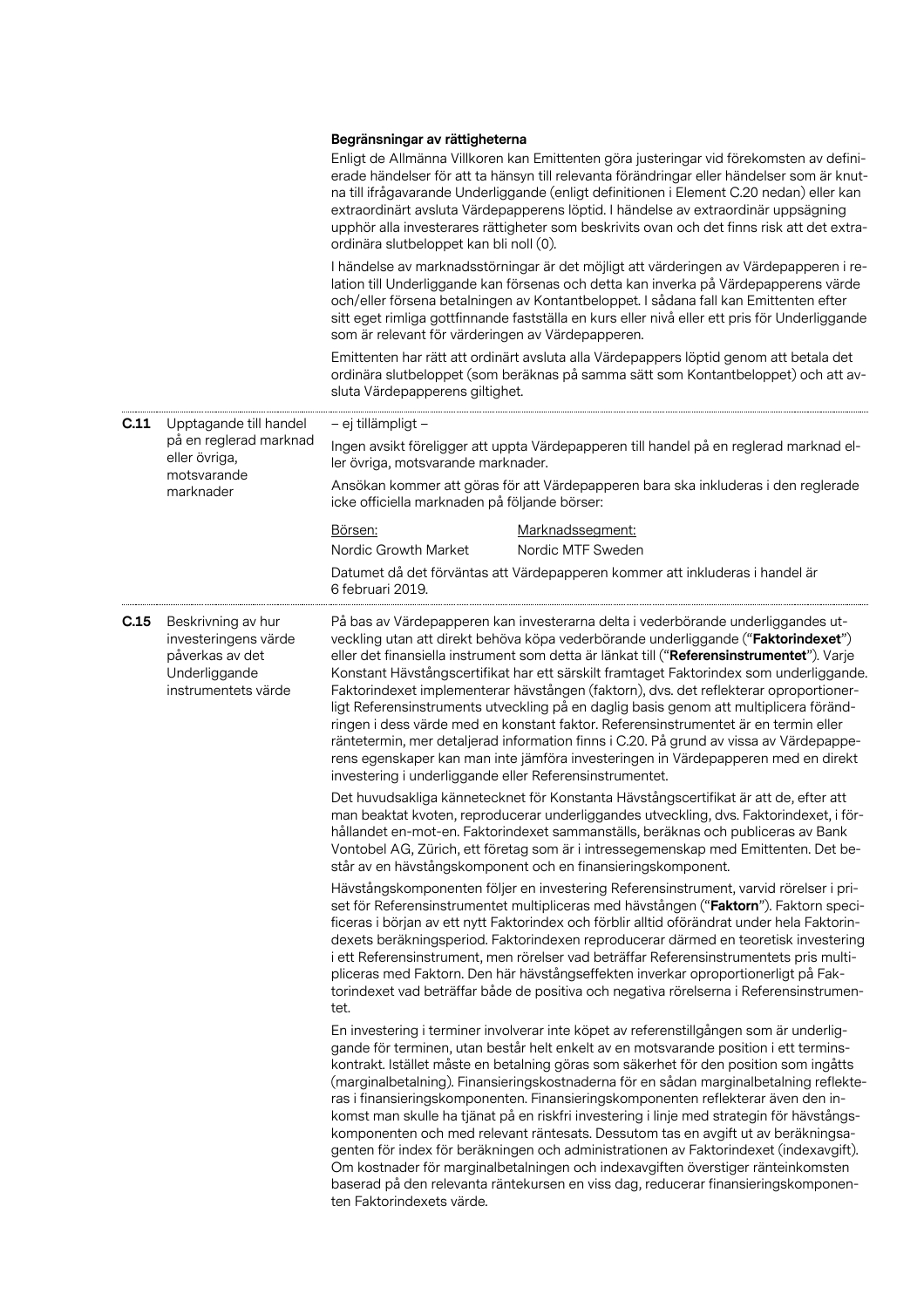**Begränsningar av rättigheterna**

Enligt de Allmänna Villkoren kan Emittenten göra justeringar vid förekomsten av definierade händelser för att ta hänsyn till relevanta förändringar eller händelser som är knutna till ifrågavarande Underliggande (enligt definitionen i Element C.20 nedan) eller kan extraordinärt avsluta Värdepapperens löptid. I händelse av extraordinär uppsägning upphör alla investerares rättigheter som beskrivits ovan och det finns risk att det extraordinära slutbeloppet kan bli noll (0).

I händelse av marknadsstörningar är det möjligt att värderingen av Värdepapperen i relation till Underliggande kan försenas och detta kan inverka på Värdepapperens värde och/eller försena betalningen av Kontantbeloppet. I sådana fall kan Emittenten efter sitt eget rimliga gottfinnande fastställa en kurs eller nivå eller ett pris för Underliggande som är relevant för värderingen av Värdepapperen.

Emittenten har rätt att ordinärt avsluta alla Värdepappers löptid genom att betala det ordinära slutbeloppet (som beräknas på samma sätt som Kontantbeloppet) och att avsluta Värdepapperens giltighet.

| | | |
|---|---|---|
| **C.11** | Upptagande till handel på en reglerad marknad eller övriga, motsvarande marknader | – ej tillämpligt –<br><br>Ingen avsikt föreligger att uppta Värdepapperen till handel på en reglerad marknad eller övriga, motsvarande marknader.<br><br>Ansökan kommer att göras för att Värdepapperen bara ska inkluderas i den reglerade icke officiella marknaden på följande börser:<br><br>Börsen: Nordic Growth Market — Marknadssegment: Nordic MTF Sweden<br><br>Datumet då det förväntas att Värdepapperen kommer att inkluderas i handel är 6 februari 2019. |
| **C.15** | Beskrivning av hur investeringens värde påverkas av det Underliggande instrumentets värde | På bas av Värdepapperen kan investerarna delta i vederbörande underliggandes utveckling utan att direkt behöva köpa vederbörande underliggande ("**Faktorindexet**") eller det finansiella instrument som detta är länkat till ("**Referensinstrumentet**"). Varje Konstant Hävstångscertifikat har ett särskilt framtaget Faktorindex som underliggande. Faktorindexet implementerar hävstången (faktorn), dvs. det reflekterar oproportionerligt Referensinstruments utveckling på en daglig basis genom att multiplicera förändringen i dess värde med en konstant faktor. Referensinstrumentet är en termin eller räntetermin, mer detaljerad information finns i C.20. På grund av vissa av Värdepapperens egenskaper kan man inte jämföra investeringen in Värdepapperen med en direkt investering i underliggande eller Referensinstrumentet.<br><br>Det huvudsakliga kännetecknet för Konstanta Hävstångscertifikat är att de, efter att man beaktat kvoten, reproducerar underliggandes utveckling, dvs. Faktorindexet, i förhållandet en-mot-en. Faktorindexet sammanställs, beräknas och publiceras av Bank Vontobel AG, Zürich, ett företag som är i intressegemenskap med Emittenten. Det består av en hävstångskomponent och en finansieringskomponent.<br><br>Hävstångskomponenten följer en investering Referensinstrument, varvid rörelser i priset för Referensinstrumentet multipliceras med hävstången ("**Faktorn**"). Faktorn specificeras i början av ett nytt Faktorindex och förblir alltid oförändrat under hela Faktorindexets beräkningsperiod. Faktorindexen reproducerar därmed en teoretisk investering i ett Referensinstrument, men rörelser vad beträffar Referensinstrumentets pris multipliceras med Faktorn. Den här hävstångseffekten inverkar oproportionerligt på Faktorindexet vad beträffar både de positiva och negativa rörelserna i Referensinstrumentet.<br><br>En investering i terminer involverar inte köpet av referenstillgången som är underliggande för terminen, utan består helt enkelt av en motsvarande position i ett terminskontrakt. Istället måste en betalning göras som säkerhet för den position som ingåtts (marginalbetalning). Finansieringskostnaderna för en sådan marginalbetalning reflekteras i finansieringskomponenten. Finansieringskomponenten reflekterar även den inkomst man skulle ha tjänat på en riskfri investering i linje med strategin för hävstångskomponenten och med relevant räntesats. Dessutom tas en avgift ut av beräkningsagenten för index för beräkningen och administrationen av Faktorindexet (indexavgift). Om kostnader för marginalbetalningen och indexavgiften överstiger ränteinkomsten baserad på den relevanta räntekursen en viss dag, reducerar finansieringskomponenten Faktorindexets värde. |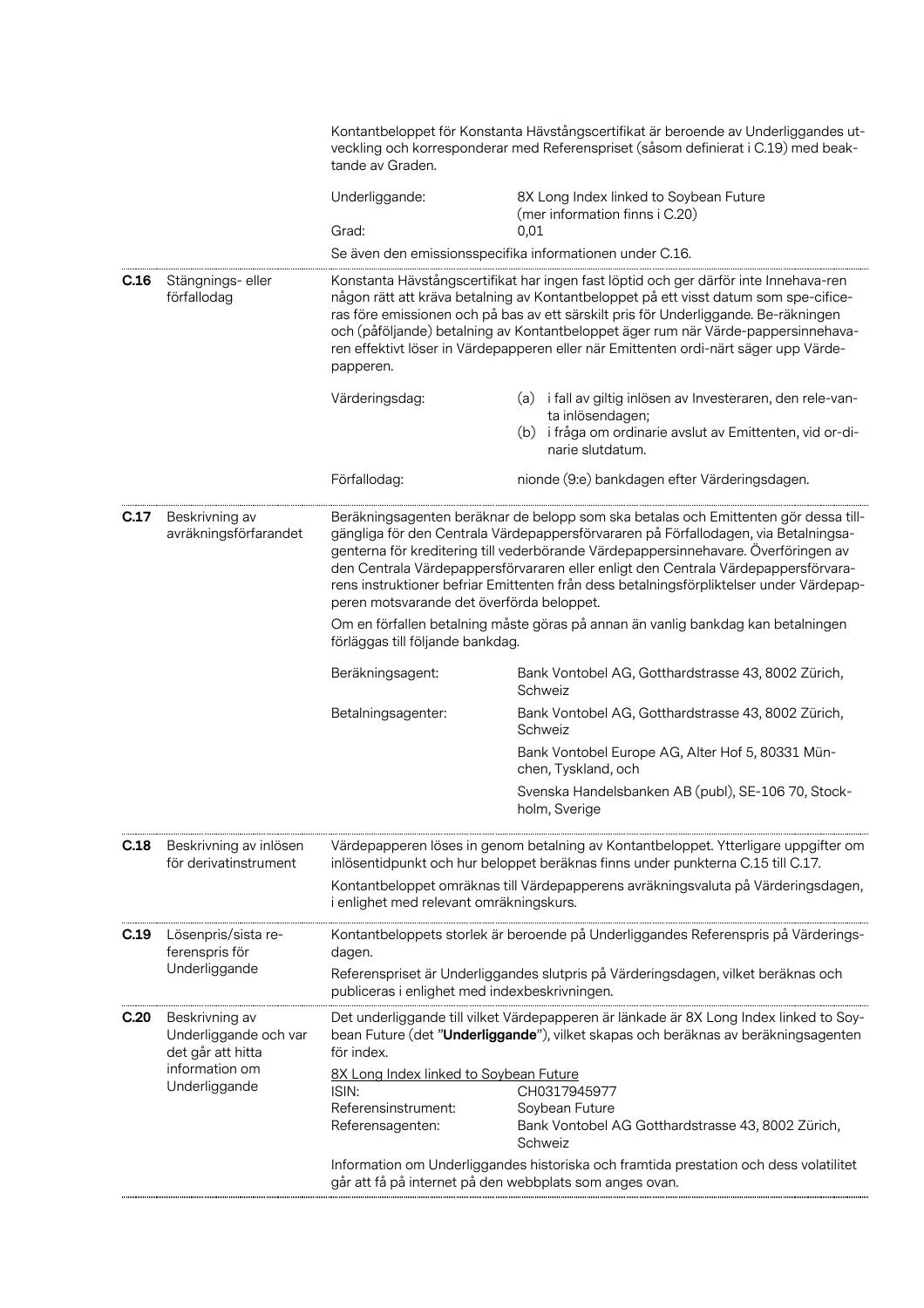| | | |
|---|---|---|
| | | Kontantbeloppet för Konstanta Hävstångscertifikat är beroende av Underliggandes utveckling och korresponderar med Referenspriset (såsom definierat i C.19) med beaktande av Graden.<br><br>Underliggande: 8X Long Index linked to Soybean Future (mer information finns i C.20)<br>Grad: 0,01<br><br>Se även den emissionsspecifika informationen under C.16. |
| **C.16** | Stängnings- eller förfallodag | Konstanta Hävstångscertifikat har ingen fast löptid och ger därför inte Innehava-ren någon rätt att kräva betalning av Kontantbeloppet på ett visst datum som spe-cificeras före emissionen och på bas av ett särskilt pris för Underliggande. Be-räkningen och (påföljande) betalning av Kontantbeloppet äger rum när Värde-pappersinnehava-ren effektivt löser in Värdepappren eller när Emittenten ordi-närt säger upp Värde-papperen.<br><br>Värderingsdag: (a) i fall av giltig inlösen av Investeraren, den rele-vanta inlösendagen; (b) i fråga om ordinarie avslut av Emittenten, vid or-dinarie slutdatum.<br><br>Förfallodag: nionde (9:e) bankdagen efter Värderingsdagen. |
| **C.17** | Beskrivning av avräkningsförfarandet | Beräkningsagenten beräknar de belopp som ska betalas och Emittenten gör dessa tillgängliga för den Centrala Värdepappersförvararen på Förfallodagen, via Betalningsagenterna för kreditering till vederbörande Värdepappersinnehavare. Överföringen av den Centrala Värdepappersförvararen eller enligt den Centrala Värdepappersförvararens instruktioner befriar Emittenten från dess betalningsförpliktelser under Värdepapperen motsvarande det överförda beloppet.<br><br>Om en förfallen betalning måste göras på annan än vanlig bankdag kan betalningen förläggas till följande bankdag.<br><br>Beräkningsagent: Bank Vontobel AG, Gotthardstrasse 43, 8002 Zürich, Schweiz<br><br>Betalningsagenter: Bank Vontobel AG, Gotthardstrasse 43, 8002 Zürich, Schweiz<br>Bank Vontobel Europe AG, Alter Hof 5, 80331 München, Tyskland, och<br>Svenska Handelsbanken AB (publ), SE-106 70, Stockholm, Sverige |
| **C.18** | Beskrivning av inlösen för derivatinstrument | Värdepapperen löses in genom betalning av Kontantbeloppet. Ytterligare uppgifter om inlösentidpunkt och hur beloppet beräknas finns under punkterna C.15 till C.17.<br><br>Kontantbeloppet omräknas till Värdepapperens avräkningsvaluta på Värderingsdagen, i enlighet med relevant omräkningskurs. |
| **C.19** | Lösenpris/sista referenspris för Underliggande | Kontantbeloppets storlek är beroende på Underliggandes Referenspris på Värderingsdagen.<br><br>Referenspriset är Underliggandes slutpris på Värderingsdagen, vilket beräknas och publiceras i enlighet med indexbeskrivningen. |
| **C.20** | Beskrivning av Underliggande och var det går att hitta information om Underliggande | Det underliggande till vilket Värdepapperen är länkade är 8X Long Index linked to Soybean Future (det "**Underliggande**"), vilket skapas och beräknas av beräkningsagenten för index.<br><br><u>8X Long Index linked to Soybean Future</u><br>ISIN: CH0317945977<br>Referensinstrument: Soybean Future<br>Referensagenten: Bank Vontobel AG Gotthardstrasse 43, 8002 Zürich, Schweiz<br><br>Information om Underliggandes historiska och framtida prestation och dess volatilitet går att få på internet på den webbplats som anges ovan. |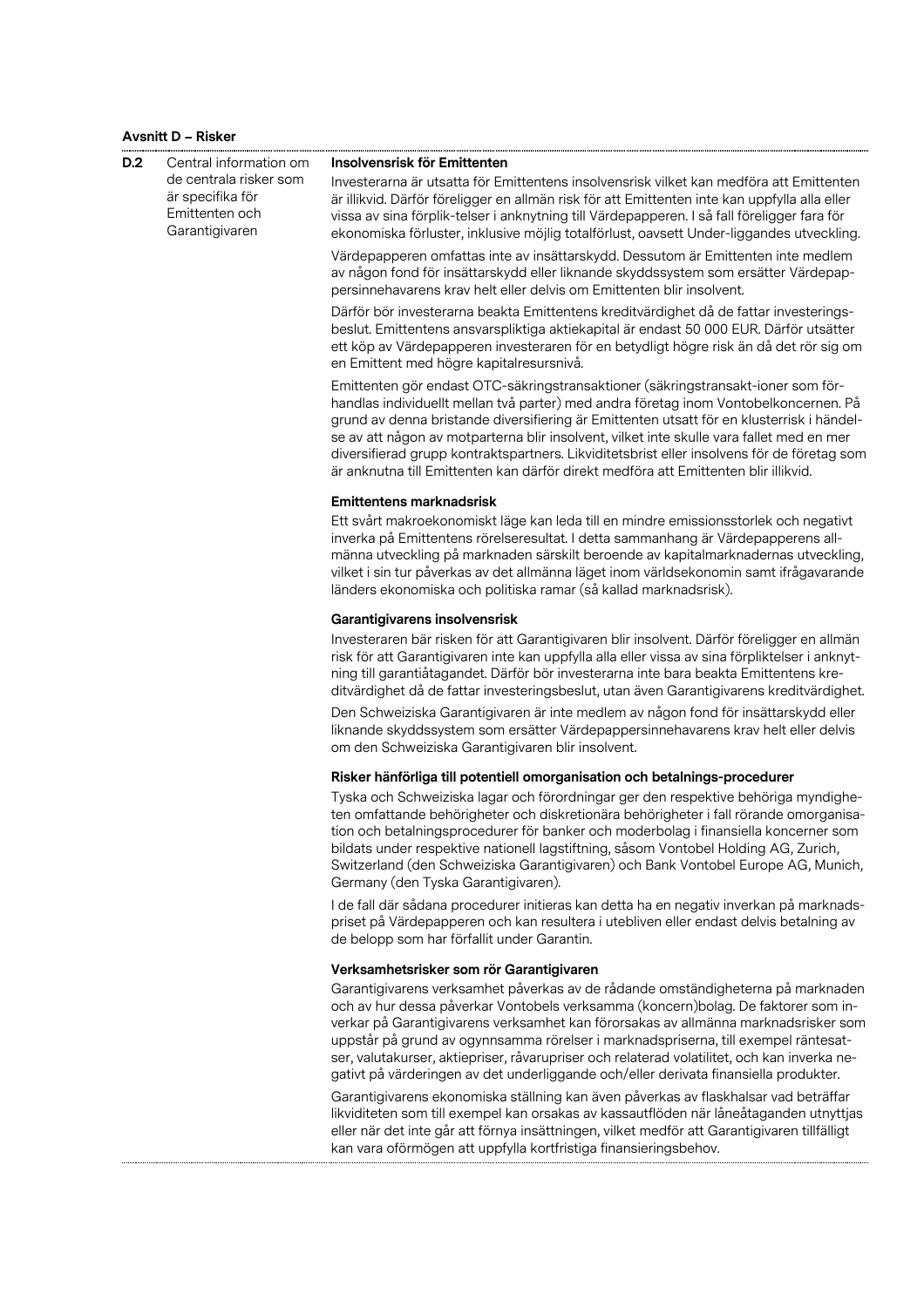**Avsnitt D – Risker**

| | | |
|---|---|---|
| D.2 | Central information om de centrala risker som är specifika för Emittenten och Garantigivaren | **Insolvensrisk för Emittenten**<br>Investerarna är utsatta för Emittentens insolvensrisk vilket kan medföra att Emittenten är illikvid. Därför föreligger en allmän risk för att Emittenten inte kan uppfylla alla eller vissa av sina förplik-telser i anknytning till Värdepapperen. I så fall föreligger fara för ekonomiska förluster, inklusive möjlig totalförlust, oavsett Under-liggandes utveckling.<br>Värdepapperen omfattas inte av insättarskydd. Dessutom är Emittenten inte medlem av någon fond för insättarskydd eller liknande skyddssystem som ersätter Värdepappersinnehavarens krav helt eller delvis om Emittenten blir insolvent.<br>Därför bör investerarna beakta Emittentens kreditvärdighet då de fattar investeringsbeslut. Emittentens ansvarspliktiga aktiekapital är endast 50 000 EUR. Därför utsätter ett köp av Värdepapperen investeraren för en betydligt högre risk än då det rör sig om en Emittent med högre kapitalresursnivå.<br>Emittenten gör endast OTC-säkringstransaktioner (säkringstransakt-ioner som förhandlas individuellt mellan två parter) med andra företag inom Vontobelkoncernen. På grund av denna bristande diversifiering är Emittenten utsatt för en klusterrisk i händelse av att någon av motparterna blir insolvent, vilket inte skulle vara fallet med en mer diversifierad grupp kontraktspartners. Likviditetsbrist eller insolvens för de företag som är anknutna till Emittenten kan därför direkt medföra att Emittenten blir illikvid.<br><br>**Emittentens marknadsrisk**<br>Ett svårt makroekonomiskt läge kan leda till en mindre emissionsstorlek och negativt inverka på Emittentens rörelseresultat. I detta sammanhang är Värdepapperens allmänna utveckling på marknaden särskilt beroende av kapitalmarknadernas utveckling, vilket i sin tur påverkas av det allmänna läget inom världsekonomin samt ifrågavarande länders ekonomiska och politiska ramar (så kallad marknadsrisk).<br><br>**Garantigivarens insolvensrisk**<br>Investeraren bär risken för att Garantigivaren blir insolvent. Därför föreligger en allmän risk för att Garantigivaren inte kan uppfylla alla eller vissa av sina förpliktelser i anknytning till garantiåtagandet. Därför bör investerarna inte bara beakta Emittentens kreditvärdighet då de fattar investeringsbeslut, utan även Garantigivarens kreditvärdighet.<br>Den Schweiziska Garantigivaren är inte medlem av någon fond för insättarskydd eller liknande skyddssystem som ersätter Värdepappersinnehavarens krav helt eller delvis om den Schweiziska Garantigivaren blir insolvent.<br><br>**Risker hänförliga till potentiell omorganisation och betalnings-procedurer**<br>Tyska och Schweiziska lagar och förordningar ger den respektive behöriga myndigheten omfattande behörigheter och diskretionära behörigheter i fall rörande omorganisation och betalningsprocedurer för banker och moderbolag i finansiella koncerner som bildats under respektive nationell lagstiftning, såsom Vontobel Holding AG, Zurich, Switzerland (den Schweiziska Garantigivaren) och Bank Vontobel Europe AG, Munich, Germany (den Tyska Garantigivaren).<br>I de fall där sådana procedurer initieras kan detta ha en negativ inverkan på marknadspriset på Värdepapperen och kan resultera i utebliven eller endast delvis betalning av de belopp som har förfallit under Garantin.<br><br>**Verksamhetsrisker som rör Garantigivaren**<br>Garantigivarens verksamhet påverkas av de rådande omständigheterna på marknaden och av hur dessa påverkar Vontobels verksamma (koncern)bolag. De faktorer som inverkar på Garantigivarens verksamhet kan förorsakas av allmänna marknadsrisker som uppstår på grund av ogynnsamma rörelser i marknadspriserna, till exempel räntesatser, valutakurser, aktiepriser, råvarupriser och relaterad volatilitet, och kan inverka negativt på värderingen av det underliggande och/eller derivata finansiella produkter.<br>Garantigivarens ekonomiska ställning kan även påverkas av flaskhalsar vad beträffar likviditeten som till exempel kan orsakas av kassautflöden när låneåtaganden utnyttjas eller när det inte går att förnya insättningen, vilket medför att Garantigivaren tillfälligt kan vara oförmögen att uppfylla kortfristiga finansieringsbehov. |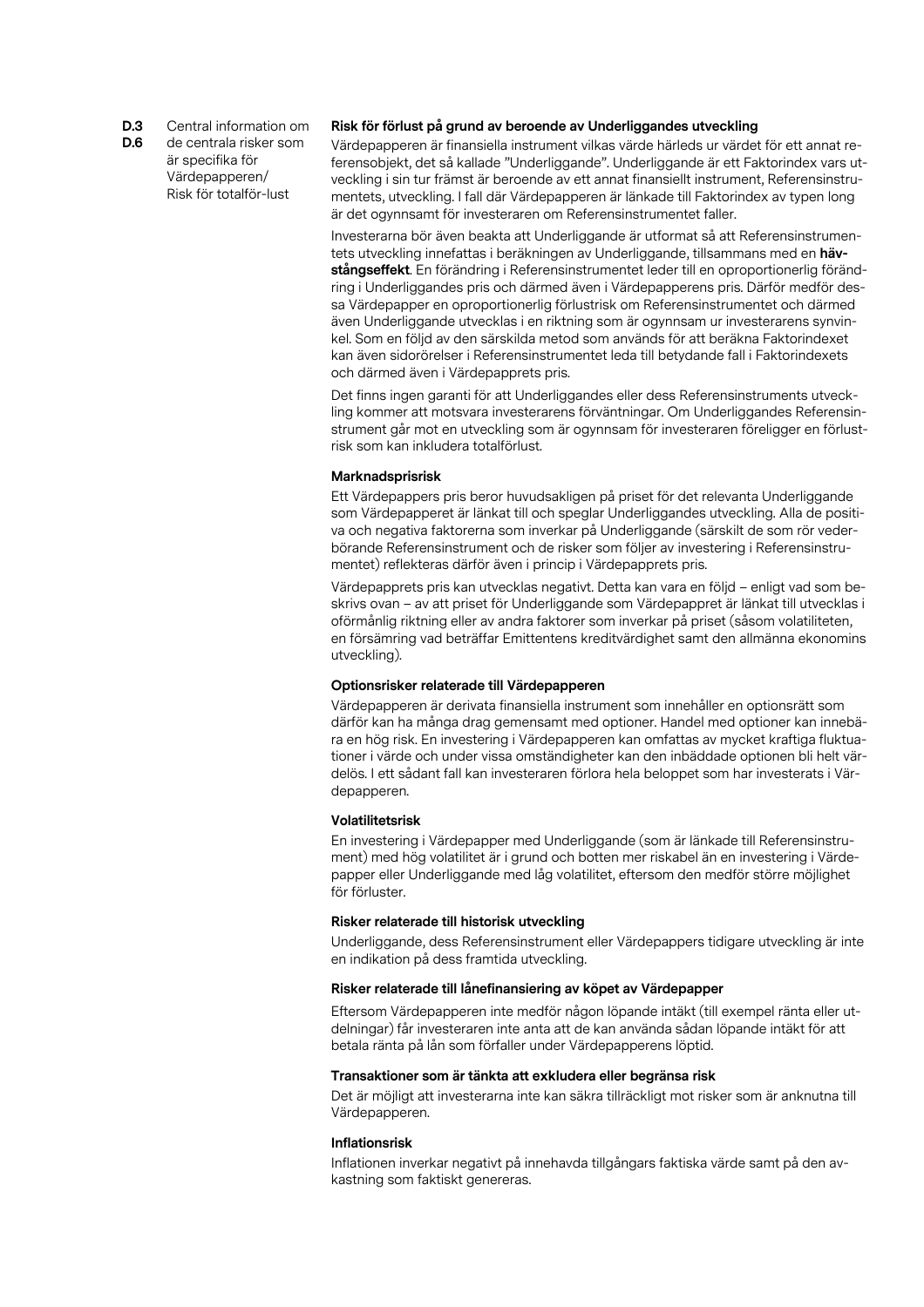**D.3**
**D.6**

Central information om de centrala risker som är specifika för Värdepapperen/ Risk för totalför-lust

**Risk för förlust på grund av beroende av Underliggandes utveckling**

Värdepapperen är finansiella instrument vilkas värde härleds ur värdet för ett annat referensobjekt, det så kallade "Underliggande". Underliggande är ett Faktorindex vars utveckling i sin tur främst är beroende av ett annat finansiellt instrument, Referensinstrumentets, utveckling. I fall där Värdepapperen är länkade till Faktorindex av typen long är det ogynnsamt för investeraren om Referensinstrumentet faller.

Investerarna bör även beakta att Underliggande är utformat så att Referensinstrumentets utveckling innefattas i beräkningen av Underliggande, tillsammans med en **hävstångseffekt**. En förändring i Referensinstrumentet leder till en oproportionerlig förändring i Underliggandes pris och därmed även i Värdepapperens pris. Därför medför dessa Värdepapper en oproportionerlig förlustrisk om Referensinstrumentet och därmed även Underliggande utvecklas i en riktning som är ogynnsam ur investerarens synvinkel. Som en följd av den särskilda metod som används för att beräkna Faktorindexet kan även sidorörelser i Referensinstrumentet leda till betydande fall i Faktorindexets och därmed även i Värdepapprets pris.

Det finns ingen garanti för att Underliggandes eller dess Referensinstruments utveckling kommer att motsvara investerarens förväntningar. Om Underliggandes Referensinstrument går mot en utveckling som är ogynnsam för investeraren föreligger en förlustrisk som kan inkludera totalförlust.

**Marknadsprisrisk**

Ett Värdepappers pris beror huvudsakligen på priset för det relevanta Underliggande som Värdepapperet är länkat till och speglar Underliggandes utveckling. Alla de positiva och negativa faktorerna som inverkar på Underliggande (särskilt de som rör vederbörande Referensinstrument och de risker som följer av investering i Referensinstrumentet) reflekteras därför även i princip i Värdepapprets pris.

Värdepapprets pris kan utvecklas negativt. Detta kan vara en följd – enligt vad som beskrivs ovan – av att priset för Underliggande som Värdepappret är länkat till utvecklas i oförmånlig riktning eller av andra faktorer som inverkar på priset (såsom volatiliteten, en försämring vad beträffar Emittentens kreditvärdighet samt den allmänna ekonomins utveckling).

**Optionsrisker relaterade till Värdepapperen**

Värdepapperen är derivata finansiella instrument som innehåller en optionsrätt som därför kan ha många drag gemensamt med optioner. Handel med optioner kan innebära en hög risk. En investering i Värdepapperen kan omfattas av mycket kraftiga fluktuationer i värde och under vissa omständigheter kan den inbäddade optionen bli helt värdelös. I ett sådant fall kan investeraren förlora hela beloppet som har investerats i Värdepapperen.

**Volatilitetsrisk**

En investering i Värdepapper med Underliggande (som är länkade till Referensinstrument) med hög volatilitet är i grund och botten mer riskabel än en investering i Värdepapper eller Underliggande med låg volatilitet, eftersom den medför större möjlighet för förluster.

**Risker relaterade till historisk utveckling**

Underliggande, dess Referensinstrument eller Värdepappers tidigare utveckling är inte en indikation på dess framtida utveckling.

**Risker relaterade till lånefinansiering av köpet av Värdepapper**

Eftersom Värdepapperen inte medför någon löpande intäkt (till exempel ränta eller utdelningar) får investeraren inte anta att de kan använda sådan löpande intäkt för att betala ränta på lån som förfaller under Värdepapperens löptid.

**Transaktioner som är tänkta att exkludera eller begränsa risk**

Det är möjligt att investerarna inte kan säkra tillräckligt mot risker som är anknutna till Värdepapperen.

**Inflationsrisk**

Inflationen inverkar negativt på innehavda tillgångars faktiska värde samt på den avkastning som faktiskt genereras.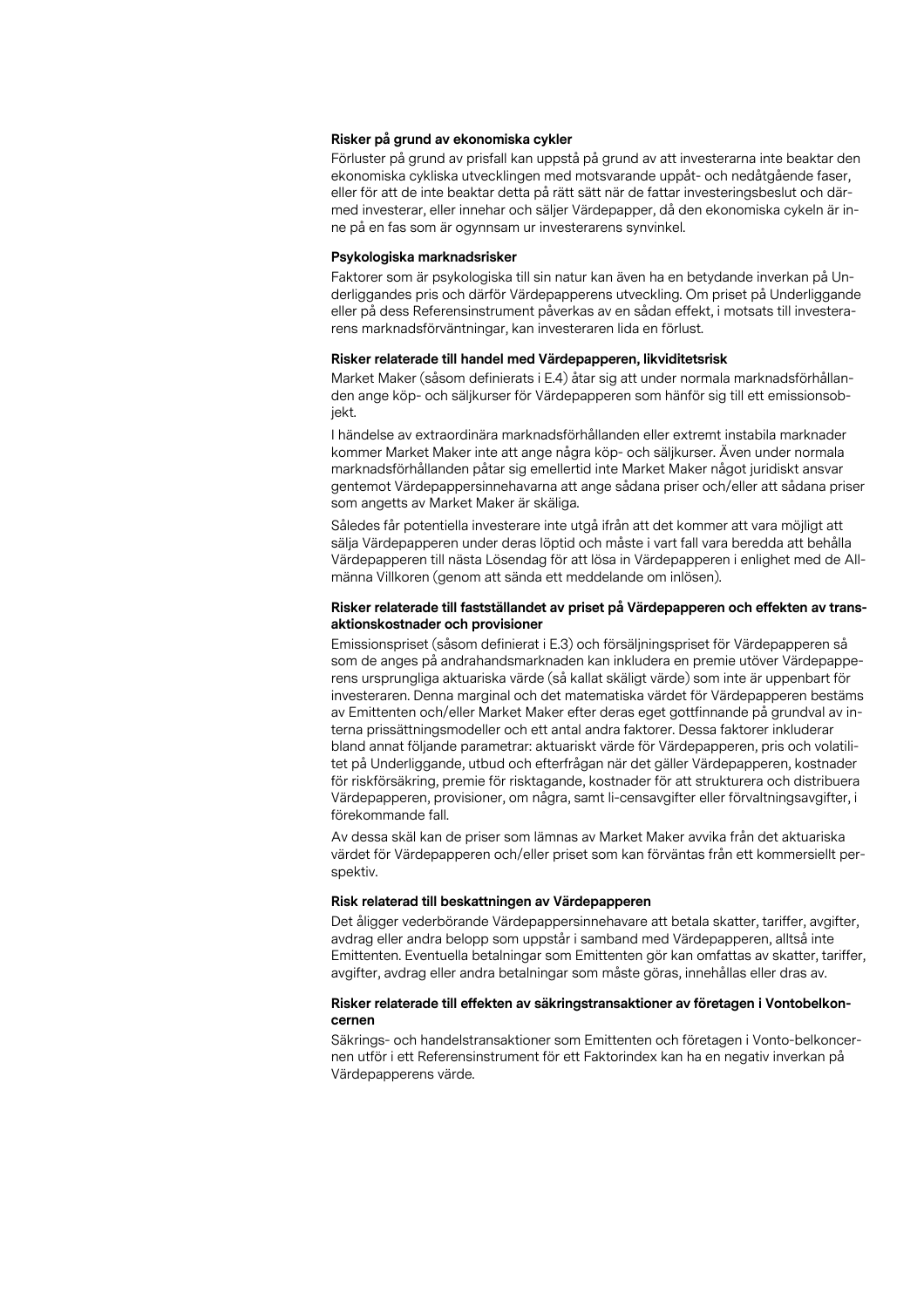**Risker på grund av ekonomiska cykler**

Förluster på grund av prisfall kan uppstå på grund av att investerarna inte beaktar den ekonomiska cykliska utvecklingen med motsvarande uppåt- och nedåtgående faser, eller för att de inte beaktar detta på rätt sätt när de fattar investeringsbeslut och därmed investerar, eller innehar och säljer Värdepapper, då den ekonomiska cykeln är inne på en fas som är ogynnsam ur investerarens synvinkel.

**Psykologiska marknadsrisker**

Faktorer som är psykologiska till sin natur kan även ha en betydande inverkan på Underliggandes pris och därför Värdepapperens utveckling. Om priset på Underliggande eller på dess Referensinstrument påverkas av en sådan effekt, i motsats till investerarens marknadsförväntningar, kan investeraren lida en förlust.

**Risker relaterade till handel med Värdepapperen, likviditetsrisk**

Market Maker (såsom definierats i E.4) åtar sig att under normala marknadsförhållanden ange köp- och säljkurser för Värdepapperen som hänför sig till ett emissionsobjekt.

I händelse av extraordinära marknadsförhållanden eller extremt instabila marknader kommer Market Maker inte att ange några köp- och säljkurser. Även under normala marknadsförhållanden påtar sig emellertid inte Market Maker något juridiskt ansvar gentemot Värdepappersinnehavarna att ange sådana priser och/eller att sådana priser som angetts av Market Maker är skäliga.

Således får potentiella investerare inte utgå ifrån att det kommer att vara möjligt att sälja Värdepapperen under deras löptid och måste i vart fall vara beredda att behålla Värdepapperen till nästa Lösendag för att lösa in Värdepapperen i enlighet med de Allmänna Villkoren (genom att sända ett meddelande om inlösen).

**Risker relaterade till fastställandet av priset på Värdepapperen och effekten av transaktionskostnader och provisioner**

Emissionspriset (såsom definierat i E.3) och försäljningspriset för Värdepapperen så som de anges på andrahandsmarknaden kan inkludera en premie utöver Värdepapperens ursprungliga aktuariska värde (så kallat skäligt värde) som inte är uppenbart för investeraren. Denna marginal och det matematiska värdet för Värdepapperen bestäms av Emittenten och/eller Market Maker efter deras eget gottfinnande på grundval av interna prissättningsmodeller och ett antal andra faktorer. Dessa faktorer inkluderar bland annat följande parametrar: aktuariskt värde för Värdepapperen, pris och volatilitet på Underliggande, utbud och efterfrågan när det gäller Värdepapperen, kostnader för riskförsäkring, premie för risktagande, kostnader för att strukturera och distribuera Värdepapperen, provisioner, om några, samt li-censavgifter eller förvaltningsavgifter, i förekommande fall.

Av dessa skäl kan de priser som lämnas av Market Maker avvika från det aktuariska värdet för Värdepapperen och/eller priset som kan förväntas från ett kommersiellt perspektiv.

**Risk relaterad till beskattningen av Värdepapperen**

Det åligger vederbörande Värdepappersinnehavare att betala skatter, tariffer, avgifter, avdrag eller andra belopp som uppstår i samband med Värdepapperen, alltså inte Emittenten. Eventuella betalningar som Emittenten gör kan omfattas av skatter, tariffer, avgifter, avdrag eller andra betalningar som måste göras, innehållas eller dras av.

**Risker relaterade till effekten av säkringstransaktioner av företagen i Vontobelkoncernen**

Säkrings- och handelstransaktioner som Emittenten och företagen i Vonto-belkoncernen utför i ett Referensinstrument för ett Faktorindex kan ha en negativ inverkan på Värdepapperens värde.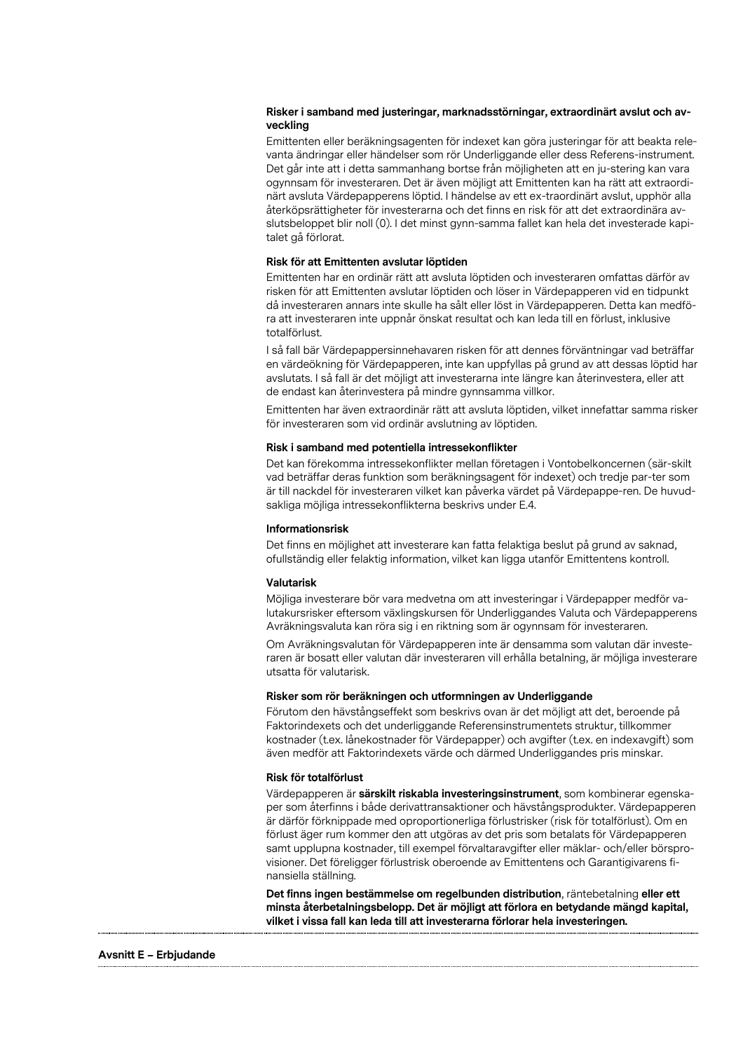### Risker i samband med justeringar, marknadsstörningar, extraordinärt avslut och avveckling

Emittenten eller beräkningsagenten för indexet kan göra justeringar för att beakta relevanta ändringar eller händelser som rör Underliggande eller dess Referens-instrument. Det går inte att i detta sammanhang bortse från möjligheten att en ju-stering kan vara ogynnsam för investeraren. Det är även möjligt att Emittenten kan ha rätt att extraordinärt avsluta Värdepapperens löptid. I händelse av ett ex-traordinärt avslut, upphör alla återköpsrättigheter för investerarna och det finns en risk för att det extraordinära avslutsbeloppet blir noll (0). I det minst gynn-samma fallet kan hela det investerade kapitalet gå förlorat.

### Risk för att Emittenten avslutar löptiden

Emittenten har en ordinär rätt att avsluta löptiden och investeraren omfattas därför av risken för att Emittenten avslutar löptiden och löser in Värdepapperen vid en tidpunkt då investeraren annars inte skulle ha sålt eller löst in Värdepapperen. Detta kan medföra att investeraren inte uppnår önskat resultat och kan leda till en förlust, inklusive totalförlust.

I så fall bär Värdepappersinnehavaren risken för att dennes förväntningar vad beträffar en värdeökning för Värdepapperen, inte kan uppfyllas på grund av att dessas löptid har avslutats. I så fall är det möjligt att investerarna inte längre kan återinvestera, eller att de endast kan återinvestera på mindre gynnsamma villkor.

Emittenten har även extraordinär rätt att avsluta löptiden, vilket innefattar samma risker för investeraren som vid ordinär avslutning av löptiden.

### Risk i samband med potentiella intressekonflikter

Det kan förekomma intressekonflikter mellan företagen i Vontobelkoncernen (sär-skilt vad beträffar deras funktion som beräkningsagent för indexet) och tredje par-ter som är till nackdel för investeraren vilket kan påverka värdet på Värdepappe-ren. De huvudsakliga möjliga intressekonflikterna beskrivs under E.4.

### Informationsrisk

Det finns en möjlighet att investerare kan fatta felaktiga beslut på grund av saknad, ofullständig eller felaktig information, vilket kan ligga utanför Emittentens kontroll.

### Valutarisk

Möjliga investerare bör vara medvetna om att investeringar i Värdepapper medför valutakursrisker eftersom växlingskursen för Underliggandes Valuta och Värdepapperens Avräkningsvaluta kan röra sig i en riktning som är ogynnsam för investeraren.

Om Avräkningsvalutan för Värdepapperen inte är densamma som valutan där investeraren är bosatt eller valutan där investeraren vill erhålla betalning, är möjliga investerare utsatta för valutarisk.

### Risker som rör beräkningen och utformningen av Underliggande

Förutom den hävstångseffekt som beskrivs ovan är det möjligt att det, beroende på Faktorindexets och det underliggande Referensinstrumentets struktur, tillkommer kostnader (t.ex. lånekostnader för Värdepapper) och avgifter (t.ex. en indexavgift) som även medför att Faktorindexets värde och därmed Underliggandes pris minskar.

### Risk för totalförlust

Värdepapperen är **särskilt riskabla investeringsinstrument**, som kombinerar egenskaper som återfinns i både derivattransaktioner och hävstångsprodukter. Värdepapperen är därför förknippade med oproportionerliga förlustrisker (risk för totalförlust). Om en förlust äger rum kommer den att utgöras av det pris som betalats för Värdepapperen samt upplupna kostnader, till exempel förvaltaravgifter eller mäklar- och/eller börsprovisioner. Det föreligger förlustrisk oberoende av Emittentens och Garantigivarens finansiella ställning.

**Det finns ingen bestämmelse om regelbunden distribution**, räntebetalning **eller ett minsta återbetalningsbelopp. Det är möjligt att förlora en betydande mängd kapital, vilket i vissa fall kan leda till att investerarna förlorar hela investeringen.**

## Avsnitt E – Erbjudande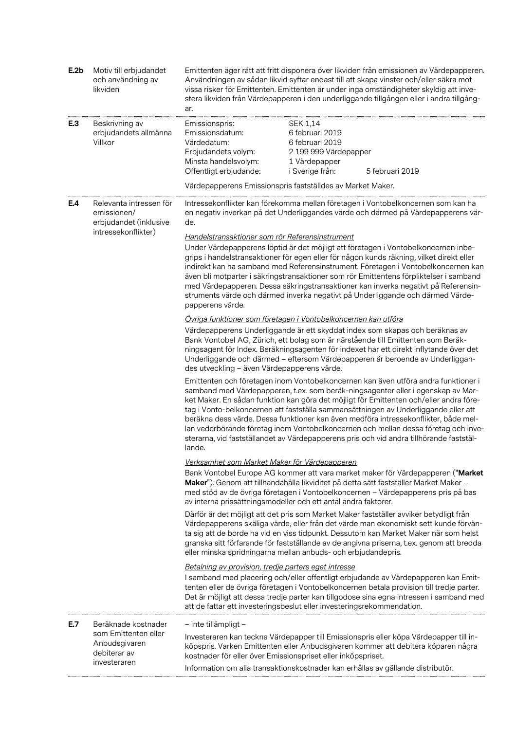| | | |
|---|---|---|
| **E.2b** | Motiv till erbjudandet och användning av likviden | Emittenten äger rätt att fritt disponera över likviden från emissionen av Värdepapperen. Användningen av sådan likvid syftar endast till att skapa vinster och/eller säkra mot vissa risker för Emittenten. Emittenten är under inga omständigheter skyldig att investera likviden från Värdepapperen i den underliggande tillgången eller i andra tillgångar. |
| **E.3** | Beskrivning av erbjudandets allmänna Villkor | Emissionspris: SEK 1,14<br>Emissionsdatum: 6 februari 2019<br>Värdedatum: 6 februari 2019<br>Erbjudandets volym: 2 199 999 Värdepapper<br>Minsta handelsvolym: 1 Värdepapper<br>Offentligt erbjudande: i Sverige från: 5 februari 2019<br><br>Värdepapperens Emissionspris fastställdes av Market Maker. |
| **E.4** | Relevanta intressen för emissionen/ erbjudandet (inklusive intressekonflikter) | Intressekonflikter kan förekomma mellan företagen i Vontobelkoncernen som kan ha en negativ inverkan på det Underliggandes värde och därmed på Värdepapperens värde.<br><br>_Handelstransaktioner som rör Referensinstrument_<br>Under Värdepapperens löptid är det möjligt att företagen i Vontobelkoncernen inbegrips i handelstransaktioner för egen eller för någon kunds räkning, vilket direkt eller indirekt kan ha samband med Referensinstrument. Företagen i Vontobelkoncernen kan även bli motparter i säkringstransaktioner som rör Emittentens förpliktelser i samband med Värdepapperen. Dessa säkringstransaktioner kan inverka negativt på Referensinstruments värde och därmed inverka negativt på Underliggande och därmed Värdepapperens värde.<br><br>_Övriga funktioner som företagen i Vontobelkoncernen kan utföra_<br>Värdepapperens Underliggande är ett skyddat index som skapas och beräknas av Bank Vontobel AG, Zürich, ett bolag som är närstående till Emittenten som Beräkningsagent för Index. Beräkningsagenten för indexet har ett direkt inflytande över det Underliggande och därmed – eftersom Värdepapperen är beroende av Underliggandes utveckling – även Värdepapperens värde.<br><br>Emittenten och företagen inom Vontobelkoncernen kan även utföra andra funktioner i samband med Värdepapperen, t.ex. som beräk-ningsagenter eller i egenskap av Market Maker. En sådan funktion kan göra det möjligt för Emittenten och/eller andra företag i Vonto-belkoncernen att fastställa sammansättningen av Underliggande eller att beräkna dess värde. Dessa funktioner kan även medföra intressekonflikter, både mellan vederbörande företag inom Vontobelkoncernen och mellan dessa företag och investerarna, vid fastställandet av Värdepapperens pris och vid andra tillhörande fastställande.<br><br>_Verksamhet som Market Maker för Värdepapperen_<br>Bank Vontobel Europe AG kommer att vara market maker för Värdepapperen ("**Market Maker**"). Genom att tillhandahålla likviditet på detta sätt fastställer Market Maker – med stöd av de övriga företagen i Vontobelkoncernen – Värdepapperens pris på bas av interna prissättningsmodeller och ett antal andra faktorer.<br><br>Därför är det möjligt att det pris som Market Maker fastställer avviker betydligt från Värdepapperens skäliga värde, eller från det värde man ekonomiskt sett kunde förvänta sig att de borde ha vid en viss tidpunkt. Dessutom kan Market Maker när som helst granska sitt förfarande för fastställande av de angivna priserna, t.ex. genom att bredda eller minska spridningarna mellan anbuds- och erbjudandepris.<br><br>_Betalning av provision, tredje parters eget intresse_<br>I samband med placering och/eller offentligt erbjudande av Värdepapperen kan Emittenten eller de övriga företagen i Vontobelkoncernen betala provision till tredje parter. Det är möjligt att dessa tredje parter kan tillgodose sina egna intressen i samband med att de fattar ett investeringsbeslut eller investeringsrekommendation. |
| **E.7** | Beräknade kostnader som Emittenten eller Anbudsgivaren debiterar av investeraren | – inte tillämpligt –<br><br>Investeraren kan teckna Värdepapper till Emissionspris eller köpa Värdepapper till inköpspris. Varken Emittenten eller Anbudsgivaren kommer att debitera köparen några kostnader för eller över Emissionspriset eller inköpspriset.<br><br>Information om alla transaktionskostnader kan erhållas av gällande distributör. |